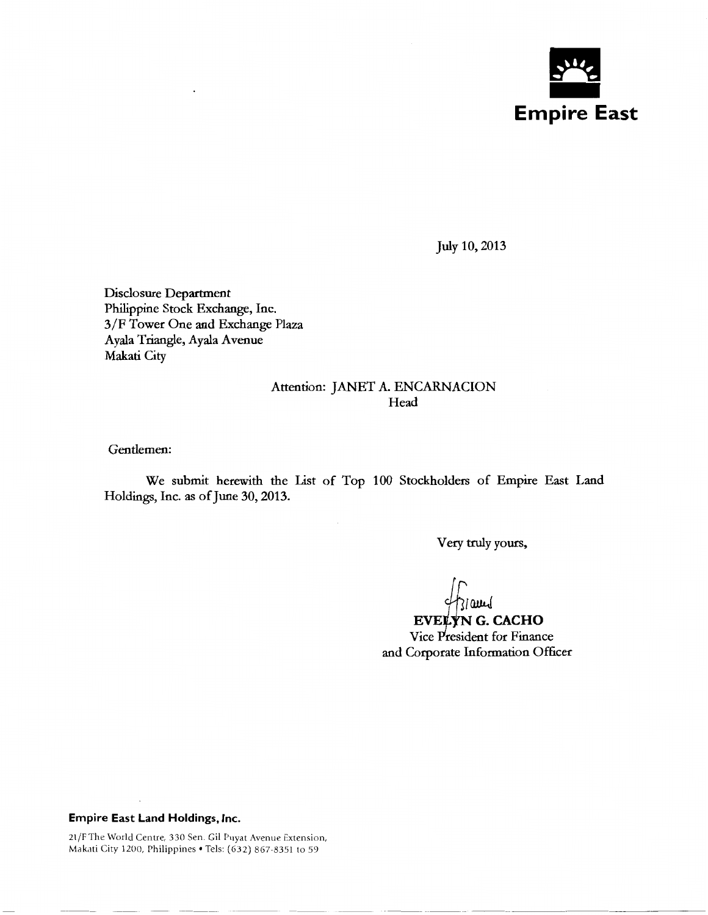**Empire East**

July 10, 2013

Disclosure Department
Philippine Stock Exchange, Inc.
3/F Tower One and Exchange Plaza
Ayala Triangle, Ayala Avenue
Makati City

Attention: JANET A. ENCARNACION
Head

Gentlemen:

We submit herewith the List of Top 100 Stockholders of Empire East Land Holdings, Inc. as of June 30, 2013.

Very truly yours,

**EVELYN G. CACHO**
Vice President for Finance
and Corporate Information Officer

**Empire East Land Holdings, Inc.**

21/F The World Centre, 330 Sen. Gil Puyat Avenue Extension,
Makati City 1200, Philippines • Tels: (632) 867-8351 to 59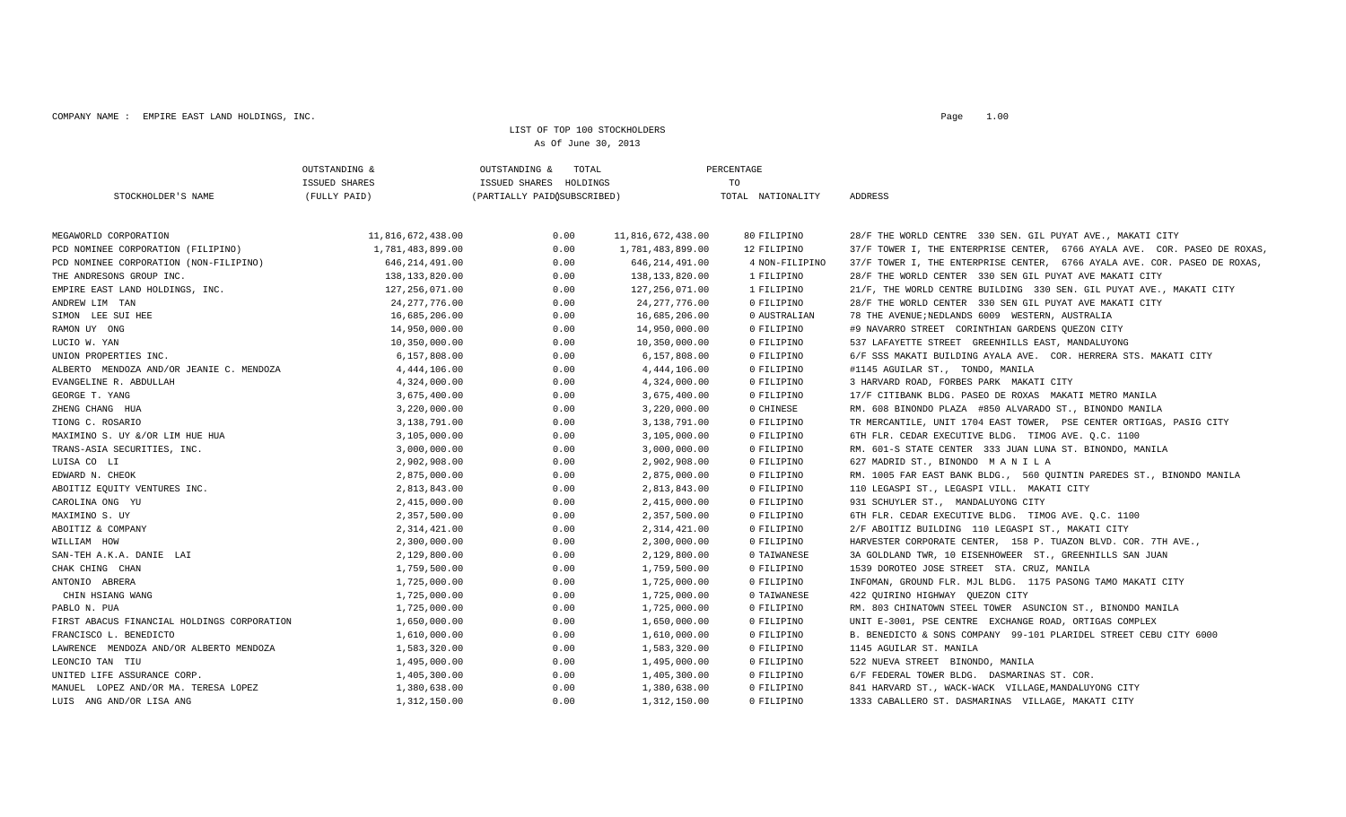COMPANY NAME : EMPIRE EAST LAND HOLDINGS, INC.

LIST OF TOP 100 STOCKHOLDERS

As Of June 30, 2013

| STOCKHOLDER'S NAME | OUTSTANDING & ISSUED SHARES (FULLY PAID) | OUTSTANDING & ISSUED SHARES (PARTIALLY PAID) | TOTAL HOLDINGS (SUBSCRIBED) | PERCENTAGE TO TOTAL | NATIONALITY | ADDRESS |
|---|---|---|---|---|---|---|
| MEGAWORLD CORPORATION | 11,816,672,438.00 | 0.00 | 11,816,672,438.00 | 80 | FILIPINO | 28/F THE WORLD CENTRE 330 SEN. GIL PUYAT AVE., MAKATI CITY |
| PCD NOMINEE CORPORATION (FILIPINO) | 1,781,483,899.00 | 0.00 | 1,781,483,899.00 | 12 | FILIPINO | 37/F TOWER I, THE ENTERPRISE CENTER, 6766 AYALA AVE. COR. PASEO DE ROXAS, |
| PCD NOMINEE CORPORATION (NON-FILIPINO) | 646,214,491.00 | 0.00 | 646,214,491.00 | 4 | NON-FILIPINO | 37/F TOWER I, THE ENTERPRISE CENTER, 6766 AYALA AVE. COR. PASEO DE ROXAS, |
| THE ANDRESONS GROUP INC. | 138,133,820.00 | 0.00 | 138,133,820.00 | 1 | FILIPINO | 28/F THE WORLD CENTER 330 SEN GIL PUYAT AVE MAKATI CITY |
| EMPIRE EAST LAND HOLDINGS, INC. | 127,256,071.00 | 0.00 | 127,256,071.00 | 1 | FILIPINO | 21/F, THE WORLD CENTRE BUILDING 330 SEN. GIL PUYAT AVE., MAKATI CITY |
| ANDREW LIM TAN | 24,277,776.00 | 0.00 | 24,277,776.00 | 0 | FILIPINO | 28/F THE WORLD CENTER 330 SEN GIL PUYAT AVE MAKATI CITY |
| SIMON LEE SUI HEE | 16,685,206.00 | 0.00 | 16,685,206.00 | 0 | AUSTRALIAN | 78 THE AVENUE;NEDLANDS 6009 WESTERN, AUSTRALIA |
| RAMON UY ONG | 14,950,000.00 | 0.00 | 14,950,000.00 | 0 | FILIPINO | #9 NAVARRO STREET CORINTHIAN GARDENS QUEZON CITY |
| LUCIO W. YAN | 10,350,000.00 | 0.00 | 10,350,000.00 | 0 | FILIPINO | 537 LAFAYETTE STREET GREENHILLS EAST, MANDALUYONG |
| UNION PROPERTIES INC. | 6,157,808.00 | 0.00 | 6,157,808.00 | 0 | FILIPINO | 6/F SSS MAKATI BUILDING AYALA AVE. COR. HERRERA STS. MAKATI CITY |
| ALBERTO MENDOZA AND/OR JEANIE C. MENDOZA | 4,444,106.00 | 0.00 | 4,444,106.00 | 0 | FILIPINO | #1145 AGUILAR ST., TONDO, MANILA |
| EVANGELINE R. ABDULLAH | 4,324,000.00 | 0.00 | 4,324,000.00 | 0 | FILIPINO | 3 HARVARD ROAD, FORBES PARK MAKATI CITY |
| GEORGE T. YANG | 3,675,400.00 | 0.00 | 3,675,400.00 | 0 | FILIPINO | 17/F CITIBANK BLDG. PASEO DE ROXAS MAKATI METRO MANILA |
| ZHENG CHANG HUA | 3,220,000.00 | 0.00 | 3,220,000.00 | 0 | CHINESE | RM. 608 BINONDO PLAZA #850 ALVARADO ST., BINONDO MANILA |
| TIONG C. ROSARIO | 3,138,791.00 | 0.00 | 3,138,791.00 | 0 | FILIPINO | TR MERCANTILE, UNIT 1704 EAST TOWER, PSE CENTER ORTIGAS, PASIG CITY |
| MAXIMINO S. UY &/OR LIM HUE HUA | 3,105,000.00 | 0.00 | 3,105,000.00 | 0 | FILIPINO | 6TH FLR. CEDAR EXECUTIVE BLDG. TIMOG AVE. Q.C. 1100 |
| TRANS-ASIA SECURITIES, INC. | 3,000,000.00 | 0.00 | 3,000,000.00 | 0 | FILIPINO | RM. 601-S STATE CENTER 333 JUAN LUNA ST. BINONDO, MANILA |
| LUISA CO LI | 2,902,908.00 | 0.00 | 2,902,908.00 | 0 | FILIPINO | 627 MADRID ST., BINONDO M A N I L A |
| EDWARD N. CHEOK | 2,875,000.00 | 0.00 | 2,875,000.00 | 0 | FILIPINO | RM. 1005 FAR EAST BANK BLDG., 560 QUINTIN PAREDES ST., BINONDO MANILA |
| ABOITIZ EQUITY VENTURES INC. | 2,813,843.00 | 0.00 | 2,813,843.00 | 0 | FILIPINO | 110 LEGASPI ST., LEGASPI VILL. MAKATI CITY |
| CAROLINA ONG YU | 2,415,000.00 | 0.00 | 2,415,000.00 | 0 | FILIPINO | 931 SCHUYLER ST., MANDALUYONG CITY |
| MAXIMINO S. UY | 2,357,500.00 | 0.00 | 2,357,500.00 | 0 | FILIPINO | 6TH FLR. CEDAR EXECUTIVE BLDG. TIMOG AVE. Q.C. 1100 |
| ABOITIZ & COMPANY | 2,314,421.00 | 0.00 | 2,314,421.00 | 0 | FILIPINO | 2/F ABOITIZ BUILDING 110 LEGASPI ST., MAKATI CITY |
| WILLIAM HOW | 2,300,000.00 | 0.00 | 2,300,000.00 | 0 | FILIPINO | HARVESTER CORPORATE CENTER, 158 P. TUAZON BLVD. COR. 7TH AVE., |
| SAN-TEH A.K.A. DANIE LAI | 2,129,800.00 | 0.00 | 2,129,800.00 | 0 | TAIWANESE | 3A GOLDLAND TWR, 10 EISENHOWEER ST., GREENHILLS SAN JUAN |
| CHAK CHING CHAN | 1,759,500.00 | 0.00 | 1,759,500.00 | 0 | FILIPINO | 1539 DOROTEO JOSE STREET STA. CRUZ, MANILA |
| ANTONIO ABRERA | 1,725,000.00 | 0.00 | 1,725,000.00 | 0 | FILIPINO | INFOMAN, GROUND FLR. MJL BLDG. 1175 PASONG TAMO MAKATI CITY |
| CHIN HSIANG WANG | 1,725,000.00 | 0.00 | 1,725,000.00 | 0 | TAIWANESE | 422 QUIRINO HIGHWAY QUEZON CITY |
| PABLO N. PUA | 1,725,000.00 | 0.00 | 1,725,000.00 | 0 | FILIPINO | RM. 803 CHINATOWN STEEL TOWER ASUNCION ST., BINONDO MANILA |
| FIRST ABACUS FINANCIAL HOLDINGS CORPORATION | 1,650,000.00 | 0.00 | 1,650,000.00 | 0 | FILIPINO | UNIT E-3001, PSE CENTRE EXCHANGE ROAD, ORTIGAS COMPLEX |
| FRANCISCO L. BENEDICTO | 1,610,000.00 | 0.00 | 1,610,000.00 | 0 | FILIPINO | B. BENEDICTO & SONS COMPANY 99-101 PLARIDEL STREET CEBU CITY 6000 |
| LAWRENCE MENDOZA AND/OR ALBERTO MENDOZA | 1,583,320.00 | 0.00 | 1,583,320.00 | 0 | FILIPINO | 1145 AGUILAR ST. MANILA |
| LEONCIO TAN TIU | 1,495,000.00 | 0.00 | 1,495,000.00 | 0 | FILIPINO | 522 NUEVA STREET BINONDO, MANILA |
| UNITED LIFE ASSURANCE CORP. | 1,405,300.00 | 0.00 | 1,405,300.00 | 0 | FILIPINO | 6/F FEDERAL TOWER BLDG. DASMARINAS ST. COR. |
| MANUEL LOPEZ AND/OR MA. TERESA LOPEZ | 1,380,638.00 | 0.00 | 1,380,638.00 | 0 | FILIPINO | 841 HARVARD ST., WACK-WACK VILLAGE,MANDALUYONG CITY |
| LUIS ANG AND/OR LISA ANG | 1,312,150.00 | 0.00 | 1,312,150.00 | 0 | FILIPINO | 1333 CABALLERO ST. DASMARINAS VILLAGE, MAKATI CITY |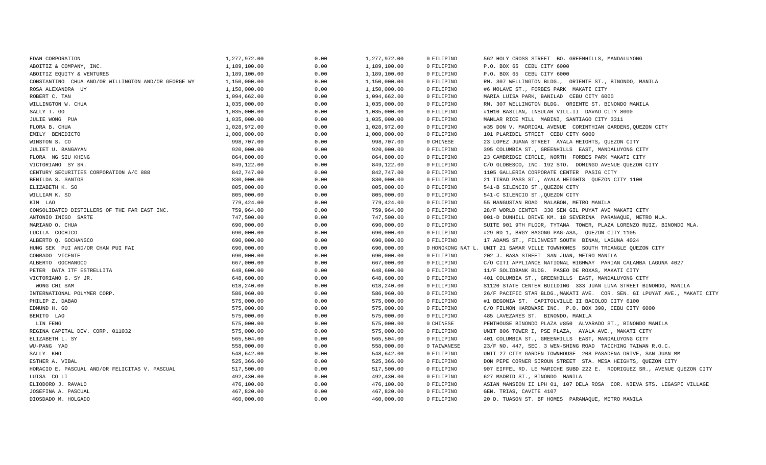| | | | | | |
|---|---|---|---|---|---|
| EDAN CORPORATION | 1,277,972.00 | 0.00 | 1,277,972.00 | 0 FILIPINO | 562 HOLY CROSS STREET BO. GREENHILLS, MANDALUYONG |
| ABOITIZ & COMPANY, INC. | 1,189,100.00 | 0.00 | 1,189,100.00 | 0 FILIPINO | P.O. BOX 65 CEBU CITY 6000 |
| ABOITIZ EQUITY & VENTURES | 1,189,100.00 | 0.00 | 1,189,100.00 | 0 FILIPINO | P.O. BOX 65 CEBU CITY 6000 |
| CONSTANTINO CHUA AND/OR WILLINGTON AND/OR GEORGE WY | 1,150,000.00 | 0.00 | 1,150,000.00 | 0 FILIPINO | RM. 307 WELLINGTON BLDG., ORIENTE ST., BINONDO, MANILA |
| ROSA ALEXANDRA UY | 1,150,000.00 | 0.00 | 1,150,000.00 | 0 FILIPINO | #6 MOLAVE ST., FORBES PARK MAKATI CITY |
| ROBERT C. TAN | 1,094,662.00 | 0.00 | 1,094,662.00 | 0 FILIPINO | MARIA LUISA PARK, BANILAD CEBU CITY 6000 |
| WILLINGTON W. CHUA | 1,035,000.00 | 0.00 | 1,035,000.00 | 0 FILIPINO | RM. 307 WELLINGTON BLDG. ORIENTE ST. BINONDO MANILA |
| SALLY T. GO | 1,035,000.00 | 0.00 | 1,035,000.00 | 0 FILIPINO | #1010 BASILAN, INSULAR VILL.II DAVAO CITY 8000 |
| JULIE WONG PUA | 1,035,000.00 | 0.00 | 1,035,000.00 | 0 FILIPINO | MANLAR RICE MILL MABINI, SANTIAGO CITY 3311 |
| FLORA B. CHUA | 1,028,972.00 | 0.00 | 1,028,972.00 | 0 FILIPINO | #35 DON V. MADRIGAL AVENUE CORINTHIAN GARDENS,QUEZON CITY |
| EMILY BENEDICTO | 1,000,000.00 | 0.00 | 1,000,000.00 | 0 FILIPINO | 101 PLARIDEL STREET CEBU CITY 6000 |
| WINSTON S. CO | 998,707.00 | 0.00 | 998,707.00 | 0 CHINESE | 23 LOPEZ JUANA STREET AYALA HEIGHTS, QUEZON CITY |
| JULIET U. BANGAYAN | 920,000.00 | 0.00 | 920,000.00 | 0 FILIPINO | 395 COLUMBIA ST., GREENHILLS EAST, MANDALUYONG CITY |
| FLORA NG SIU KHENG | 864,800.00 | 0.00 | 864,800.00 | 0 FILIPINO | 23 CAMBRIDGE CIRCLE, NORTH FORBES PARK MAKATI CITY |
| VICTORIANO SY SR. | 849,122.00 | 0.00 | 849,122.00 | 0 FILIPINO | C/O GLOBESCO, INC. 192 STO. DOMINGO AVENUE QUEZON CITY |
| CENTURY SECURITIES CORPORATION A/C 888 | 842,747.00 | 0.00 | 842,747.00 | 0 FILIPINO | 1105 GALLERIA CORPORATE CENTER PASIG CITY |
| BENILDA S. SANTOS | 830,000.00 | 0.00 | 830,000.00 | 0 FILIPINO | 21 TIRAD PASS ST., AYALA HEIGHTS QUEZON CITY 1100 |
| ELIZABETH K. SO | 805,000.00 | 0.00 | 805,000.00 | 0 FILIPINO | 541-B SILENCIO ST.,QUEZON CITY |
| WILLIAM K. SO | 805,000.00 | 0.00 | 805,000.00 | 0 FILIPINO | 541-C SILENCIO ST.,QUEZON CITY |
| KIM LAO | 779,424.00 | 0.00 | 779,424.00 | 0 FILIPINO | 55 MANGUSTAN ROAD MALABON, METRO MANILA |
| CONSOLIDATED DISTILLERS OF THE FAR EAST INC. | 759,964.00 | 0.00 | 759,964.00 | 0 FILIPINO | 28/F WORLD CENTER 330 SEN GIL PUYAT AVE MAKATI CITY |
| ANTONIO INIGO SARTE | 747,500.00 | 0.00 | 747,500.00 | 0 FILIPINO | 001-D DUNHILL DRIVE KM. 18 SEVERINA PARANAQUE, METRO MLA. |
| MARIANO O. CHUA | 690,000.00 | 0.00 | 690,000.00 | 0 FILIPINO | SUITE 901 9TH FLOOR, TYTANA TOWER, PLAZA LORENZO RUIZ, BINONDO MLA. |
| LUCILA COCHICO | 690,000.00 | 0.00 | 690,000.00 | 0 FILIPINO | #29 RD 1, BRGY BAGONG PAG-ASA, QUEZON CITY 1105 |
| ALBERTO Q. GOCHANGCO | 690,000.00 | 0.00 | 690,000.00 | 0 FILIPINO | 17 ADAMS ST., FILINVEST SOUTH BINAN, LAGUNA 4024 |
| HUNG SEK PUI AND/OR CHAN PUI FAI | 690,000.00 | 0.00 | 690,000.00 | 0 HONGKONG NAT L. | UNIT 21 SAMAR VILLE TOWNHOMES SOUTH TRIANGLE QUEZON CITY |
| CONRADO VICENTE | 690,000.00 | 0.00 | 690,000.00 | 0 FILIPINO | 202 J. BASA STREET SAN JUAN, METRO MANILA |
| ALBERTO GOCHANGCO | 667,000.00 | 0.00 | 667,000.00 | 0 FILIPINO | C/O CITI APPLIANCE NATIONAL HIGHWAY PARIAN CALAMBA LAGUNA 4027 |
| PETER DATA ITF ESTRELLITA | 648,600.00 | 0.00 | 648,600.00 | 0 FILIPINO | 11/F SOLIDBANK BLDG. PASEO DE ROXAS, MAKATI CITY |
| VICTORIANO G. SY JR. | 648,600.00 | 0.00 | 648,600.00 | 0 FILIPINO | 401 COLUMBIA ST., GREENHILLS EAST, MANDALUYONG CITY |
| WONG CHI SAM | 618,240.00 | 0.00 | 618,240.00 | 0 FILIPINO | S1120 STATE CENTER BUILDING 333 JUAN LUNA STREET BINONDO, MANILA |
| INTERNATIONAL POLYMER CORP. | 586,960.00 | 0.00 | 586,960.00 | 0 FILIPINO | 26/F PACIFIC STAR BLDG.,MAKATI AVE. COR. SEN. GI LPUYAT AVE., MAKATI CITY |
| PHILIP Z. DABAO | 575,000.00 | 0.00 | 575,000.00 | 0 FILIPINO | #1 BEGONIA ST. CAPITOLVILLE II BACOLOD CITY 6100 |
| EDMUND H. GO | 575,000.00 | 0.00 | 575,000.00 | 0 FILIPINO | C/O FILMON HARDWARE INC. P.O. BOX 390, CEBU CITY 6000 |
| BENITO LAO | 575,000.00 | 0.00 | 575,000.00 | 0 FILIPINO | 485 LAVEZARES ST. BINONDO, MANILA |
| LIN FENG | 575,000.00 | 0.00 | 575,000.00 | 0 CHINESE | PENTHOUSE BINONDO PLAZA #850 ALVARADO ST., BINONDO MANILA |
| REGINA CAPITAL DEV. CORP. 011032 | 575,000.00 | 0.00 | 575,000.00 | 0 FILIPINO | UNIT 806 TOWER I, PSE PLAZA, AYALA AVE., MAKATI CITY |
| ELIZABETH L. SY | 565,504.00 | 0.00 | 565,504.00 | 0 FILIPINO | 401 COLUMBIA ST., GREENHILLS EAST, MANDALUYONG CITY |
| WU-PANG YAO | 558,000.00 | 0.00 | 558,000.00 | 0 TAIWANESE | 23/F NO. 447, SEC. 3 WEN-SHING ROAD TAICHING TAIWAN R.O.C. |
| SALLY KHO | 548,642.00 | 0.00 | 548,642.00 | 0 FILIPINO | UNIT 27 CITY GARDEN TOWNHOUSE 208 PASADENA DRIVE, SAN JUAN MM |
| ESTHER A. VIBAL | 525,366.00 | 0.00 | 525,366.00 | 0 FILIPINO | DON PEPE CORNER SIROUN STREET STA. MESA HEIGHTS, QUEZON CITY |
| HORACIO E. PASCUAL AND/OR FELICITAS V. PASCUAL | 517,500.00 | 0.00 | 517,500.00 | 0 FILIPINO | 907 EIFFEL RD. LE MARICHE SUBD 222 E. RODRIGUEZ SR., AVENUE QUEZON CITY |
| LUISA CO LI | 492,430.00 | 0.00 | 492,430.00 | 0 FILIPINO | 627 MADRID ST., BINONDO MANILA |
| ELIODORO J. RAVALO | 476,100.00 | 0.00 | 476,100.00 | 0 FILIPINO | ASIAN MANSION II LPH 01, 107 DELA ROSA COR. NIEVA STS. LEGASPI VILLAGE |
| JOSEFINA A. PASCUAL | 467,820.00 | 0.00 | 467,820.00 | 0 FILIPINO | GEN. TRIAS, CAVITE 4107 |
| DIOSDADO M. HOLGADO | 460,000.00 | 0.00 | 460,000.00 | 0 FILIPINO | 20 D. TUASON ST. BF HOMES PARANAQUE, METRO MANILA |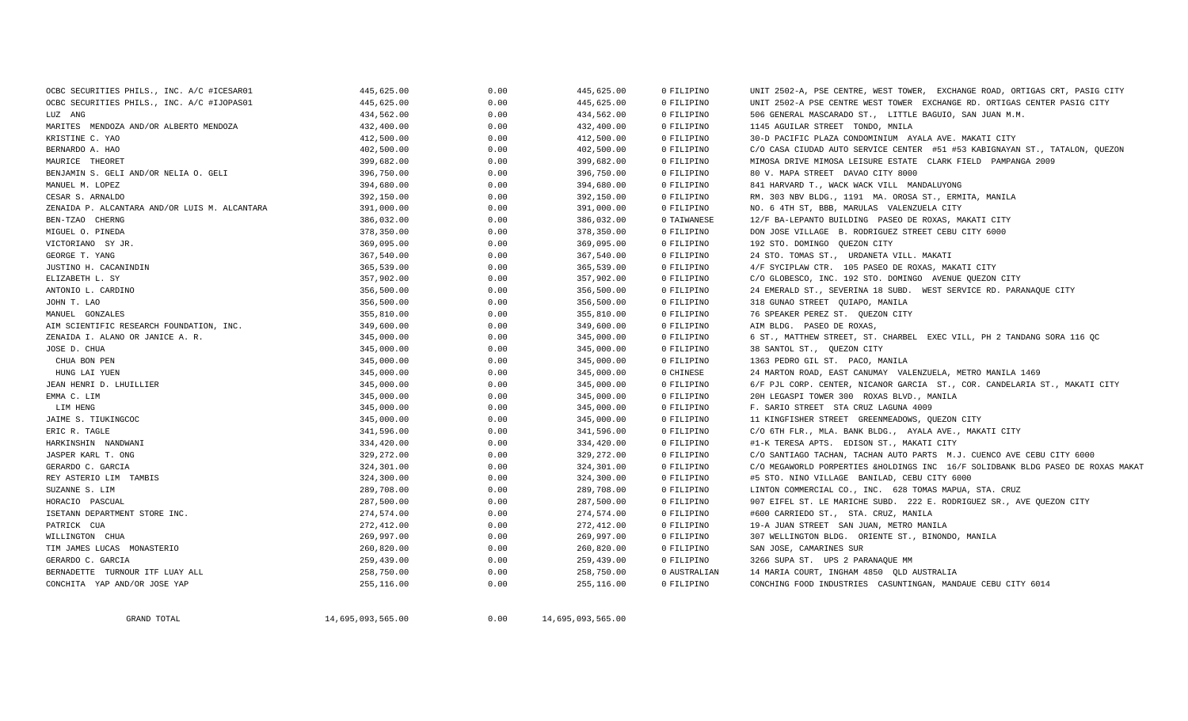| | | | | | |
|---|---|---|---|---|---|
| OCBC SECURITIES PHILS., INC. A/C #ICESAR01 | 445,625.00 | 0.00 | 445,625.00 | 0 FILIPINO | UNIT 2502-A, PSE CENTRE, WEST TOWER, EXCHANGE ROAD, ORTIGAS CRT, PASIG CITY |
| OCBC SECURITIES PHILS., INC. A/C #IJOPAS01 | 445,625.00 | 0.00 | 445,625.00 | 0 FILIPINO | UNIT 2502-A PSE CENTRE WEST TOWER EXCHANGE RD. ORTIGAS CENTER PASIG CITY |
| LUZ ANG | 434,562.00 | 0.00 | 434,562.00 | 0 FILIPINO | 506 GENERAL MASCARADO ST., LITTLE BAGUIO, SAN JUAN M.M. |
| MARITES MENDOZA AND/OR ALBERTO MENDOZA | 432,400.00 | 0.00 | 432,400.00 | 0 FILIPINO | 1145 AGUILAR STREET TONDO, MNILA |
| KRISTINE C. YAO | 412,500.00 | 0.00 | 412,500.00 | 0 FILIPINO | 30-D PACIFIC PLAZA CONDOMINIUM AYALA AVE. MAKATI CITY |
| BERNARDO A. HAO | 402,500.00 | 0.00 | 402,500.00 | 0 FILIPINO | C/O CASA CIUDAD AUTO SERVICE CENTER #51 #53 KABIGNAYAN ST., TATALON, QUEZON |
| MAURICE THEORET | 399,682.00 | 0.00 | 399,682.00 | 0 FILIPINO | MIMOSA DRIVE MIMOSA LEISURE ESTATE CLARK FIELD PAMPANGA 2009 |
| BENJAMIN S. GELI AND/OR NELIA O. GELI | 396,750.00 | 0.00 | 396,750.00 | 0 FILIPINO | 80 V. MAPA STREET DAVAO CITY 8000 |
| MANUEL M. LOPEZ | 394,680.00 | 0.00 | 394,680.00 | 0 FILIPINO | 841 HARVARD T., WACK WACK VILL MANDALUYONG |
| CESAR S. ARNALDO | 392,150.00 | 0.00 | 392,150.00 | 0 FILIPINO | RM. 303 NBV BLDG., 1191 MA. OROSA ST., ERMITA, MANILA |
| ZENAIDA P. ALCANTARA AND/OR LUIS M. ALCANTARA | 391,000.00 | 0.00 | 391,000.00 | 0 FILIPINO | NO. 6 4TH ST, BBB, MARULAS VALENZUELA CITY |
| BEN-TZAO CHERNG | 386,032.00 | 0.00 | 386,032.00 | 0 TAIWANESE | 12/F BA-LEPANTO BUILDING PASEO DE ROXAS, MAKATI CITY |
| MIGUEL O. PINEDA | 378,350.00 | 0.00 | 378,350.00 | 0 FILIPINO | DON JOSE VILLAGE B. RODRIGUEZ STREET CEBU CITY 6000 |
| VICTORIANO SY JR. | 369,095.00 | 0.00 | 369,095.00 | 0 FILIPINO | 192 STO. DOMINGO QUEZON CITY |
| GEORGE T. YANG | 367,540.00 | 0.00 | 367,540.00 | 0 FILIPINO | 24 STO. TOMAS ST., URDANETA VILL. MAKATI |
| JUSTINO H. CACANINDIN | 365,539.00 | 0.00 | 365,539.00 | 0 FILIPINO | 4/F SYCIPLAW CTR. 105 PASEO DE ROXAS, MAKATI CITY |
| ELIZABETH L. SY | 357,902.00 | 0.00 | 357,902.00 | 0 FILIPINO | C/O GLOBESCO, INC. 192 STO. DOMINGO AVENUE QUEZON CITY |
| ANTONIO L. CARDINO | 356,500.00 | 0.00 | 356,500.00 | 0 FILIPINO | 24 EMERALD ST., SEVERINA 18 SUBD. WEST SERVICE RD. PARANAQUE CITY |
| JOHN T. LAO | 356,500.00 | 0.00 | 356,500.00 | 0 FILIPINO | 318 GUNAO STREET QUIAPO, MANILA |
| MANUEL GONZALES | 355,810.00 | 0.00 | 355,810.00 | 0 FILIPINO | 76 SPEAKER PEREZ ST. QUEZON CITY |
| AIM SCIENTIFIC RESEARCH FOUNDATION, INC. | 349,600.00 | 0.00 | 349,600.00 | 0 FILIPINO | AIM BLDG. PASEO DE ROXAS, |
| ZENAIDA I. ALANO OR JANICE A. R. | 345,000.00 | 0.00 | 345,000.00 | 0 FILIPINO | 6 ST., MATTHEW STREET, ST. CHARBEL EXEC VILL, PH 2 TANDANG SORA 116 QC |
| JOSE D. CHUA | 345,000.00 | 0.00 | 345,000.00 | 0 FILIPINO | 38 SANTOL ST., QUEZON CITY |
| CHUA BON PEN | 345,000.00 | 0.00 | 345,000.00 | 0 FILIPINO | 1363 PEDRO GIL ST. PACO, MANILA |
| HUNG LAI YUEN | 345,000.00 | 0.00 | 345,000.00 | 0 CHINESE | 24 MARTON ROAD, EAST CANUMAY VALENZUELA, METRO MANILA 1469 |
| JEAN HENRI D. LHUILLIER | 345,000.00 | 0.00 | 345,000.00 | 0 FILIPINO | 6/F PJL CORP. CENTER, NICANOR GARCIA ST., COR. CANDELARIA ST., MAKATI CITY |
| EMMA C. LIM | 345,000.00 | 0.00 | 345,000.00 | 0 FILIPINO | 20H LEGASPI TOWER 300 ROXAS BLVD., MANILA |
| LIM HENG | 345,000.00 | 0.00 | 345,000.00 | 0 FILIPINO | F. SARIO STREET STA CRUZ LAGUNA 4009 |
| JAIME S. TIUKINGCOC | 345,000.00 | 0.00 | 345,000.00 | 0 FILIPINO | 11 KINGFISHER STREET GREENMEADOWS, QUEZON CITY |
| ERIC R. TAGLE | 341,596.00 | 0.00 | 341,596.00 | 0 FILIPINO | C/O 6TH FLR., MLA. BANK BLDG., AYALA AVE., MAKATI CITY |
| HARKINSHIN NANDWANI | 334,420.00 | 0.00 | 334,420.00 | 0 FILIPINO | #1-K TERESA APTS. EDISON ST., MAKATI CITY |
| JASPER KARL T. ONG | 329,272.00 | 0.00 | 329,272.00 | 0 FILIPINO | C/O SANTIAGO TACHAN, TACHAN AUTO PARTS M.J. CUENCO AVE CEBU CITY 6000 |
| GERARDO C. GARCIA | 324,301.00 | 0.00 | 324,301.00 | 0 FILIPINO | C/O MEGAWORLD PORPERTIES &HOLDINGS INC 16/F SOLIDBANK BLDG PASEO DE ROXAS MAKAT |
| REY ASTERIO LIM TAMBIS | 324,300.00 | 0.00 | 324,300.00 | 0 FILIPINO | #5 STO. NINO VILLAGE BANILAD, CEBU CITY 6000 |
| SUZANNE S. LIM | 289,708.00 | 0.00 | 289,708.00 | 0 FILIPINO | LINTON COMMERCIAL CO., INC. 628 TOMAS MAPUA, STA. CRUZ |
| HORACIO PASCUAL | 287,500.00 | 0.00 | 287,500.00 | 0 FILIPINO | 907 EIFEL ST. LE MARICHE SUBD. 222 E. RODRIGUEZ SR., AVE QUEZON CITY |
| ISETANN DEPARTMENT STORE INC. | 274,574.00 | 0.00 | 274,574.00 | 0 FILIPINO | #600 CARRIEDO ST., STA. CRUZ, MANILA |
| PATRICK CUA | 272,412.00 | 0.00 | 272,412.00 | 0 FILIPINO | 19-A JUAN STREET SAN JUAN, METRO MANILA |
| WILLINGTON CHUA | 269,997.00 | 0.00 | 269,997.00 | 0 FILIPINO | 307 WELLINGTON BLDG. ORIENTE ST., BINONDO, MANILA |
| TIM JAMES LUCAS MONASTERIO | 260,820.00 | 0.00 | 260,820.00 | 0 FILIPINO | SAN JOSE, CAMARINES SUR |
| GERARDO C. GARCIA | 259,439.00 | 0.00 | 259,439.00 | 0 FILIPINO | 3266 SUPA ST. UPS 2 PARANAQUE MM |
| BERNADETTE TURNOUR ITF LUAY ALL | 258,750.00 | 0.00 | 258,750.00 | 0 AUSTRALIAN | 14 MARIA COURT, INGHAM 4850 QLD AUSTRALIA |
| CONCHITA YAP AND/OR JOSE YAP | 255,116.00 | 0.00 | 255,116.00 | 0 FILIPINO | CONCHING FOOD INDUSTRIES CASUNTINGAN, MANDAUE CEBU CITY 6014 |
| GRAND TOTAL | 14,695,093,565.00 | 0.00 | 14,695,093,565.00 | | |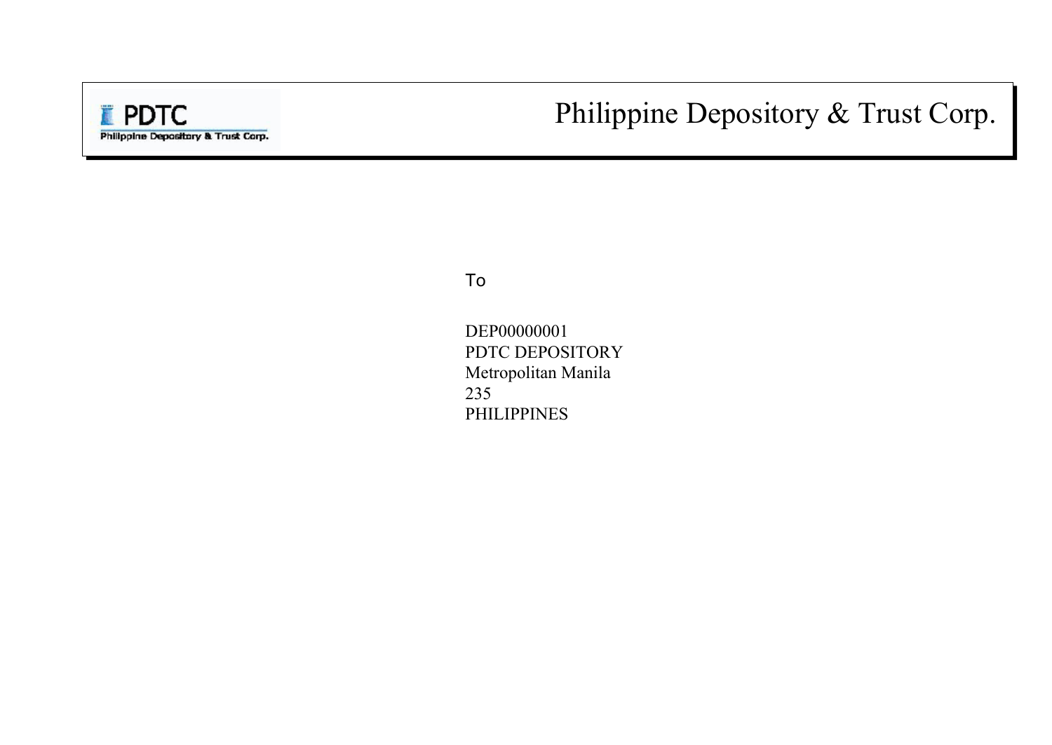# Philippine Depository & Trust Corp.

PDTC
Philippine Depository & Trust Corp.

To

DEP00000001
PDTC DEPOSITORY
Metropolitan Manila
235
PHILIPPINES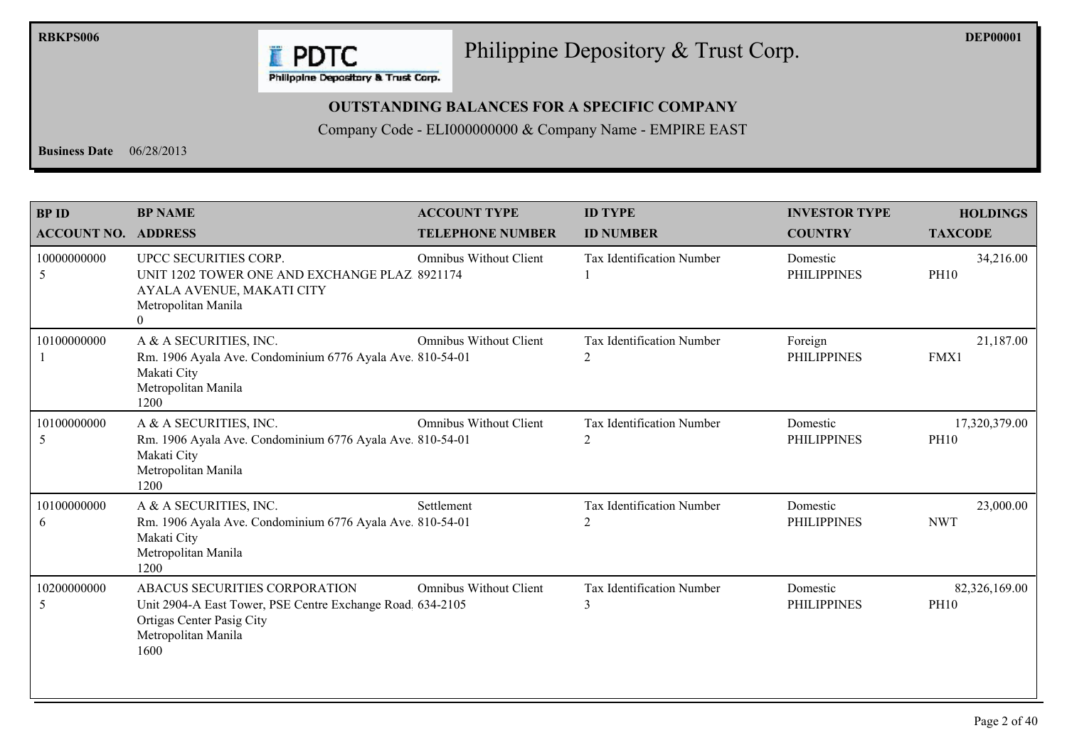# Philippine Depository & Trust Corp.

**OUTSTANDING BALANCES FOR A SPECIFIC COMPANY**

Company Code - ELI000000000 & Company Name - EMPIRE EAST

**Business Date** 06/28/2013

| BP ID / ACCOUNT NO. | BP NAME / ADDRESS | ACCOUNT TYPE / TELEPHONE NUMBER | ID TYPE / ID NUMBER | INVESTOR TYPE / COUNTRY | HOLDINGS / TAXCODE |
|---|---|---|---|---|---|
| 10000000000<br>5 | UPCC SECURITIES CORP.<br>UNIT 1202 TOWER ONE AND EXCHANGE PLAZ<br>AYALA AVENUE, MAKATI CITY<br>Metropolitan Manila<br>0 | Omnibus Without Client<br>8921174 | Tax Identification Number<br>1 | Domestic<br>PHILIPPINES | 34,216.00<br>PH10 |
| 10100000000<br>1 | A & A SECURITIES, INC.<br>Rm. 1906 Ayala Ave. Condominium 6776 Ayala Ave.<br>Makati City<br>Metropolitan Manila<br>1200 | Omnibus Without Client<br>810-54-01 | Tax Identification Number<br>2 | Foreign<br>PHILIPPINES | 21,187.00<br>FMX1 |
| 10100000000<br>5 | A & A SECURITIES, INC.<br>Rm. 1906 Ayala Ave. Condominium 6776 Ayala Ave.<br>Makati City<br>Metropolitan Manila<br>1200 | Omnibus Without Client<br>810-54-01 | Tax Identification Number<br>2 | Domestic<br>PHILIPPINES | 17,320,379.00<br>PH10 |
| 10100000000<br>6 | A & A SECURITIES, INC.<br>Rm. 1906 Ayala Ave. Condominium 6776 Ayala Ave.<br>Makati City<br>Metropolitan Manila<br>1200 | Settlement<br>810-54-01 | Tax Identification Number<br>2 | Domestic<br>PHILIPPINES | 23,000.00<br>NWT |
| 10200000000<br>5 | ABACUS SECURITIES CORPORATION<br>Unit 2904-A East Tower, PSE Centre Exchange Road<br>Ortigas Center Pasig City<br>Metropolitan Manila<br>1600 | Omnibus Without Client<br>634-2105 | Tax Identification Number<br>3 | Domestic<br>PHILIPPINES | 82,326,169.00<br>PH10 |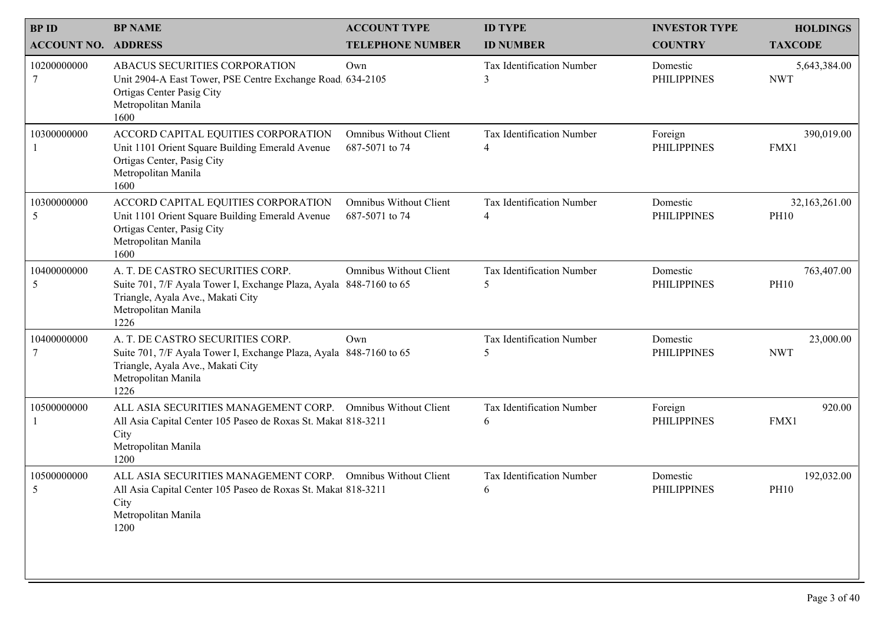| BP ID<br>ACCOUNT NO. | BP NAME<br>ADDRESS | ACCOUNT TYPE<br>TELEPHONE NUMBER | ID TYPE<br>ID NUMBER | INVESTOR TYPE<br>COUNTRY | HOLDINGS<br>TAXCODE |
|---|---|---|---|---|---|
| 10200000000<br>7 | ABACUS SECURITIES CORPORATION<br>Unit 2904-A East Tower, PSE Centre Exchange Road.<br>Ortigas Center Pasig City<br>Metropolitan Manila<br>1600 | Own<br>634-2105 | Tax Identification Number<br>3 | Domestic<br>PHILIPPINES | 5,643,384.00<br>NWT |
| 10300000000<br>1 | ACCORD CAPITAL EQUITIES CORPORATION<br>Unit 1101 Orient Square Building Emerald Avenue<br>Ortigas Center, Pasig City<br>Metropolitan Manila<br>1600 | Omnibus Without Client<br>687-5071 to 74 | Tax Identification Number<br>4 | Foreign<br>PHILIPPINES | 390,019.00<br>FMX1 |
| 10300000000<br>5 | ACCORD CAPITAL EQUITIES CORPORATION<br>Unit 1101 Orient Square Building Emerald Avenue<br>Ortigas Center, Pasig City<br>Metropolitan Manila<br>1600 | Omnibus Without Client<br>687-5071 to 74 | Tax Identification Number<br>4 | Domestic<br>PHILIPPINES | 32,163,261.00<br>PH10 |
| 10400000000<br>5 | A. T. DE CASTRO SECURITIES CORP.<br>Suite 701, 7/F Ayala Tower I, Exchange Plaza, Ayala<br>Triangle, Ayala Ave., Makati City<br>Metropolitan Manila<br>1226 | Omnibus Without Client<br>848-7160 to 65 | Tax Identification Number<br>5 | Domestic<br>PHILIPPINES | 763,407.00<br>PH10 |
| 10400000000<br>7 | A. T. DE CASTRO SECURITIES CORP.<br>Suite 701, 7/F Ayala Tower I, Exchange Plaza, Ayala<br>Triangle, Ayala Ave., Makati City<br>Metropolitan Manila<br>1226 | Own<br>848-7160 to 65 | Tax Identification Number<br>5 | Domestic<br>PHILIPPINES | 23,000.00<br>NWT |
| 10500000000<br>1 | ALL ASIA SECURITIES MANAGEMENT CORP.<br>All Asia Capital Center 105 Paseo de Roxas St. Makat<br>City<br>Metropolitan Manila<br>1200 | Omnibus Without Client<br>818-3211 | Tax Identification Number<br>6 | Foreign<br>PHILIPPINES | 920.00<br>FMX1 |
| 10500000000<br>5 | ALL ASIA SECURITIES MANAGEMENT CORP.<br>All Asia Capital Center 105 Paseo de Roxas St. Makat<br>City<br>Metropolitan Manila<br>1200 | Omnibus Without Client<br>818-3211 | Tax Identification Number<br>6 | Domestic<br>PHILIPPINES | 192,032.00<br>PH10 |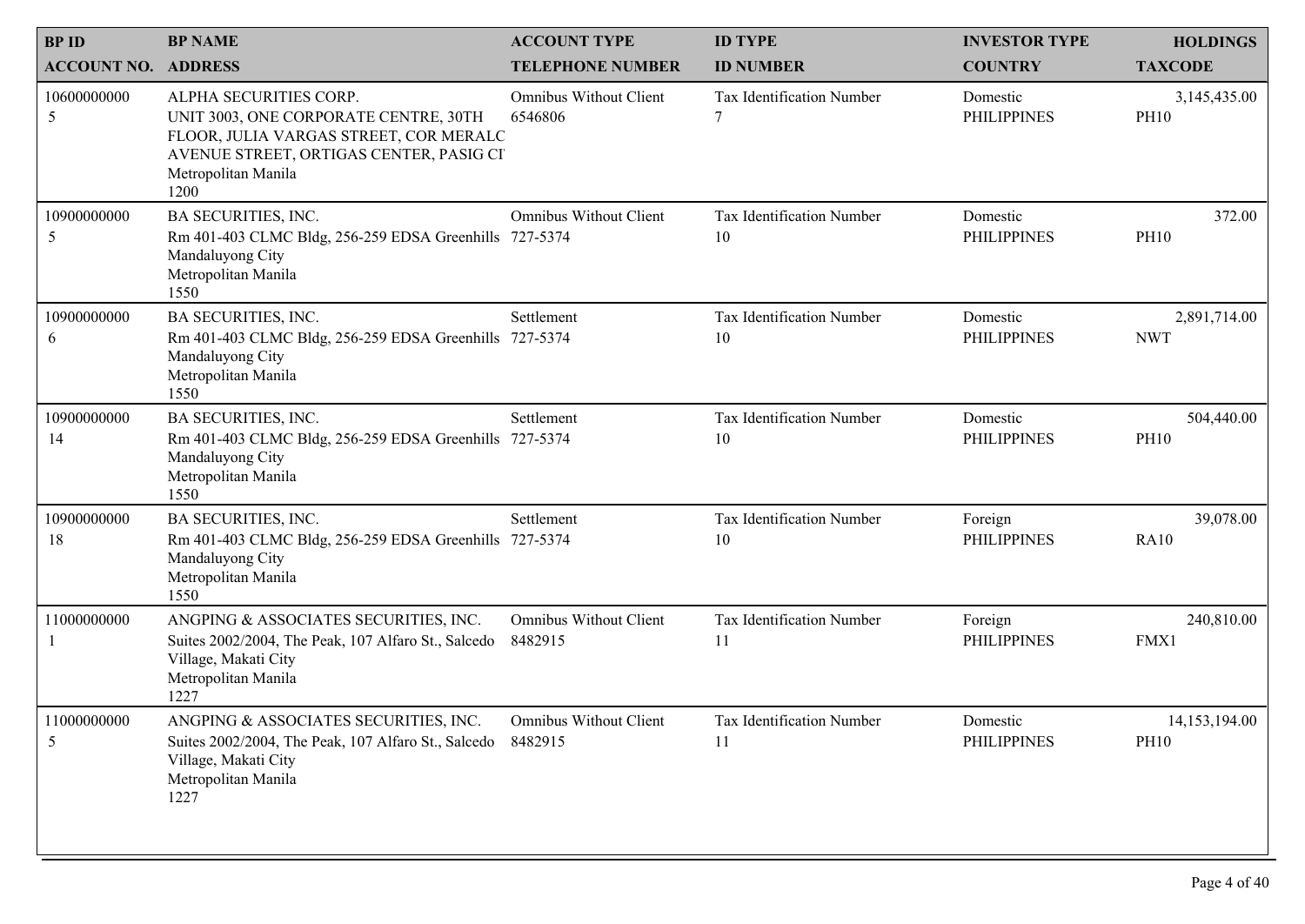| BP ID<br>ACCOUNT NO. | BP NAME<br>ADDRESS | ACCOUNT TYPE<br>TELEPHONE NUMBER | ID TYPE<br>ID NUMBER | INVESTOR TYPE<br>COUNTRY | HOLDINGS<br>TAXCODE |
|---|---|---|---|---|---|
| 10600000000<br>5 | ALPHA SECURITIES CORP.<br>UNIT 3003, ONE CORPORATE CENTRE, 30TH FLOOR, JULIA VARGAS STREET, COR MERALC AVENUE STREET, ORTIGAS CENTER, PASIG CI<br>Metropolitan Manila<br>1200 | Omnibus Without Client<br>6546806 | Tax Identification Number<br>7 | Domestic<br>PHILIPPINES | 3,145,435.00<br>PH10 |
| 10900000000<br>5 | BA SECURITIES, INC.<br>Rm 401-403 CLMC Bldg, 256-259 EDSA Greenhills Mandaluyong City<br>Metropolitan Manila<br>1550 | Omnibus Without Client<br>727-5374 | Tax Identification Number<br>10 | Domestic<br>PHILIPPINES | 372.00<br>PH10 |
| 10900000000<br>6 | BA SECURITIES, INC.<br>Rm 401-403 CLMC Bldg, 256-259 EDSA Greenhills Mandaluyong City<br>Metropolitan Manila<br>1550 | Settlement<br>727-5374 | Tax Identification Number<br>10 | Domestic<br>PHILIPPINES | 2,891,714.00<br>NWT |
| 10900000000<br>14 | BA SECURITIES, INC.<br>Rm 401-403 CLMC Bldg, 256-259 EDSA Greenhills Mandaluyong City<br>Metropolitan Manila<br>1550 | Settlement<br>727-5374 | Tax Identification Number<br>10 | Domestic<br>PHILIPPINES | 504,440.00<br>PH10 |
| 10900000000<br>18 | BA SECURITIES, INC.<br>Rm 401-403 CLMC Bldg, 256-259 EDSA Greenhills Mandaluyong City<br>Metropolitan Manila<br>1550 | Settlement<br>727-5374 | Tax Identification Number<br>10 | Foreign<br>PHILIPPINES | 39,078.00<br>RA10 |
| 11000000000<br>1 | ANGPING & ASSOCIATES SECURITIES, INC.<br>Suites 2002/2004, The Peak, 107 Alfaro St., Salcedo Village, Makati City<br>Metropolitan Manila<br>1227 | Omnibus Without Client<br>8482915 | Tax Identification Number<br>11 | Foreign<br>PHILIPPINES | 240,810.00<br>FMX1 |
| 11000000000<br>5 | ANGPING & ASSOCIATES SECURITIES, INC.<br>Suites 2002/2004, The Peak, 107 Alfaro St., Salcedo Village, Makati City<br>Metropolitan Manila<br>1227 | Omnibus Without Client<br>8482915 | Tax Identification Number<br>11 | Domestic<br>PHILIPPINES | 14,153,194.00<br>PH10 |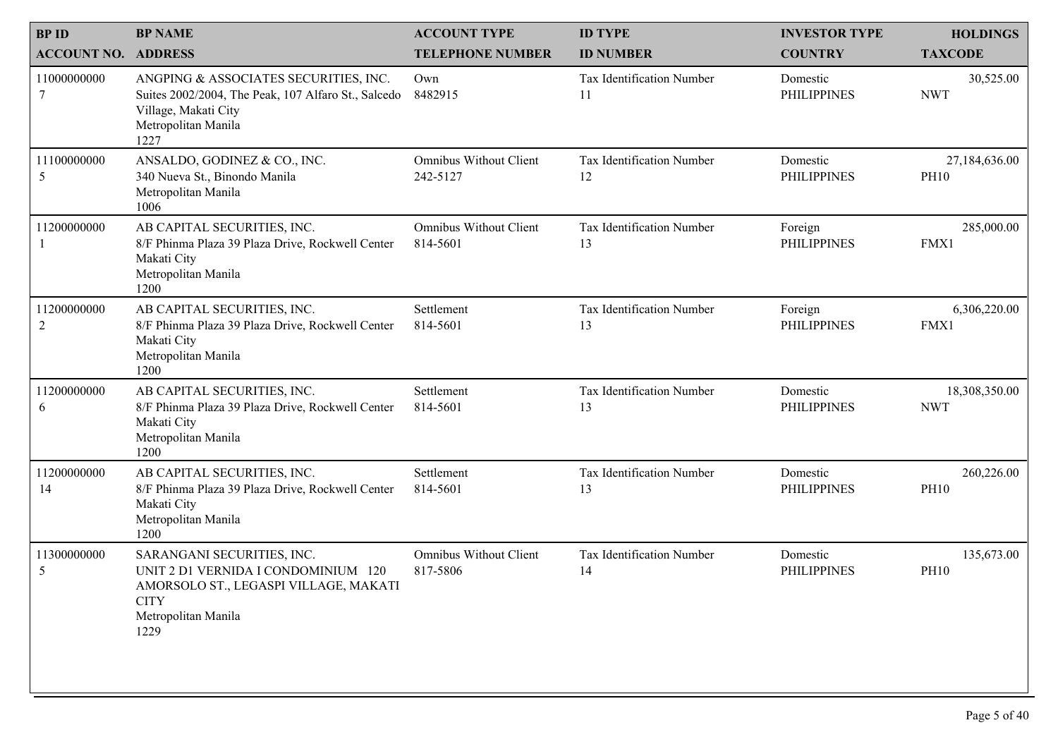| BP ID<br>ACCOUNT NO. | BP NAME<br>ADDRESS | ACCOUNT TYPE<br>TELEPHONE NUMBER | ID TYPE<br>ID NUMBER | INVESTOR TYPE<br>COUNTRY | HOLDINGS<br>TAXCODE |
|---|---|---|---|---|---|
| 11000000000<br>7 | ANGPING & ASSOCIATES SECURITIES, INC.<br>Suites 2002/2004, The Peak, 107 Alfaro St., Salcedo Village, Makati City<br>Metropolitan Manila<br>1227 | Own<br>8482915 | Tax Identification Number<br>11 | Domestic<br>PHILIPPINES | 30,525.00<br>NWT |
| 11100000000<br>5 | ANSALDO, GODINEZ & CO., INC.<br>340 Nueva St., Binondo Manila<br>Metropolitan Manila<br>1006 | Omnibus Without Client<br>242-5127 | Tax Identification Number<br>12 | Domestic<br>PHILIPPINES | 27,184,636.00<br>PH10 |
| 11200000000<br>1 | AB CAPITAL SECURITIES, INC.<br>8/F Phinma Plaza 39 Plaza Drive, Rockwell Center Makati City<br>Metropolitan Manila<br>1200 | Omnibus Without Client<br>814-5601 | Tax Identification Number<br>13 | Foreign<br>PHILIPPINES | 285,000.00<br>FMX1 |
| 11200000000<br>2 | AB CAPITAL SECURITIES, INC.<br>8/F Phinma Plaza 39 Plaza Drive, Rockwell Center Makati City<br>Metropolitan Manila<br>1200 | Settlement<br>814-5601 | Tax Identification Number<br>13 | Foreign<br>PHILIPPINES | 6,306,220.00<br>FMX1 |
| 11200000000<br>6 | AB CAPITAL SECURITIES, INC.<br>8/F Phinma Plaza 39 Plaza Drive, Rockwell Center Makati City<br>Metropolitan Manila<br>1200 | Settlement<br>814-5601 | Tax Identification Number<br>13 | Domestic<br>PHILIPPINES | 18,308,350.00<br>NWT |
| 11200000000<br>14 | AB CAPITAL SECURITIES, INC.<br>8/F Phinma Plaza 39 Plaza Drive, Rockwell Center Makati City<br>Metropolitan Manila<br>1200 | Settlement<br>814-5601 | Tax Identification Number<br>13 | Domestic<br>PHILIPPINES | 260,226.00<br>PH10 |
| 11300000000<br>5 | SARANGANI SECURITIES, INC.<br>UNIT 2 D1 VERNIDA I CONDOMINIUM 120 AMORSOLO ST., LEGASPI VILLAGE, MAKATI CITY<br>Metropolitan Manila<br>1229 | Omnibus Without Client<br>817-5806 | Tax Identification Number<br>14 | Domestic<br>PHILIPPINES | 135,673.00<br>PH10 |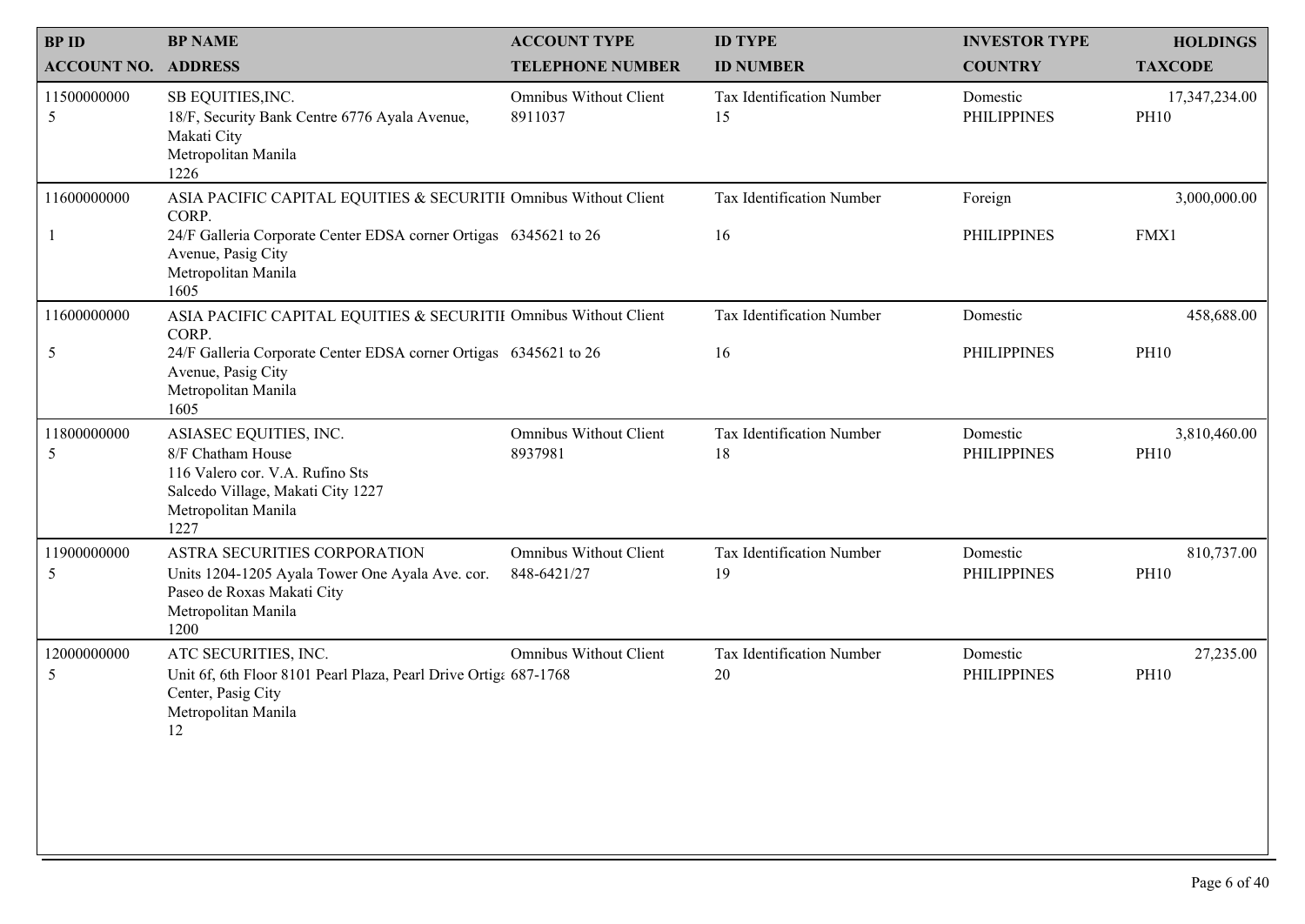| BP ID<br>ACCOUNT NO. | BP NAME<br>ADDRESS | ACCOUNT TYPE<br>TELEPHONE NUMBER | ID TYPE<br>ID NUMBER | INVESTOR TYPE<br>COUNTRY | HOLDINGS<br>TAXCODE |
|---|---|---|---|---|---|
| 11500000000<br>5 | SB EQUITIES,INC.<br>18/F, Security Bank Centre 6776 Ayala Avenue, Makati City<br>Metropolitan Manila<br>1226 | Omnibus Without Client<br>8911037 | Tax Identification Number<br>15 | Domestic<br>PHILIPPINES | 17,347,234.00<br>PH10 |
| 11600000000<br>1 | ASIA PACIFIC CAPITAL EQUITIES & SECURITII CORP.<br>24/F Galleria Corporate Center EDSA corner Ortigas Avenue, Pasig City<br>Metropolitan Manila<br>1605 | Omnibus Without Client<br>6345621 to 26 | Tax Identification Number<br>16 | Foreign<br>PHILIPPINES | 3,000,000.00<br>FMX1 |
| 11600000000<br>5 | ASIA PACIFIC CAPITAL EQUITIES & SECURITII CORP.<br>24/F Galleria Corporate Center EDSA corner Ortigas Avenue, Pasig City<br>Metropolitan Manila<br>1605 | Omnibus Without Client<br>6345621 to 26 | Tax Identification Number<br>16 | Domestic<br>PHILIPPINES | 458,688.00<br>PH10 |
| 11800000000<br>5 | ASIASEC EQUITIES, INC.<br>8/F Chatham House<br>116 Valero cor. V.A. Rufino Sts<br>Salcedo Village, Makati City 1227<br>Metropolitan Manila<br>1227 | Omnibus Without Client<br>8937981 | Tax Identification Number<br>18 | Domestic<br>PHILIPPINES | 3,810,460.00<br>PH10 |
| 11900000000<br>5 | ASTRA SECURITIES CORPORATION<br>Units 1204-1205 Ayala Tower One Ayala Ave. cor. Paseo de Roxas Makati City<br>Metropolitan Manila<br>1200 | Omnibus Without Client<br>848-6421/27 | Tax Identification Number<br>19 | Domestic<br>PHILIPPINES | 810,737.00<br>PH10 |
| 12000000000<br>5 | ATC SECURITIES, INC.<br>Unit 6f, 6th Floor 8101 Pearl Plaza, Pearl Drive Ortiga Center, Pasig City<br>Metropolitan Manila<br>12 | Omnibus Without Client<br>687-1768 | Tax Identification Number<br>20 | Domestic<br>PHILIPPINES | 27,235.00<br>PH10 |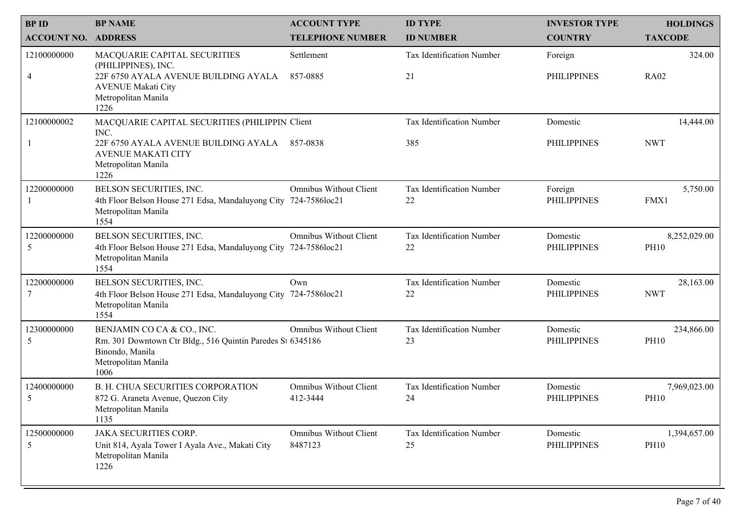| BP ID<br>ACCOUNT NO. | BP NAME<br>ADDRESS | ACCOUNT TYPE<br>TELEPHONE NUMBER | ID TYPE<br>ID NUMBER | INVESTOR TYPE<br>COUNTRY | HOLDINGS<br>TAXCODE |
|---|---|---|---|---|---|
| 12100000000<br>4 | MACQUARIE CAPITAL SECURITIES (PHILIPPINES), INC.<br>22F 6750 AYALA AVENUE BUILDING AYALA AVENUE Makati City<br>Metropolitan Manila<br>1226 | Settlement<br>857-0885 | Tax Identification Number<br>21 | Foreign<br>PHILIPPINES | 324.00<br>RA02 |
| 12100000002<br>1 | MACQUARIE CAPITAL SECURITIES (PHILIPPIN INC.<br>22F 6750 AYALA AVENUE BUILDING AYALA AVENUE MAKATI CITY<br>Metropolitan Manila<br>1226 | Client<br>857-0838 | Tax Identification Number<br>385 | Domestic<br>PHILIPPINES | 14,444.00<br>NWT |
| 12200000000<br>1 | BELSON SECURITIES, INC.<br>4th Floor Belson House 271 Edsa, Mandaluyong City<br>Metropolitan Manila<br>1554 | Omnibus Without Client<br>724-7586loc21 | Tax Identification Number<br>22 | Foreign<br>PHILIPPINES | 5,750.00<br>FMX1 |
| 12200000000<br>5 | BELSON SECURITIES, INC.<br>4th Floor Belson House 271 Edsa, Mandaluyong City<br>Metropolitan Manila<br>1554 | Omnibus Without Client<br>724-7586loc21 | Tax Identification Number<br>22 | Domestic<br>PHILIPPINES | 8,252,029.00<br>PH10 |
| 12200000000<br>7 | BELSON SECURITIES, INC.<br>4th Floor Belson House 271 Edsa, Mandaluyong City<br>Metropolitan Manila<br>1554 | Own<br>724-7586loc21 | Tax Identification Number<br>22 | Domestic<br>PHILIPPINES | 28,163.00<br>NWT |
| 12300000000<br>5 | BENJAMIN CO CA & CO., INC.<br>Rm. 301 Downtown Ctr Bldg., 516 Quintin Paredes St Binondo, Manila<br>Metropolitan Manila<br>1006 | Omnibus Without Client<br>6345186 | Tax Identification Number<br>23 | Domestic<br>PHILIPPINES | 234,866.00<br>PH10 |
| 12400000000<br>5 | B. H. CHUA SECURITIES CORPORATION<br>872 G. Araneta Avenue, Quezon City<br>Metropolitan Manila<br>1135 | Omnibus Without Client<br>412-3444 | Tax Identification Number<br>24 | Domestic<br>PHILIPPINES | 7,969,023.00<br>PH10 |
| 12500000000<br>5 | JAKA SECURITIES CORP.<br>Unit 814, Ayala Tower I Ayala Ave., Makati City<br>Metropolitan Manila<br>1226 | Omnibus Without Client<br>8487123 | Tax Identification Number<br>25 | Domestic<br>PHILIPPINES | 1,394,657.00<br>PH10 |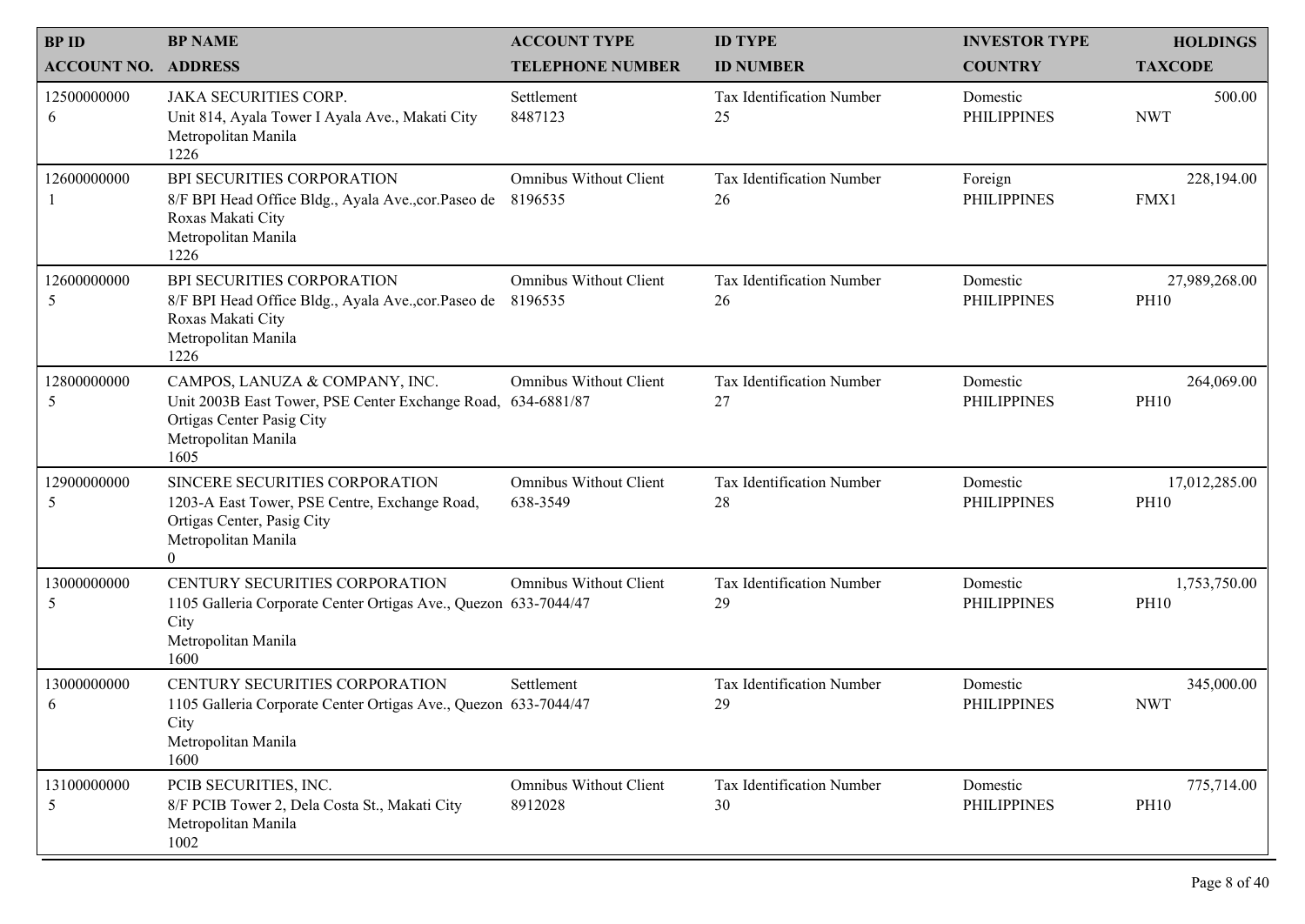| BP ID<br>ACCOUNT NO. | BP NAME<br>ADDRESS | ACCOUNT TYPE<br>TELEPHONE NUMBER | ID TYPE<br>ID NUMBER | INVESTOR TYPE<br>COUNTRY | HOLDINGS<br>TAXCODE |
|---|---|---|---|---|---|
| 12500000000<br>6 | JAKA SECURITIES CORP.<br>Unit 814, Ayala Tower I Ayala Ave., Makati City<br>Metropolitan Manila<br>1226 | Settlement<br>8487123 | Tax Identification Number<br>25 | Domestic<br>PHILIPPINES | 500.00<br>NWT |
| 12600000000<br>1 | BPI SECURITIES CORPORATION<br>8/F BPI Head Office Bldg., Ayala Ave.,cor.Paseo de Roxas Makati City<br>Metropolitan Manila<br>1226 | Omnibus Without Client<br>8196535 | Tax Identification Number<br>26 | Foreign<br>PHILIPPINES | 228,194.00<br>FMX1 |
| 12600000000<br>5 | BPI SECURITIES CORPORATION<br>8/F BPI Head Office Bldg., Ayala Ave.,cor.Paseo de Roxas Makati City<br>Metropolitan Manila<br>1226 | Omnibus Without Client<br>8196535 | Tax Identification Number<br>26 | Domestic<br>PHILIPPINES | 27,989,268.00<br>PH10 |
| 12800000000<br>5 | CAMPOS, LANUZA & COMPANY, INC.<br>Unit 2003B East Tower, PSE Center Exchange Road, Ortigas Center Pasig City<br>Metropolitan Manila<br>1605 | Omnibus Without Client<br>634-6881/87 | Tax Identification Number<br>27 | Domestic<br>PHILIPPINES | 264,069.00<br>PH10 |
| 12900000000<br>5 | SINCERE SECURITIES CORPORATION<br>1203-A East Tower, PSE Centre, Exchange Road, Ortigas Center, Pasig City<br>Metropolitan Manila<br>0 | Omnibus Without Client<br>638-3549 | Tax Identification Number<br>28 | Domestic<br>PHILIPPINES | 17,012,285.00<br>PH10 |
| 13000000000<br>5 | CENTURY SECURITIES CORPORATION<br>1105 Galleria Corporate Center Ortigas Ave., Quezon City<br>Metropolitan Manila<br>1600 | Omnibus Without Client<br>633-7044/47 | Tax Identification Number<br>29 | Domestic<br>PHILIPPINES | 1,753,750.00<br>PH10 |
| 13000000000<br>6 | CENTURY SECURITIES CORPORATION<br>1105 Galleria Corporate Center Ortigas Ave., Quezon City<br>Metropolitan Manila<br>1600 | Settlement<br>633-7044/47 | Tax Identification Number<br>29 | Domestic<br>PHILIPPINES | 345,000.00<br>NWT |
| 13100000000<br>5 | PCIB SECURITIES, INC.<br>8/F PCIB Tower 2, Dela Costa St., Makati City<br>Metropolitan Manila<br>1002 | Omnibus Without Client<br>8912028 | Tax Identification Number<br>30 | Domestic<br>PHILIPPINES | 775,714.00<br>PH10 |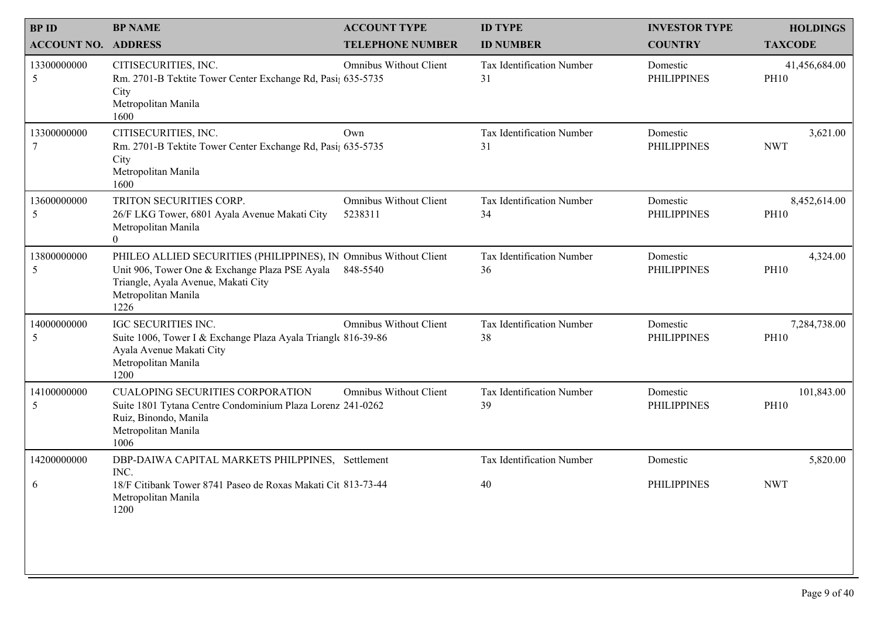| BP ID<br>ACCOUNT NO. | BP NAME<br>ADDRESS | ACCOUNT TYPE<br>TELEPHONE NUMBER | ID TYPE<br>ID NUMBER | INVESTOR TYPE<br>COUNTRY | HOLDINGS<br>TAXCODE |
|---|---|---|---|---|---|
| 13300000000<br>5 | CITISECURITIES, INC.<br>Rm. 2701-B Tektite Tower Center Exchange Rd, Pasi City<br>Metropolitan Manila<br>1600 | Omnibus Without Client<br>635-5735 | Tax Identification Number<br>31 | Domestic<br>PHILIPPINES | 41,456,684.00<br>PH10 |
| 13300000000<br>7 | CITISECURITIES, INC.<br>Rm. 2701-B Tektite Tower Center Exchange Rd, Pasi City<br>Metropolitan Manila<br>1600 | Own<br>635-5735 | Tax Identification Number<br>31 | Domestic<br>PHILIPPINES | 3,621.00<br>NWT |
| 13600000000<br>5 | TRITON SECURITIES CORP.<br>26/F LKG Tower, 6801 Ayala Avenue Makati City<br>Metropolitan Manila<br>0 | Omnibus Without Client<br>5238311 | Tax Identification Number<br>34 | Domestic<br>PHILIPPINES | 8,452,614.00<br>PH10 |
| 13800000000<br>5 | PHILEO ALLIED SECURITIES (PHILIPPINES), IN<br>Unit 906, Tower One & Exchange Plaza PSE Ayala Triangle, Ayala Avenue, Makati City<br>Metropolitan Manila<br>1226 | Omnibus Without Client<br>848-5540 | Tax Identification Number<br>36 | Domestic<br>PHILIPPINES | 4,324.00<br>PH10 |
| 14000000000<br>5 | IGC SECURITIES INC.<br>Suite 1006, Tower I & Exchange Plaza Ayala Triangl Ayala Avenue Makati City<br>Metropolitan Manila<br>1200 | Omnibus Without Client<br>816-39-86 | Tax Identification Number<br>38 | Domestic<br>PHILIPPINES | 7,284,738.00<br>PH10 |
| 14100000000<br>5 | CUALOPING SECURITIES CORPORATION<br>Suite 1801 Tytana Centre Condominium Plaza Lorenz Ruiz, Binondo, Manila<br>Metropolitan Manila<br>1006 | Omnibus Without Client<br>241-0262 | Tax Identification Number<br>39 | Domestic<br>PHILIPPINES | 101,843.00<br>PH10 |
| 14200000000<br>6 | DBP-DAIWA CAPITAL MARKETS PHILPPINES, INC.<br>18/F Citibank Tower 8741 Paseo de Roxas Makati Cit<br>Metropolitan Manila<br>1200 | Settlement<br>813-73-44 | Tax Identification Number<br>40 | Domestic<br>PHILIPPINES | 5,820.00<br>NWT |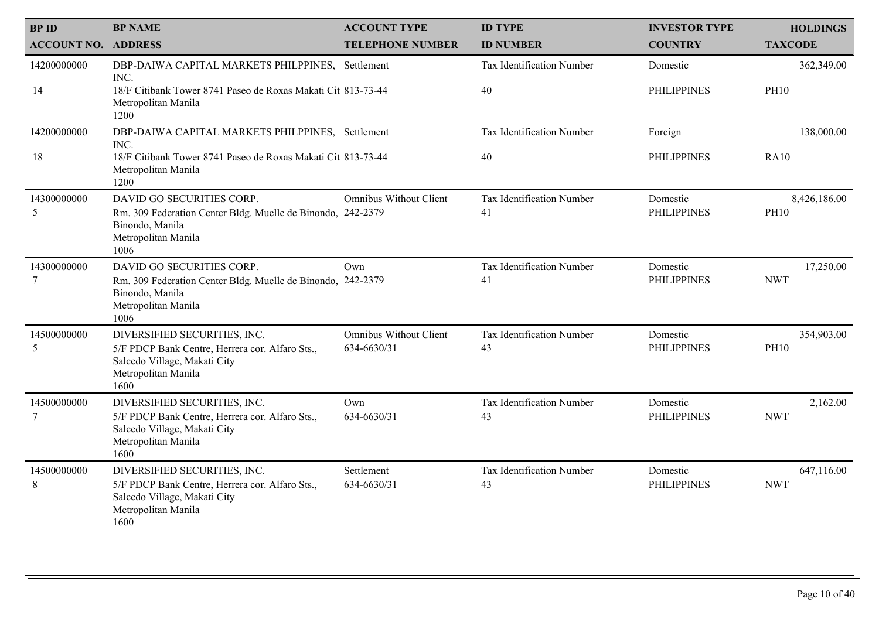| BP ID<br>ACCOUNT NO. | BP NAME<br>ADDRESS | ACCOUNT TYPE<br>TELEPHONE NUMBER | ID TYPE<br>ID NUMBER | INVESTOR TYPE<br>COUNTRY | HOLDINGS<br>TAXCODE |
|---|---|---|---|---|---|
| 14200000000<br>14 | DBP-DAIWA CAPITAL MARKETS PHILPPINES, INC.<br>18/F Citibank Tower 8741 Paseo de Roxas Makati Cit<br>Metropolitan Manila<br>1200 | Settlement<br>813-73-44 | Tax Identification Number<br>40 | Domestic<br>PHILIPPINES | 362,349.00<br>PH10 |
| 14200000000<br>18 | DBP-DAIWA CAPITAL MARKETS PHILPPINES, INC.<br>18/F Citibank Tower 8741 Paseo de Roxas Makati Cit<br>Metropolitan Manila<br>1200 | Settlement<br>813-73-44 | Tax Identification Number<br>40 | Foreign<br>PHILIPPINES | 138,000.00<br>RA10 |
| 14300000000<br>5 | DAVID GO SECURITIES CORP.<br>Rm. 309 Federation Center Bldg. Muelle de Binondo, Binondo, Manila<br>Metropolitan Manila<br>1006 | Omnibus Without Client<br>242-2379 | Tax Identification Number<br>41 | Domestic<br>PHILIPPINES | 8,426,186.00<br>PH10 |
| 14300000000<br>7 | DAVID GO SECURITIES CORP.<br>Rm. 309 Federation Center Bldg. Muelle de Binondo, Binondo, Manila<br>Metropolitan Manila<br>1006 | Own<br>242-2379 | Tax Identification Number<br>41 | Domestic<br>PHILIPPINES | 17,250.00<br>NWT |
| 14500000000<br>5 | DIVERSIFIED SECURITIES, INC.<br>5/F PDCP Bank Centre, Herrera cor. Alfaro Sts., Salcedo Village, Makati City<br>Metropolitan Manila<br>1600 | Omnibus Without Client<br>634-6630/31 | Tax Identification Number<br>43 | Domestic<br>PHILIPPINES | 354,903.00<br>PH10 |
| 14500000000<br>7 | DIVERSIFIED SECURITIES, INC.<br>5/F PDCP Bank Centre, Herrera cor. Alfaro Sts., Salcedo Village, Makati City<br>Metropolitan Manila<br>1600 | Own<br>634-6630/31 | Tax Identification Number<br>43 | Domestic<br>PHILIPPINES | 2,162.00<br>NWT |
| 14500000000<br>8 | DIVERSIFIED SECURITIES, INC.<br>5/F PDCP Bank Centre, Herrera cor. Alfaro Sts., Salcedo Village, Makati City<br>Metropolitan Manila<br>1600 | Settlement<br>634-6630/31 | Tax Identification Number<br>43 | Domestic<br>PHILIPPINES | 647,116.00<br>NWT |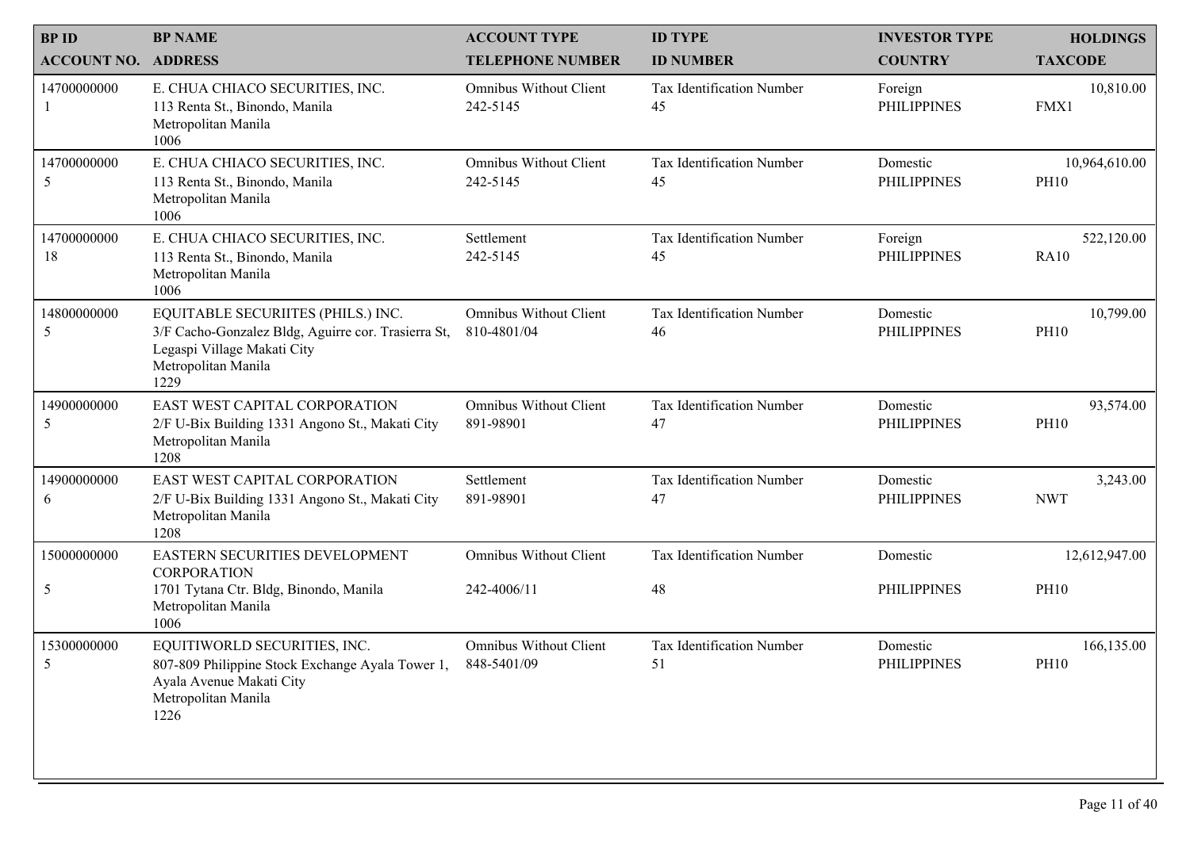| BP ID<br>ACCOUNT NO. | BP NAME<br>ADDRESS | ACCOUNT TYPE<br>TELEPHONE NUMBER | ID TYPE<br>ID NUMBER | INVESTOR TYPE<br>COUNTRY | HOLDINGS<br>TAXCODE |
|---|---|---|---|---|---|
| 14700000000<br>1 | E. CHUA CHIACO SECURITIES, INC.<br>113 Renta St., Binondo, Manila<br>Metropolitan Manila<br>1006 | Omnibus Without Client<br>242-5145 | Tax Identification Number<br>45 | Foreign<br>PHILIPPINES | 10,810.00<br>FMX1 |
| 14700000000<br>5 | E. CHUA CHIACO SECURITIES, INC.<br>113 Renta St., Binondo, Manila<br>Metropolitan Manila<br>1006 | Omnibus Without Client<br>242-5145 | Tax Identification Number<br>45 | Domestic<br>PHILIPPINES | 10,964,610.00<br>PH10 |
| 14700000000<br>18 | E. CHUA CHIACO SECURITIES, INC.<br>113 Renta St., Binondo, Manila<br>Metropolitan Manila<br>1006 | Settlement<br>242-5145 | Tax Identification Number<br>45 | Foreign<br>PHILIPPINES | 522,120.00<br>RA10 |
| 14800000000<br>5 | EQUITABLE SECURIITES (PHILS.) INC.<br>3/F Cacho-Gonzalez Bldg, Aguirre cor. Trasierra St, Legaspi Village Makati City<br>Metropolitan Manila<br>1229 | Omnibus Without Client<br>810-4801/04 | Tax Identification Number<br>46 | Domestic<br>PHILIPPINES | 10,799.00<br>PH10 |
| 14900000000<br>5 | EAST WEST CAPITAL CORPORATION<br>2/F U-Bix Building 1331 Angono St., Makati City<br>Metropolitan Manila<br>1208 | Omnibus Without Client<br>891-98901 | Tax Identification Number<br>47 | Domestic<br>PHILIPPINES | 93,574.00<br>PH10 |
| 14900000000<br>6 | EAST WEST CAPITAL CORPORATION<br>2/F U-Bix Building 1331 Angono St., Makati City<br>Metropolitan Manila<br>1208 | Settlement<br>891-98901 | Tax Identification Number<br>47 | Domestic<br>PHILIPPINES | 3,243.00<br>NWT |
| 15000000000<br>5 | EASTERN SECURITIES DEVELOPMENT CORPORATION<br>1701 Tytana Ctr. Bldg, Binondo, Manila<br>Metropolitan Manila<br>1006 | Omnibus Without Client<br>242-4006/11 | Tax Identification Number<br>48 | Domestic<br>PHILIPPINES | 12,612,947.00<br>PH10 |
| 15300000000<br>5 | EQUITIWORLD SECURITIES, INC.<br>807-809 Philippine Stock Exchange Ayala Tower 1, Ayala Avenue Makati City<br>Metropolitan Manila<br>1226 | Omnibus Without Client<br>848-5401/09 | Tax Identification Number<br>51 | Domestic<br>PHILIPPINES | 166,135.00<br>PH10 |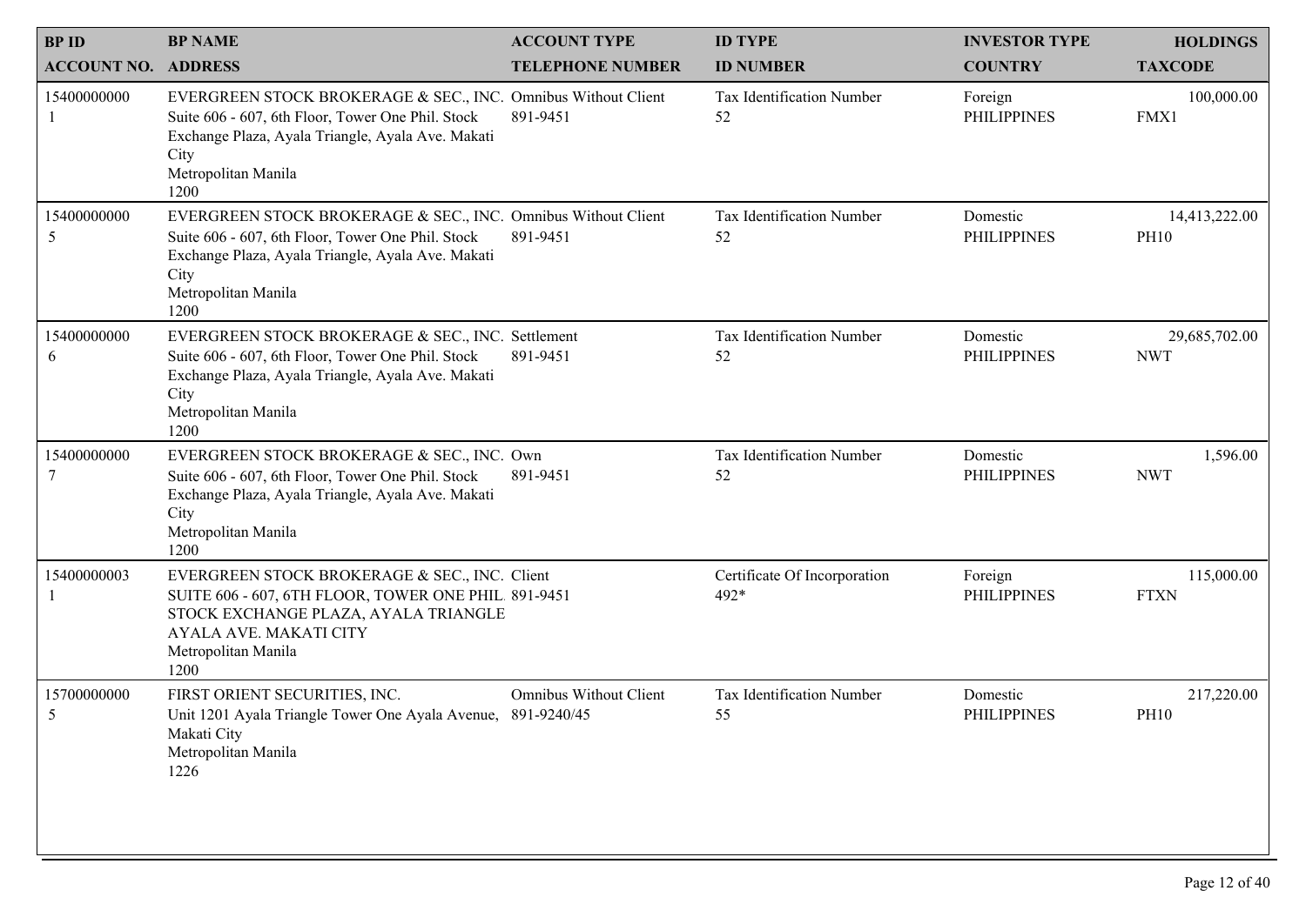| BP ID<br>ACCOUNT NO. | BP NAME<br>ADDRESS | ACCOUNT TYPE<br>TELEPHONE NUMBER | ID TYPE<br>ID NUMBER | INVESTOR TYPE<br>COUNTRY | HOLDINGS<br>TAXCODE |
|---|---|---|---|---|---|
| 15400000000<br>1 | EVERGREEN STOCK BROKERAGE & SEC., INC.<br>Suite 606 - 607, 6th Floor, Tower One Phil. Stock Exchange Plaza, Ayala Triangle, Ayala Ave. Makati City<br>Metropolitan Manila<br>1200 | Omnibus Without Client<br>891-9451 | Tax Identification Number<br>52 | Foreign<br>PHILIPPINES | 100,000.00<br>FMX1 |
| 15400000000<br>5 | EVERGREEN STOCK BROKERAGE & SEC., INC.<br>Suite 606 - 607, 6th Floor, Tower One Phil. Stock Exchange Plaza, Ayala Triangle, Ayala Ave. Makati City<br>Metropolitan Manila<br>1200 | Omnibus Without Client<br>891-9451 | Tax Identification Number<br>52 | Domestic<br>PHILIPPINES | 14,413,222.00<br>PH10 |
| 15400000000<br>6 | EVERGREEN STOCK BROKERAGE & SEC., INC.<br>Suite 606 - 607, 6th Floor, Tower One Phil. Stock Exchange Plaza, Ayala Triangle, Ayala Ave. Makati City<br>Metropolitan Manila<br>1200 | Settlement<br>891-9451 | Tax Identification Number<br>52 | Domestic<br>PHILIPPINES | 29,685,702.00<br>NWT |
| 15400000000<br>7 | EVERGREEN STOCK BROKERAGE & SEC., INC.<br>Suite 606 - 607, 6th Floor, Tower One Phil. Stock Exchange Plaza, Ayala Triangle, Ayala Ave. Makati City<br>Metropolitan Manila<br>1200 | Own<br>891-9451 | Tax Identification Number<br>52 | Domestic<br>PHILIPPINES | 1,596.00<br>NWT |
| 15400000003<br>1 | EVERGREEN STOCK BROKERAGE & SEC., INC.<br>SUITE 606 - 607, 6TH FLOOR, TOWER ONE PHIL. STOCK EXCHANGE PLAZA, AYALA TRIANGLE AYALA AVE. MAKATI CITY<br>Metropolitan Manila<br>1200 | Client<br>891-9451 | Certificate Of Incorporation<br>492* | Foreign<br>PHILIPPINES | 115,000.00<br>FTXN |
| 15700000000<br>5 | FIRST ORIENT SECURITIES, INC.<br>Unit 1201 Ayala Triangle Tower One Ayala Avenue, Makati City<br>Metropolitan Manila<br>1226 | Omnibus Without Client<br>891-9240/45 | Tax Identification Number<br>55 | Domestic<br>PHILIPPINES | 217,220.00<br>PH10 |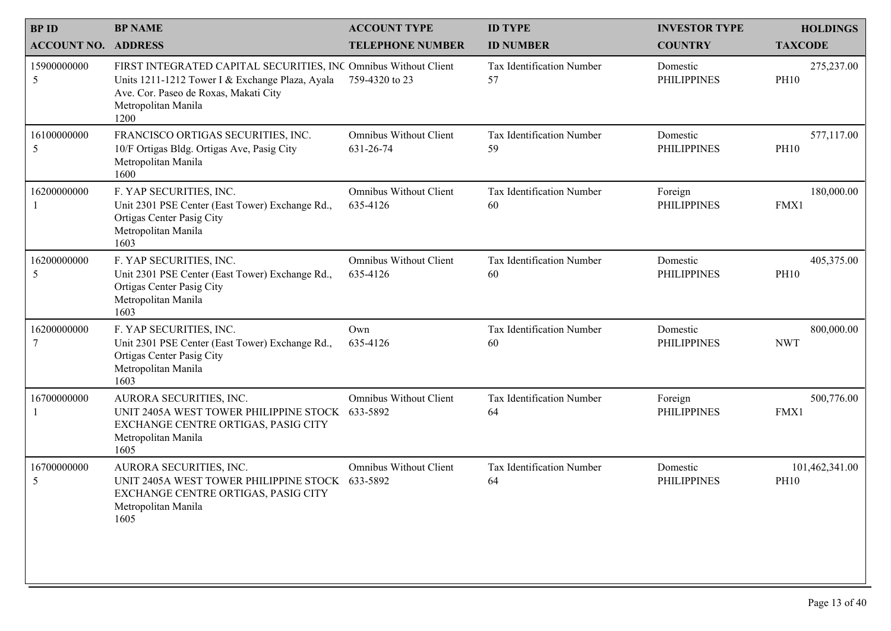| BP ID<br>ACCOUNT NO. | BP NAME<br>ADDRESS | ACCOUNT TYPE<br>TELEPHONE NUMBER | ID TYPE<br>ID NUMBER | INVESTOR TYPE<br>COUNTRY | HOLDINGS<br>TAXCODE |
|---|---|---|---|---|---|
| 15900000000<br>5 | FIRST INTEGRATED CAPITAL SECURITIES, INC<br>Units 1211-1212 Tower I & Exchange Plaza, Ayala Ave. Cor. Paseo de Roxas, Makati City<br>Metropolitan Manila<br>1200 | Omnibus Without Client<br>759-4320 to 23 | Tax Identification Number<br>57 | Domestic<br>PHILIPPINES | 275,237.00<br>PH10 |
| 16100000000<br>5 | FRANCISCO ORTIGAS SECURITIES, INC.<br>10/F Ortigas Bldg. Ortigas Ave, Pasig City<br>Metropolitan Manila<br>1600 | Omnibus Without Client<br>631-26-74 | Tax Identification Number<br>59 | Domestic<br>PHILIPPINES | 577,117.00<br>PH10 |
| 16200000000<br>1 | F. YAP SECURITIES, INC.<br>Unit 2301 PSE Center (East Tower) Exchange Rd., Ortigas Center Pasig City<br>Metropolitan Manila<br>1603 | Omnibus Without Client<br>635-4126 | Tax Identification Number<br>60 | Foreign<br>PHILIPPINES | 180,000.00<br>FMX1 |
| 16200000000<br>5 | F. YAP SECURITIES, INC.<br>Unit 2301 PSE Center (East Tower) Exchange Rd., Ortigas Center Pasig City<br>Metropolitan Manila<br>1603 | Omnibus Without Client<br>635-4126 | Tax Identification Number<br>60 | Domestic<br>PHILIPPINES | 405,375.00<br>PH10 |
| 16200000000<br>7 | F. YAP SECURITIES, INC.<br>Unit 2301 PSE Center (East Tower) Exchange Rd., Ortigas Center Pasig City<br>Metropolitan Manila<br>1603 | Own<br>635-4126 | Tax Identification Number<br>60 | Domestic<br>PHILIPPINES | 800,000.00<br>NWT |
| 16700000000<br>1 | AURORA SECURITIES, INC.<br>UNIT 2405A WEST TOWER PHILIPPINE STOCK EXCHANGE CENTRE ORTIGAS, PASIG CITY<br>Metropolitan Manila<br>1605 | Omnibus Without Client<br>633-5892 | Tax Identification Number<br>64 | Foreign<br>PHILIPPINES | 500,776.00<br>FMX1 |
| 16700000000<br>5 | AURORA SECURITIES, INC.<br>UNIT 2405A WEST TOWER PHILIPPINE STOCK EXCHANGE CENTRE ORTIGAS, PASIG CITY<br>Metropolitan Manila<br>1605 | Omnibus Without Client<br>633-5892 | Tax Identification Number<br>64 | Domestic<br>PHILIPPINES | 101,462,341.00<br>PH10 |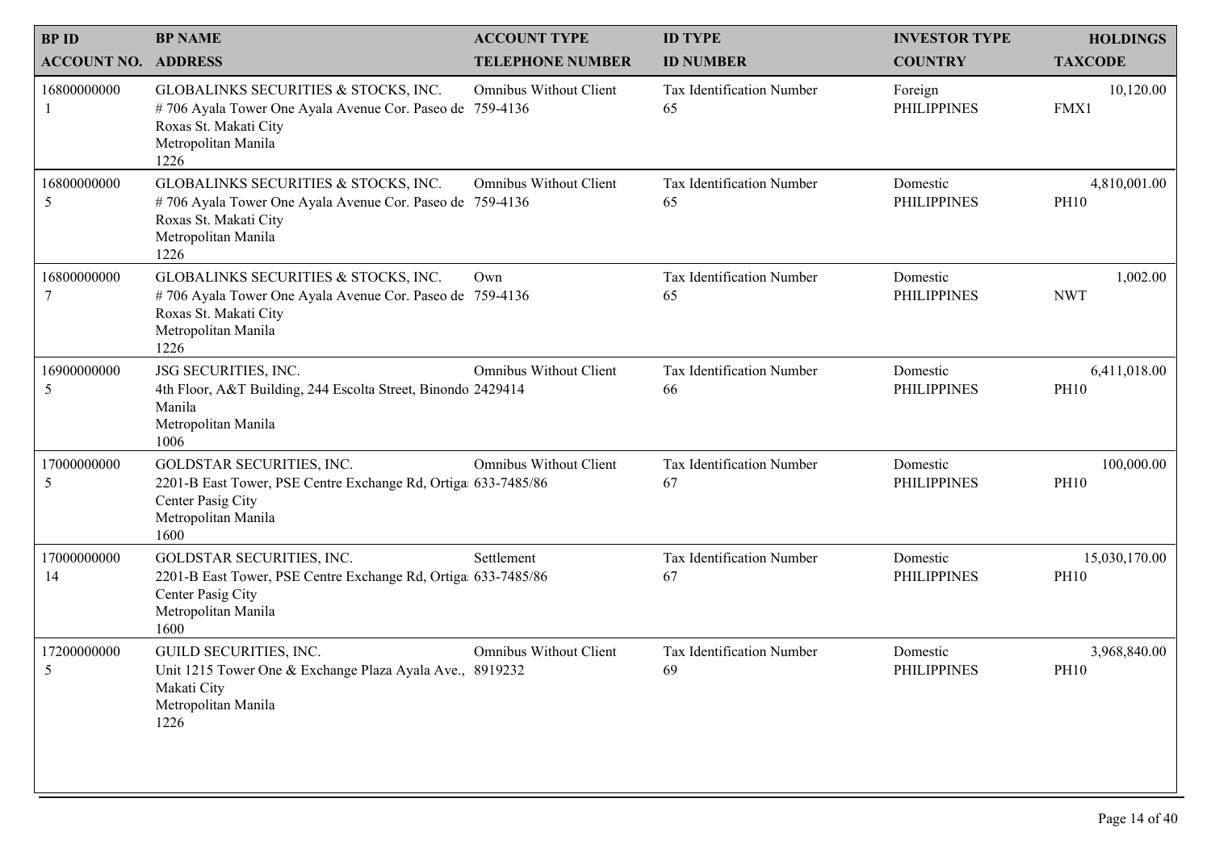| BP ID<br>ACCOUNT NO. | BP NAME<br>ADDRESS | ACCOUNT TYPE<br>TELEPHONE NUMBER | ID TYPE<br>ID NUMBER | INVESTOR TYPE<br>COUNTRY | HOLDINGS<br>TAXCODE |
|---|---|---|---|---|---|
| 16800000000<br>1 | GLOBALINKS SECURITIES & STOCKS, INC.<br># 706 Ayala Tower One Ayala Avenue Cor. Paseo de Roxas St. Makati City<br>Metropolitan Manila<br>1226 | Omnibus Without Client<br>759-4136 | Tax Identification Number<br>65 | Foreign<br>PHILIPPINES | 10,120.00<br>FMX1 |
| 16800000000<br>5 | GLOBALINKS SECURITIES & STOCKS, INC.<br># 706 Ayala Tower One Ayala Avenue Cor. Paseo de Roxas St. Makati City<br>Metropolitan Manila<br>1226 | Omnibus Without Client<br>759-4136 | Tax Identification Number<br>65 | Domestic<br>PHILIPPINES | 4,810,001.00<br>PH10 |
| 16800000000<br>7 | GLOBALINKS SECURITIES & STOCKS, INC.<br># 706 Ayala Tower One Ayala Avenue Cor. Paseo de Roxas St. Makati City<br>Metropolitan Manila<br>1226 | Own<br>759-4136 | Tax Identification Number<br>65 | Domestic<br>PHILIPPINES | 1,002.00<br>NWT |
| 16900000000<br>5 | JSG SECURITIES, INC.<br>4th Floor, A&T Building, 244 Escolta Street, Binondo Manila<br>Metropolitan Manila<br>1006 | Omnibus Without Client<br>2429414 | Tax Identification Number<br>66 | Domestic<br>PHILIPPINES | 6,411,018.00<br>PH10 |
| 17000000000<br>5 | GOLDSTAR SECURITIES, INC.<br>2201-B East Tower, PSE Centre Exchange Rd, Ortigas Center Pasig City<br>Metropolitan Manila<br>1600 | Omnibus Without Client<br>633-7485/86 | Tax Identification Number<br>67 | Domestic<br>PHILIPPINES | 100,000.00<br>PH10 |
| 17000000000<br>14 | GOLDSTAR SECURITIES, INC.<br>2201-B East Tower, PSE Centre Exchange Rd, Ortigas Center Pasig City<br>Metropolitan Manila<br>1600 | Settlement<br>633-7485/86 | Tax Identification Number<br>67 | Domestic<br>PHILIPPINES | 15,030,170.00<br>PH10 |
| 17200000000<br>5 | GUILD SECURITIES, INC.<br>Unit 1215 Tower One & Exchange Plaza Ayala Ave., Makati City<br>Metropolitan Manila<br>1226 | Omnibus Without Client<br>8919232 | Tax Identification Number<br>69 | Domestic<br>PHILIPPINES | 3,968,840.00<br>PH10 |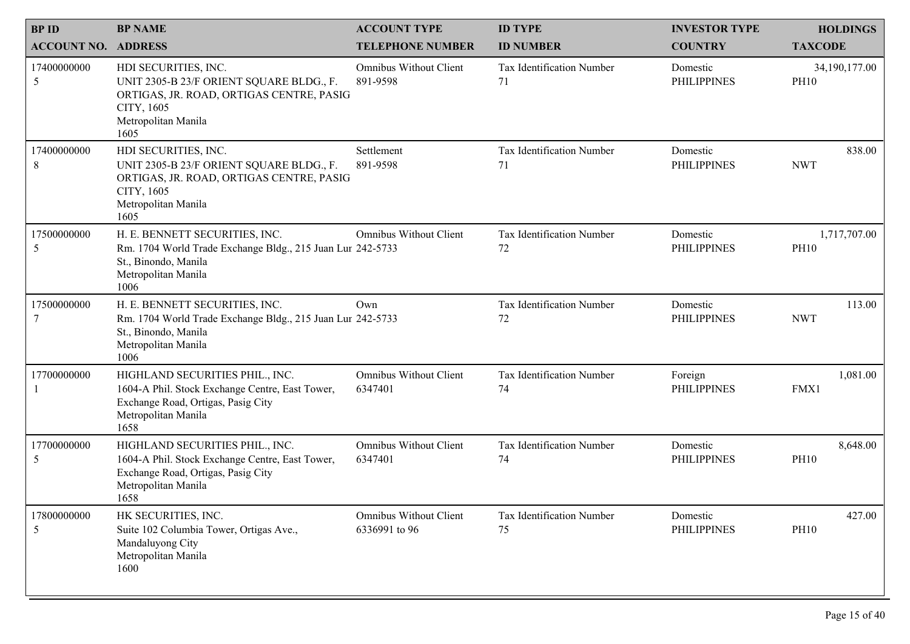| BP ID<br>ACCOUNT NO. | BP NAME<br>ADDRESS | ACCOUNT TYPE<br>TELEPHONE NUMBER | ID TYPE<br>ID NUMBER | INVESTOR TYPE<br>COUNTRY | HOLDINGS<br>TAXCODE |
|---|---|---|---|---|---|
| 17400000000<br>5 | HDI SECURITIES, INC.<br>UNIT 2305-B 23/F ORIENT SQUARE BLDG., F. ORTIGAS, JR. ROAD, ORTIGAS CENTRE, PASIG CITY, 1605<br>Metropolitan Manila<br>1605 | Omnibus Without Client<br>891-9598 | Tax Identification Number<br>71 | Domestic<br>PHILIPPINES | 34,190,177.00<br>PH10 |
| 17400000000<br>8 | HDI SECURITIES, INC.<br>UNIT 2305-B 23/F ORIENT SQUARE BLDG., F. ORTIGAS, JR. ROAD, ORTIGAS CENTRE, PASIG CITY, 1605<br>Metropolitan Manila<br>1605 | Settlement<br>891-9598 | Tax Identification Number<br>71 | Domestic<br>PHILIPPINES | 838.00<br>NWT |
| 17500000000<br>5 | H. E. BENNETT SECURITIES, INC.<br>Rm. 1704 World Trade Exchange Bldg., 215 Juan Lur St., Binondo, Manila<br>Metropolitan Manila<br>1006 | Omnibus Without Client<br>242-5733 | Tax Identification Number<br>72 | Domestic<br>PHILIPPINES | 1,717,707.00<br>PH10 |
| 17500000000<br>7 | H. E. BENNETT SECURITIES, INC.<br>Rm. 1704 World Trade Exchange Bldg., 215 Juan Lur St., Binondo, Manila<br>Metropolitan Manila<br>1006 | Own<br>242-5733 | Tax Identification Number<br>72 | Domestic<br>PHILIPPINES | 113.00<br>NWT |
| 17700000000<br>1 | HIGHLAND SECURITIES PHIL., INC.<br>1604-A Phil. Stock Exchange Centre, East Tower, Exchange Road, Ortigas, Pasig City<br>Metropolitan Manila<br>1658 | Omnibus Without Client<br>6347401 | Tax Identification Number<br>74 | Foreign<br>PHILIPPINES | 1,081.00<br>FMX1 |
| 17700000000<br>5 | HIGHLAND SECURITIES PHIL., INC.<br>1604-A Phil. Stock Exchange Centre, East Tower, Exchange Road, Ortigas, Pasig City<br>Metropolitan Manila<br>1658 | Omnibus Without Client<br>6347401 | Tax Identification Number<br>74 | Domestic<br>PHILIPPINES | 8,648.00<br>PH10 |
| 17800000000<br>5 | HK SECURITIES, INC.<br>Suite 102 Columbia Tower, Ortigas Ave., Mandaluyong City<br>Metropolitan Manila<br>1600 | Omnibus Without Client<br>6336991 to 96 | Tax Identification Number<br>75 | Domestic<br>PHILIPPINES | 427.00<br>PH10 |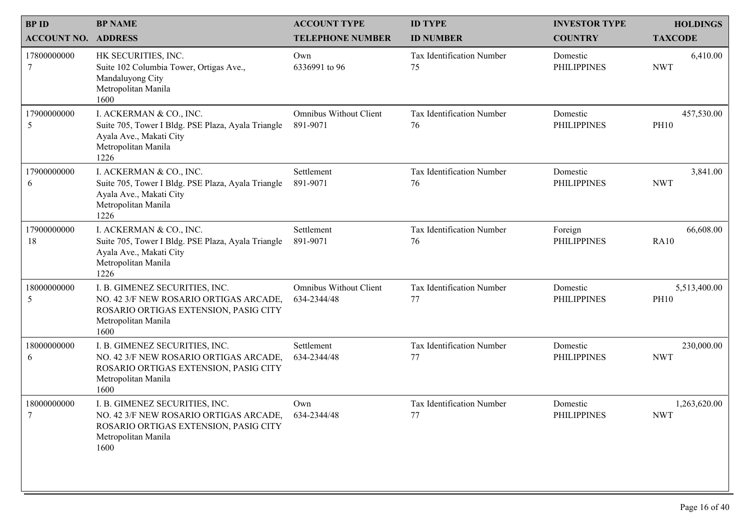| BP ID<br>ACCOUNT NO. | BP NAME<br>ADDRESS | ACCOUNT TYPE<br>TELEPHONE NUMBER | ID TYPE<br>ID NUMBER | INVESTOR TYPE<br>COUNTRY | HOLDINGS<br>TAXCODE |
|---|---|---|---|---|---|
| 17800000000<br>7 | HK SECURITIES, INC.<br>Suite 102 Columbia Tower, Ortigas Ave., Mandaluyong City<br>Metropolitan Manila<br>1600 | Own<br>6336991 to 96 | Tax Identification Number<br>75 | Domestic<br>PHILIPPINES | 6,410.00<br>NWT |
| 17900000000<br>5 | I. ACKERMAN & CO., INC.<br>Suite 705, Tower I Bldg. PSE Plaza, Ayala Triangle Ayala Ave., Makati City<br>Metropolitan Manila<br>1226 | Omnibus Without Client<br>891-9071 | Tax Identification Number<br>76 | Domestic<br>PHILIPPINES | 457,530.00<br>PH10 |
| 17900000000<br>6 | I. ACKERMAN & CO., INC.<br>Suite 705, Tower I Bldg. PSE Plaza, Ayala Triangle Ayala Ave., Makati City<br>Metropolitan Manila<br>1226 | Settlement<br>891-9071 | Tax Identification Number<br>76 | Domestic<br>PHILIPPINES | 3,841.00<br>NWT |
| 17900000000<br>18 | I. ACKERMAN & CO., INC.<br>Suite 705, Tower I Bldg. PSE Plaza, Ayala Triangle Ayala Ave., Makati City<br>Metropolitan Manila<br>1226 | Settlement<br>891-9071 | Tax Identification Number<br>76 | Foreign<br>PHILIPPINES | 66,608.00<br>RA10 |
| 18000000000<br>5 | I. B. GIMENEZ SECURITIES, INC.<br>NO. 42 3/F NEW ROSARIO ORTIGAS ARCADE, ROSARIO ORTIGAS EXTENSION, PASIG CITY<br>Metropolitan Manila<br>1600 | Omnibus Without Client<br>634-2344/48 | Tax Identification Number<br>77 | Domestic<br>PHILIPPINES | 5,513,400.00<br>PH10 |
| 18000000000<br>6 | I. B. GIMENEZ SECURITIES, INC.<br>NO. 42 3/F NEW ROSARIO ORTIGAS ARCADE, ROSARIO ORTIGAS EXTENSION, PASIG CITY<br>Metropolitan Manila<br>1600 | Settlement<br>634-2344/48 | Tax Identification Number<br>77 | Domestic<br>PHILIPPINES | 230,000.00<br>NWT |
| 18000000000<br>7 | I. B. GIMENEZ SECURITIES, INC.<br>NO. 42 3/F NEW ROSARIO ORTIGAS ARCADE, ROSARIO ORTIGAS EXTENSION, PASIG CITY<br>Metropolitan Manila<br>1600 | Own<br>634-2344/48 | Tax Identification Number<br>77 | Domestic<br>PHILIPPINES | 1,263,620.00<br>NWT |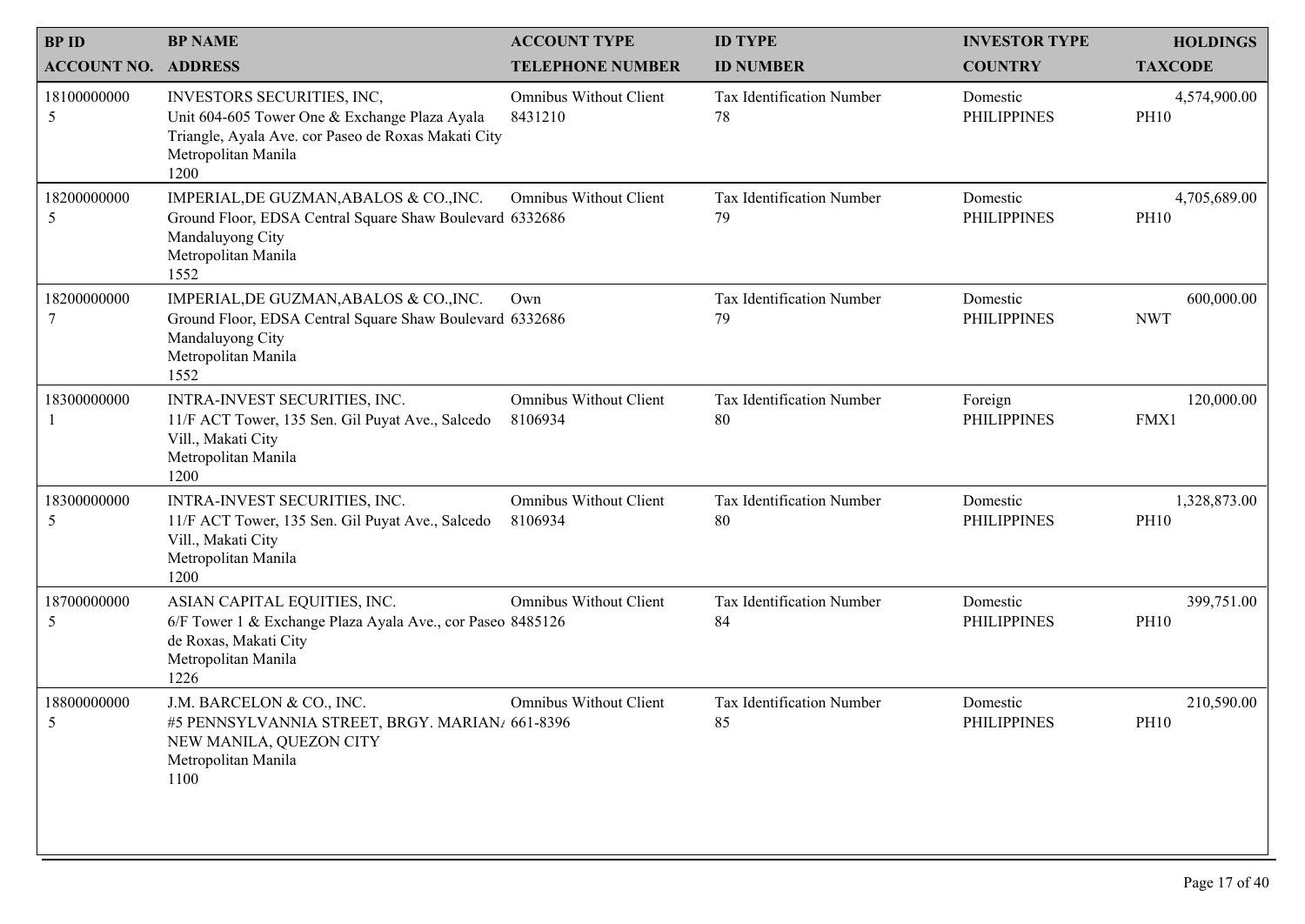| BP ID<br>ACCOUNT NO. | BP NAME<br>ADDRESS | ACCOUNT TYPE<br>TELEPHONE NUMBER | ID TYPE<br>ID NUMBER | INVESTOR TYPE<br>COUNTRY | HOLDINGS<br>TAXCODE |
|---|---|---|---|---|---|
| 18100000000<br>5 | INVESTORS SECURITIES, INC,<br>Unit 604-605 Tower One & Exchange Plaza Ayala Triangle, Ayala Ave. cor Paseo de Roxas Makati City<br>Metropolitan Manila<br>1200 | Omnibus Without Client<br>8431210 | Tax Identification Number<br>78 | Domestic<br>PHILIPPINES | 4,574,900.00<br>PH10 |
| 18200000000<br>5 | IMPERIAL,DE GUZMAN,ABALOS & CO.,INC.<br>Ground Floor, EDSA Central Square Shaw Boulevard<br>Mandaluyong City<br>Metropolitan Manila<br>1552 | Omnibus Without Client<br>6332686 | Tax Identification Number<br>79 | Domestic<br>PHILIPPINES | 4,705,689.00<br>PH10 |
| 18200000000<br>7 | IMPERIAL,DE GUZMAN,ABALOS & CO.,INC.<br>Ground Floor, EDSA Central Square Shaw Boulevard<br>Mandaluyong City<br>Metropolitan Manila<br>1552 | Own<br>6332686 | Tax Identification Number<br>79 | Domestic<br>PHILIPPINES | 600,000.00<br>NWT |
| 18300000000<br>1 | INTRA-INVEST SECURITIES, INC.<br>11/F ACT Tower, 135 Sen. Gil Puyat Ave., Salcedo Vill., Makati City<br>Metropolitan Manila<br>1200 | Omnibus Without Client<br>8106934 | Tax Identification Number<br>80 | Foreign<br>PHILIPPINES | 120,000.00<br>FMX1 |
| 18300000000<br>5 | INTRA-INVEST SECURITIES, INC.<br>11/F ACT Tower, 135 Sen. Gil Puyat Ave., Salcedo Vill., Makati City<br>Metropolitan Manila<br>1200 | Omnibus Without Client<br>8106934 | Tax Identification Number<br>80 | Domestic<br>PHILIPPINES | 1,328,873.00<br>PH10 |
| 18700000000<br>5 | ASIAN CAPITAL EQUITIES, INC.<br>6/F Tower 1 & Exchange Plaza Ayala Ave., cor Paseo de Roxas, Makati City<br>Metropolitan Manila<br>1226 | Omnibus Without Client<br>8485126 | Tax Identification Number<br>84 | Domestic<br>PHILIPPINES | 399,751.00<br>PH10 |
| 18800000000<br>5 | J.M. BARCELON & CO., INC.<br>#5 PENNSYLVANNIA STREET, BRGY. MARIAN/ NEW MANILA, QUEZON CITY<br>Metropolitan Manila<br>1100 | Omnibus Without Client<br>661-8396 | Tax Identification Number<br>85 | Domestic<br>PHILIPPINES | 210,590.00<br>PH10 |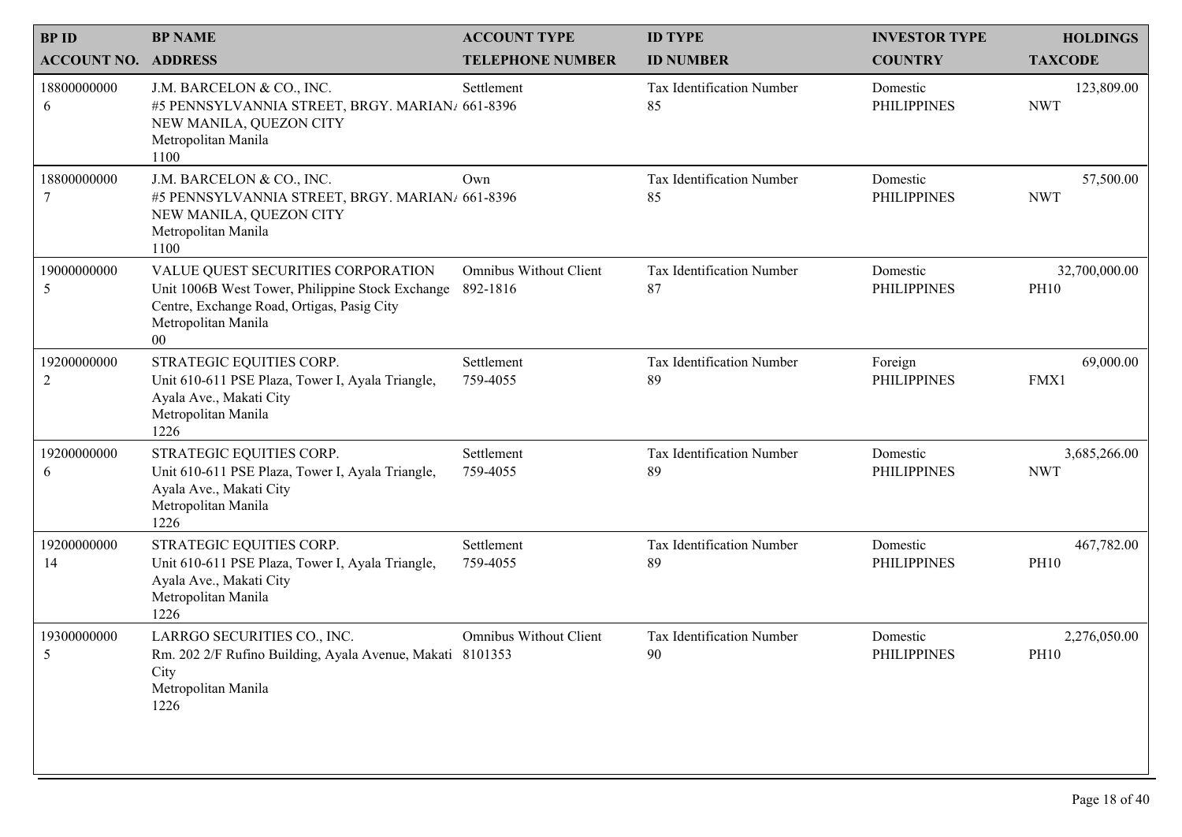| BP ID<br>ACCOUNT NO. | BP NAME<br>ADDRESS | ACCOUNT TYPE<br>TELEPHONE NUMBER | ID TYPE<br>ID NUMBER | INVESTOR TYPE<br>COUNTRY | HOLDINGS<br>TAXCODE |
|---|---|---|---|---|---|
| 18800000000<br>6 | J.M. BARCELON & CO., INC.<br>#5 PENNSYLVANNIA STREET, BRGY. MARIAN/<br>NEW MANILA, QUEZON CITY<br>Metropolitan Manila<br>1100 | Settlement<br>661-8396 | Tax Identification Number<br>85 | Domestic<br>PHILIPPINES | 123,809.00<br>NWT |
| 18800000000<br>7 | J.M. BARCELON & CO., INC.<br>#5 PENNSYLVANNIA STREET, BRGY. MARIAN/<br>NEW MANILA, QUEZON CITY<br>Metropolitan Manila<br>1100 | Own<br>661-8396 | Tax Identification Number<br>85 | Domestic<br>PHILIPPINES | 57,500.00<br>NWT |
| 19000000000<br>5 | VALUE QUEST SECURITIES CORPORATION<br>Unit 1006B West Tower, Philippine Stock Exchange<br>Centre, Exchange Road, Ortigas, Pasig City<br>Metropolitan Manila<br>00 | Omnibus Without Client<br>892-1816 | Tax Identification Number<br>87 | Domestic<br>PHILIPPINES | 32,700,000.00<br>PH10 |
| 19200000000<br>2 | STRATEGIC EQUITIES CORP.<br>Unit 610-611 PSE Plaza, Tower I, Ayala Triangle,<br>Ayala Ave., Makati City<br>Metropolitan Manila<br>1226 | Settlement<br>759-4055 | Tax Identification Number<br>89 | Foreign<br>PHILIPPINES | 69,000.00<br>FMX1 |
| 19200000000<br>6 | STRATEGIC EQUITIES CORP.<br>Unit 610-611 PSE Plaza, Tower I, Ayala Triangle,<br>Ayala Ave., Makati City<br>Metropolitan Manila<br>1226 | Settlement<br>759-4055 | Tax Identification Number<br>89 | Domestic<br>PHILIPPINES | 3,685,266.00<br>NWT |
| 19200000000<br>14 | STRATEGIC EQUITIES CORP.<br>Unit 610-611 PSE Plaza, Tower I, Ayala Triangle,<br>Ayala Ave., Makati City<br>Metropolitan Manila<br>1226 | Settlement<br>759-4055 | Tax Identification Number<br>89 | Domestic<br>PHILIPPINES | 467,782.00<br>PH10 |
| 19300000000<br>5 | LARRGO SECURITIES CO., INC.<br>Rm. 202 2/F Rufino Building, Ayala Avenue, Makati<br>City<br>Metropolitan Manila<br>1226 | Omnibus Without Client<br>8101353 | Tax Identification Number<br>90 | Domestic<br>PHILIPPINES | 2,276,050.00<br>PH10 |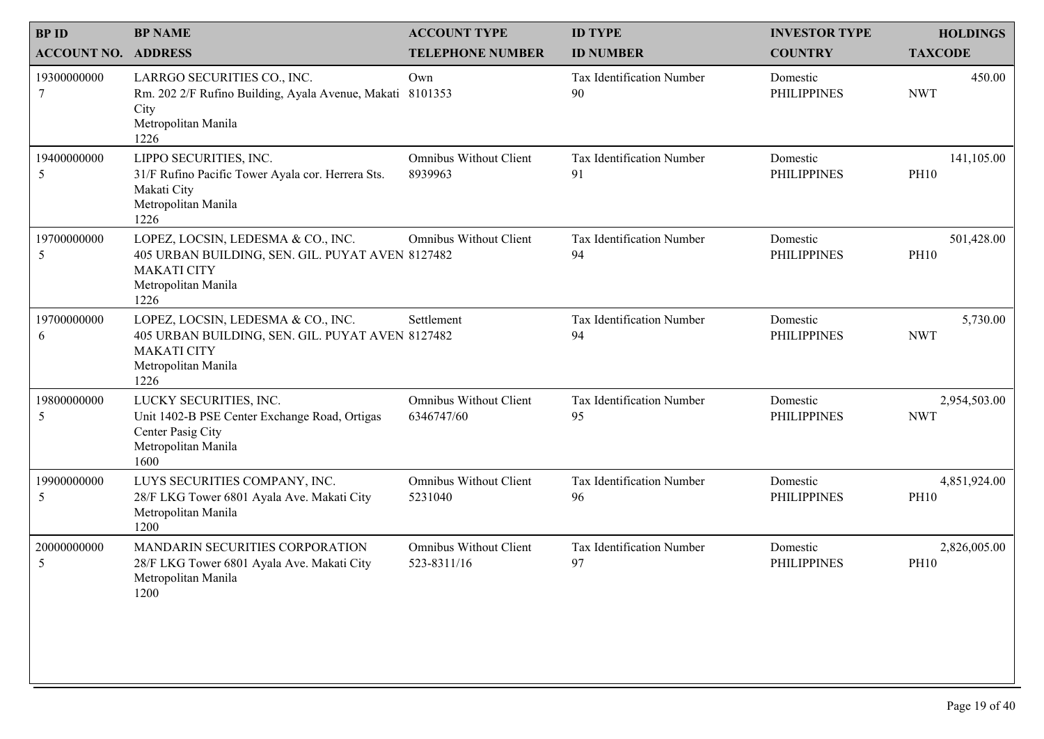| BP ID<br>ACCOUNT NO. | BP NAME<br>ADDRESS | ACCOUNT TYPE<br>TELEPHONE NUMBER | ID TYPE<br>ID NUMBER | INVESTOR TYPE<br>COUNTRY | HOLDINGS<br>TAXCODE |
|---|---|---|---|---|---|
| 19300000000<br>7 | LARRGO SECURITIES CO., INC.<br>Rm. 202 2/F Rufino Building, Ayala Avenue, Makati City<br>Metropolitan Manila<br>1226 | Own<br>8101353 | Tax Identification Number<br>90 | Domestic<br>PHILIPPINES | 450.00<br>NWT |
| 19400000000<br>5 | LIPPO SECURITIES, INC.<br>31/F Rufino Pacific Tower Ayala cor. Herrera Sts. Makati City<br>Metropolitan Manila<br>1226 | Omnibus Without Client<br>8939963 | Tax Identification Number<br>91 | Domestic<br>PHILIPPINES | 141,105.00<br>PH10 |
| 19700000000<br>5 | LOPEZ, LOCSIN, LEDESMA & CO., INC.<br>405 URBAN BUILDING, SEN. GIL. PUYAT AVEN MAKATI CITY<br>Metropolitan Manila<br>1226 | Omnibus Without Client<br>8127482 | Tax Identification Number<br>94 | Domestic<br>PHILIPPINES | 501,428.00<br>PH10 |
| 19700000000<br>6 | LOPEZ, LOCSIN, LEDESMA & CO., INC.<br>405 URBAN BUILDING, SEN. GIL. PUYAT AVEN MAKATI CITY<br>Metropolitan Manila<br>1226 | Settlement<br>8127482 | Tax Identification Number<br>94 | Domestic<br>PHILIPPINES | 5,730.00<br>NWT |
| 19800000000<br>5 | LUCKY SECURITIES, INC.<br>Unit 1402-B PSE Center Exchange Road, Ortigas Center Pasig City<br>Metropolitan Manila<br>1600 | Omnibus Without Client<br>6346747/60 | Tax Identification Number<br>95 | Domestic<br>PHILIPPINES | 2,954,503.00<br>NWT |
| 19900000000<br>5 | LUYS SECURITIES COMPANY, INC.<br>28/F LKG Tower 6801 Ayala Ave. Makati City<br>Metropolitan Manila<br>1200 | Omnibus Without Client<br>5231040 | Tax Identification Number<br>96 | Domestic<br>PHILIPPINES | 4,851,924.00<br>PH10 |
| 20000000000<br>5 | MANDARIN SECURITIES CORPORATION<br>28/F LKG Tower 6801 Ayala Ave. Makati City<br>Metropolitan Manila<br>1200 | Omnibus Without Client<br>523-8311/16 | Tax Identification Number<br>97 | Domestic<br>PHILIPPINES | 2,826,005.00<br>PH10 |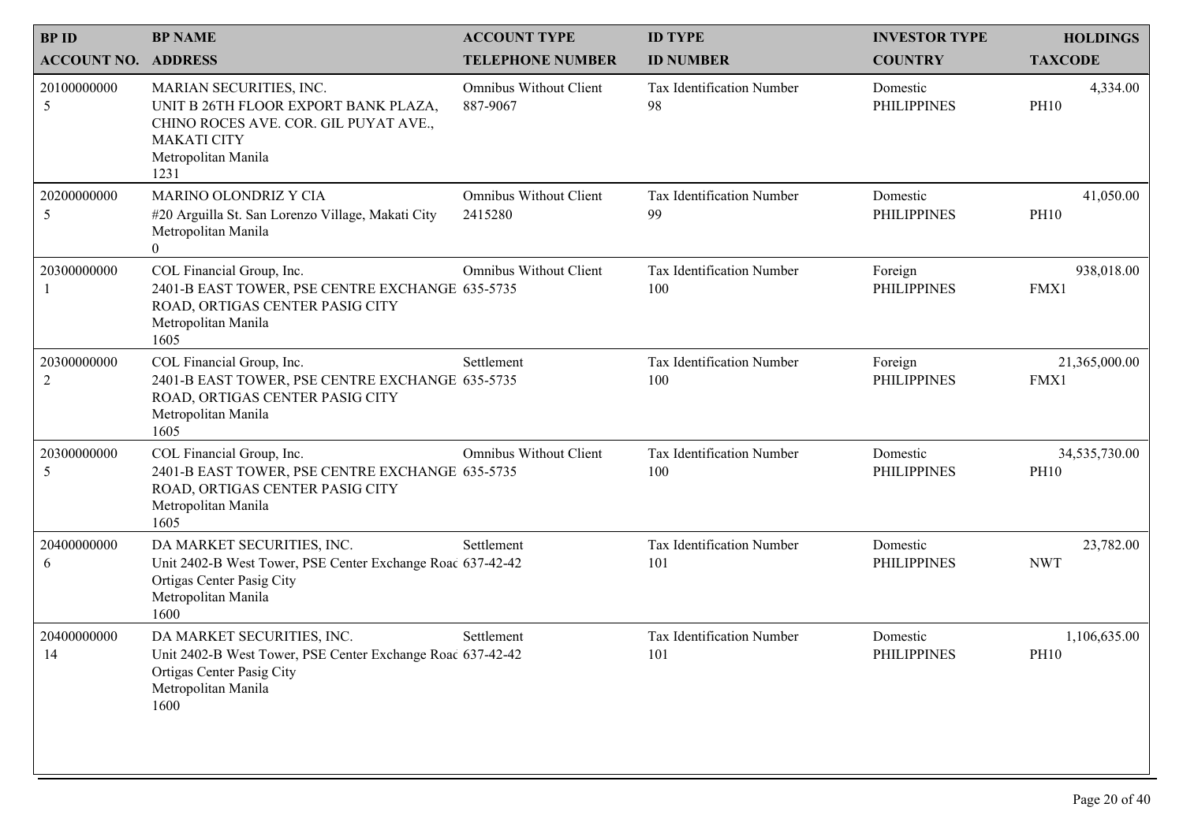| BP ID<br>ACCOUNT NO. | BP NAME<br>ADDRESS | ACCOUNT TYPE<br>TELEPHONE NUMBER | ID TYPE<br>ID NUMBER | INVESTOR TYPE<br>COUNTRY | HOLDINGS<br>TAXCODE |
|---|---|---|---|---|---|
| 20100000000<br>5 | MARIAN SECURITIES, INC.<br>UNIT B 26TH FLOOR EXPORT BANK PLAZA, CHINO ROCES AVE. COR. GIL PUYAT AVE., MAKATI CITY<br>Metropolitan Manila<br>1231 | Omnibus Without Client<br>887-9067 | Tax Identification Number<br>98 | Domestic<br>PHILIPPINES | 4,334.00<br>PH10 |
| 20200000000<br>5 | MARINO OLONDRIZ Y CIA<br>#20 Arguilla St. San Lorenzo Village, Makati City<br>Metropolitan Manila<br>0 | Omnibus Without Client<br>2415280 | Tax Identification Number<br>99 | Domestic<br>PHILIPPINES | 41,050.00<br>PH10 |
| 20300000000<br>1 | COL Financial Group, Inc.<br>2401-B EAST TOWER, PSE CENTRE EXCHANGE ROAD, ORTIGAS CENTER PASIG CITY<br>Metropolitan Manila<br>1605 | Omnibus Without Client<br>635-5735 | Tax Identification Number<br>100 | Foreign<br>PHILIPPINES | 938,018.00<br>FMX1 |
| 20300000000<br>2 | COL Financial Group, Inc.<br>2401-B EAST TOWER, PSE CENTRE EXCHANGE ROAD, ORTIGAS CENTER PASIG CITY<br>Metropolitan Manila<br>1605 | Settlement<br>635-5735 | Tax Identification Number<br>100 | Foreign<br>PHILIPPINES | 21,365,000.00<br>FMX1 |
| 20300000000<br>5 | COL Financial Group, Inc.<br>2401-B EAST TOWER, PSE CENTRE EXCHANGE ROAD, ORTIGAS CENTER PASIG CITY<br>Metropolitan Manila<br>1605 | Omnibus Without Client<br>635-5735 | Tax Identification Number<br>100 | Domestic<br>PHILIPPINES | 34,535,730.00<br>PH10 |
| 20400000000<br>6 | DA MARKET SECURITIES, INC.<br>Unit 2402-B West Tower, PSE Center Exchange Road Ortigas Center Pasig City<br>Metropolitan Manila<br>1600 | Settlement<br>637-42-42 | Tax Identification Number<br>101 | Domestic<br>PHILIPPINES | 23,782.00<br>NWT |
| 20400000000<br>14 | DA MARKET SECURITIES, INC.<br>Unit 2402-B West Tower, PSE Center Exchange Road Ortigas Center Pasig City<br>Metropolitan Manila<br>1600 | Settlement<br>637-42-42 | Tax Identification Number<br>101 | Domestic<br>PHILIPPINES | 1,106,635.00<br>PH10 |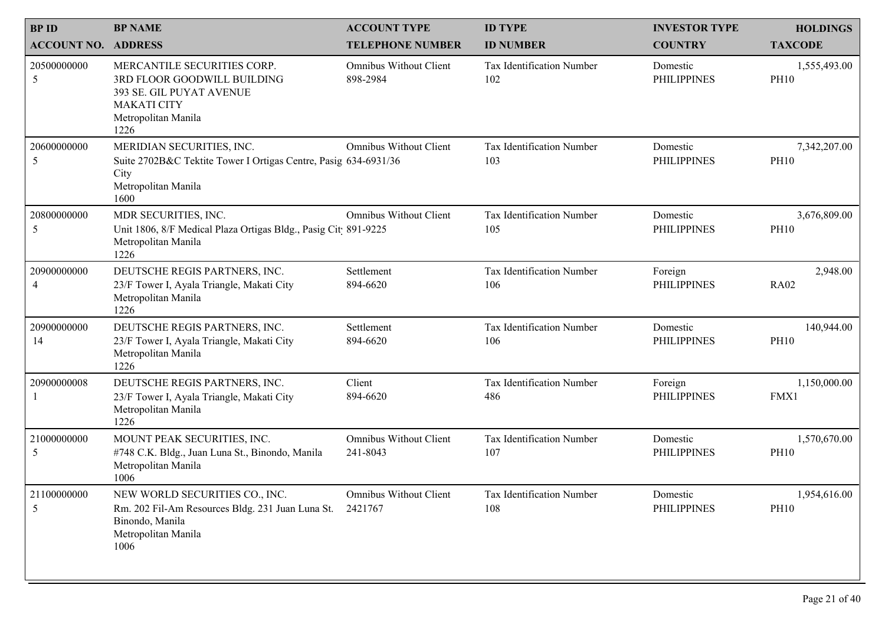| BP ID<br>ACCOUNT NO. | BP NAME<br>ADDRESS | ACCOUNT TYPE<br>TELEPHONE NUMBER | ID TYPE<br>ID NUMBER | INVESTOR TYPE<br>COUNTRY | HOLDINGS<br>TAXCODE |
|---|---|---|---|---|---|
| 20500000000<br>5 | MERCANTILE SECURITIES CORP.<br>3RD FLOOR GOODWILL BUILDING<br>393 SE. GIL PUYAT AVENUE<br>MAKATI CITY<br>Metropolitan Manila<br>1226 | Omnibus Without Client<br>898-2984 | Tax Identification Number<br>102 | Domestic<br>PHILIPPINES | 1,555,493.00<br>PH10 |
| 20600000000<br>5 | MERIDIAN SECURITIES, INC.<br>Suite 2702B&C Tektite Tower I Ortigas Centre, Pasig City<br>Metropolitan Manila<br>1600 | Omnibus Without Client<br>634-6931/36 | Tax Identification Number<br>103 | Domestic<br>PHILIPPINES | 7,342,207.00<br>PH10 |
| 20800000000<br>5 | MDR SECURITIES, INC.<br>Unit 1806, 8/F Medical Plaza Ortigas Bldg., Pasig City<br>Metropolitan Manila<br>1226 | Omnibus Without Client<br>891-9225 | Tax Identification Number<br>105 | Domestic<br>PHILIPPINES | 3,676,809.00<br>PH10 |
| 20900000000<br>4 | DEUTSCHE REGIS PARTNERS, INC.<br>23/F Tower I, Ayala Triangle, Makati City<br>Metropolitan Manila<br>1226 | Settlement<br>894-6620 | Tax Identification Number<br>106 | Foreign<br>PHILIPPINES | 2,948.00<br>RA02 |
| 20900000000<br>14 | DEUTSCHE REGIS PARTNERS, INC.<br>23/F Tower I, Ayala Triangle, Makati City<br>Metropolitan Manila<br>1226 | Settlement<br>894-6620 | Tax Identification Number<br>106 | Domestic<br>PHILIPPINES | 140,944.00<br>PH10 |
| 20900000008<br>1 | DEUTSCHE REGIS PARTNERS, INC.<br>23/F Tower I, Ayala Triangle, Makati City<br>Metropolitan Manila<br>1226 | Client<br>894-6620 | Tax Identification Number<br>486 | Foreign<br>PHILIPPINES | 1,150,000.00<br>FMX1 |
| 21000000000<br>5 | MOUNT PEAK SECURITIES, INC.<br>#748 C.K. Bldg., Juan Luna St., Binondo, Manila<br>Metropolitan Manila<br>1006 | Omnibus Without Client<br>241-8043 | Tax Identification Number<br>107 | Domestic<br>PHILIPPINES | 1,570,670.00<br>PH10 |
| 21100000000<br>5 | NEW WORLD SECURITIES CO., INC.<br>Rm. 202 Fil-Am Resources Bldg. 231 Juan Luna St. Binondo, Manila<br>Metropolitan Manila<br>1006 | Omnibus Without Client<br>2421767 | Tax Identification Number<br>108 | Domestic<br>PHILIPPINES | 1,954,616.00<br>PH10 |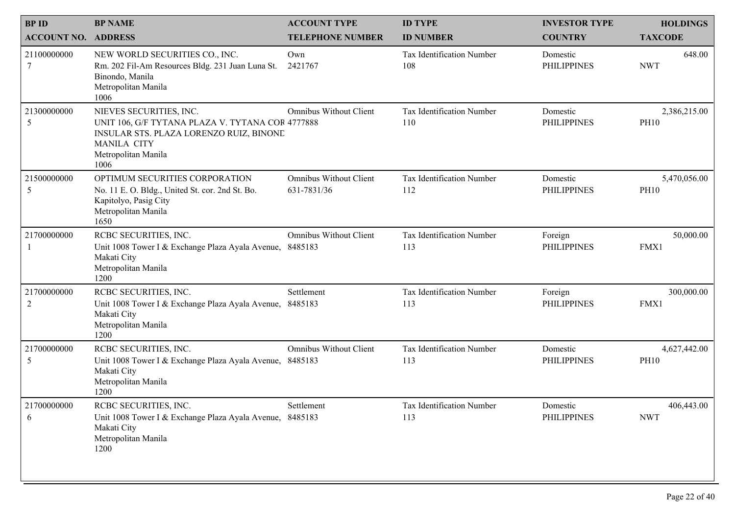| BP ID<br>ACCOUNT NO. | BP NAME<br>ADDRESS | ACCOUNT TYPE<br>TELEPHONE NUMBER | ID TYPE<br>ID NUMBER | INVESTOR TYPE<br>COUNTRY | HOLDINGS<br>TAXCODE |
|---|---|---|---|---|---|
| 21100000000<br>7 | NEW WORLD SECURITIES CO., INC.<br>Rm. 202 Fil-Am Resources Bldg. 231 Juan Luna St. Binondo, Manila<br>Metropolitan Manila<br>1006 | Own<br>2421767 | Tax Identification Number<br>108 | Domestic<br>PHILIPPINES | 648.00<br>NWT |
| 21300000000<br>5 | NIEVES SECURITIES, INC.<br>UNIT 106, G/F TYTANA PLAZA V. TYTANA COR INSULAR STS. PLAZA LORENZO RUIZ, BINOND MANILA CITY<br>Metropolitan Manila<br>1006 | Omnibus Without Client<br>4777888 | Tax Identification Number<br>110 | Domestic<br>PHILIPPINES | 2,386,215.00<br>PH10 |
| 21500000000<br>5 | OPTIMUM SECURITIES CORPORATION<br>No. 11 E. O. Bldg., United St. cor. 2nd St. Bo. Kapitolyo, Pasig City<br>Metropolitan Manila<br>1650 | Omnibus Without Client<br>631-7831/36 | Tax Identification Number<br>112 | Domestic<br>PHILIPPINES | 5,470,056.00<br>PH10 |
| 21700000000<br>1 | RCBC SECURITIES, INC.<br>Unit 1008 Tower I & Exchange Plaza Ayala Avenue, Makati City<br>Metropolitan Manila<br>1200 | Omnibus Without Client<br>8485183 | Tax Identification Number<br>113 | Foreign<br>PHILIPPINES | 50,000.00<br>FMX1 |
| 21700000000<br>2 | RCBC SECURITIES, INC.<br>Unit 1008 Tower I & Exchange Plaza Ayala Avenue, Makati City<br>Metropolitan Manila<br>1200 | Settlement<br>8485183 | Tax Identification Number<br>113 | Foreign<br>PHILIPPINES | 300,000.00<br>FMX1 |
| 21700000000<br>5 | RCBC SECURITIES, INC.<br>Unit 1008 Tower I & Exchange Plaza Ayala Avenue, Makati City<br>Metropolitan Manila<br>1200 | Omnibus Without Client<br>8485183 | Tax Identification Number<br>113 | Domestic<br>PHILIPPINES | 4,627,442.00<br>PH10 |
| 21700000000<br>6 | RCBC SECURITIES, INC.<br>Unit 1008 Tower I & Exchange Plaza Ayala Avenue, Makati City<br>Metropolitan Manila<br>1200 | Settlement<br>8485183 | Tax Identification Number<br>113 | Domestic<br>PHILIPPINES | 406,443.00<br>NWT |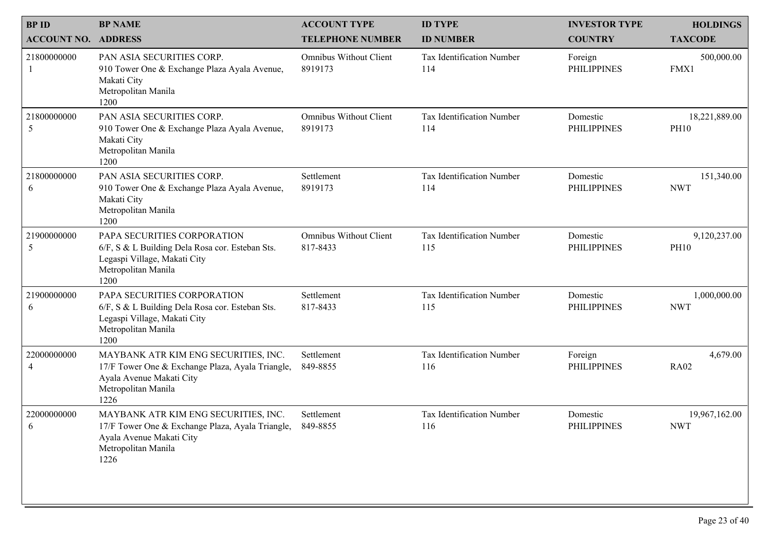| BP ID<br>ACCOUNT NO. | BP NAME<br>ADDRESS | ACCOUNT TYPE<br>TELEPHONE NUMBER | ID TYPE<br>ID NUMBER | INVESTOR TYPE<br>COUNTRY | HOLDINGS<br>TAXCODE |
|---|---|---|---|---|---|
| 21800000000<br>1 | PAN ASIA SECURITIES CORP.<br>910 Tower One & Exchange Plaza Ayala Avenue, Makati City<br>Metropolitan Manila<br>1200 | Omnibus Without Client<br>8919173 | Tax Identification Number<br>114 | Foreign<br>PHILIPPINES | 500,000.00<br>FMX1 |
| 21800000000<br>5 | PAN ASIA SECURITIES CORP.<br>910 Tower One & Exchange Plaza Ayala Avenue, Makati City<br>Metropolitan Manila<br>1200 | Omnibus Without Client<br>8919173 | Tax Identification Number<br>114 | Domestic<br>PHILIPPINES | 18,221,889.00<br>PH10 |
| 21800000000<br>6 | PAN ASIA SECURITIES CORP.<br>910 Tower One & Exchange Plaza Ayala Avenue, Makati City<br>Metropolitan Manila<br>1200 | Settlement<br>8919173 | Tax Identification Number<br>114 | Domestic<br>PHILIPPINES | 151,340.00<br>NWT |
| 21900000000<br>5 | PAPA SECURITIES CORPORATION<br>6/F, S & L Building Dela Rosa cor. Esteban Sts. Legaspi Village, Makati City<br>Metropolitan Manila<br>1200 | Omnibus Without Client<br>817-8433 | Tax Identification Number<br>115 | Domestic<br>PHILIPPINES | 9,120,237.00<br>PH10 |
| 21900000000<br>6 | PAPA SECURITIES CORPORATION<br>6/F, S & L Building Dela Rosa cor. Esteban Sts. Legaspi Village, Makati City<br>Metropolitan Manila<br>1200 | Settlement<br>817-8433 | Tax Identification Number<br>115 | Domestic<br>PHILIPPINES | 1,000,000.00<br>NWT |
| 22000000000<br>4 | MAYBANK ATR KIM ENG SECURITIES, INC.<br>17/F Tower One & Exchange Plaza, Ayala Triangle, Ayala Avenue Makati City<br>Metropolitan Manila<br>1226 | Settlement<br>849-8855 | Tax Identification Number<br>116 | Foreign<br>PHILIPPINES | 4,679.00<br>RA02 |
| 22000000000<br>6 | MAYBANK ATR KIM ENG SECURITIES, INC.<br>17/F Tower One & Exchange Plaza, Ayala Triangle, Ayala Avenue Makati City<br>Metropolitan Manila<br>1226 | Settlement<br>849-8855 | Tax Identification Number<br>116 | Domestic<br>PHILIPPINES | 19,967,162.00<br>NWT |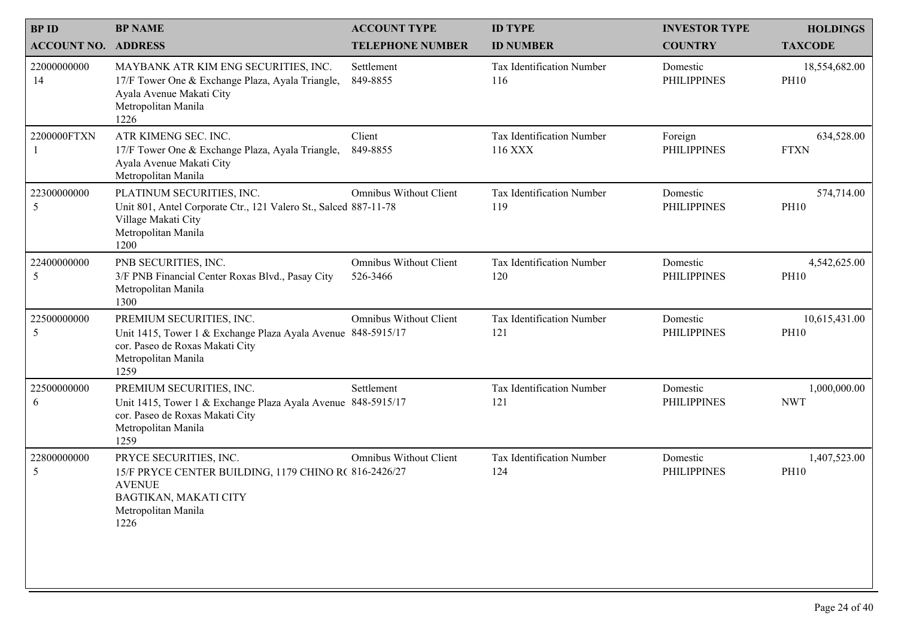| BP ID<br>ACCOUNT NO. | BP NAME<br>ADDRESS | ACCOUNT TYPE<br>TELEPHONE NUMBER | ID TYPE<br>ID NUMBER | INVESTOR TYPE<br>COUNTRY | HOLDINGS<br>TAXCODE |
|---|---|---|---|---|---|
| 22000000000<br>14 | MAYBANK ATR KIM ENG SECURITIES, INC.<br>17/F Tower One & Exchange Plaza, Ayala Triangle, Ayala Avenue Makati City<br>Metropolitan Manila<br>1226 | Settlement<br>849-8855 | Tax Identification Number<br>116 | Domestic<br>PHILIPPINES | 18,554,682.00<br>PH10 |
| 2200000FTXN<br>1 | ATR KIMENG SEC. INC.<br>17/F Tower One & Exchange Plaza, Ayala Triangle, Ayala Avenue Makati City<br>Metropolitan Manila | Client<br>849-8855 | Tax Identification Number<br>116 XXX | Foreign<br>PHILIPPINES | 634,528.00<br>FTXN |
| 22300000000<br>5 | PLATINUM SECURITIES, INC.<br>Unit 801, Antel Corporate Ctr., 121 Valero St., Salced Village Makati City<br>Metropolitan Manila<br>1200 | Omnibus Without Client<br>887-11-78 | Tax Identification Number<br>119 | Domestic<br>PHILIPPINES | 574,714.00<br>PH10 |
| 22400000000<br>5 | PNB SECURITIES, INC.<br>3/F PNB Financial Center Roxas Blvd., Pasay City<br>Metropolitan Manila<br>1300 | Omnibus Without Client<br>526-3466 | Tax Identification Number<br>120 | Domestic<br>PHILIPPINES | 4,542,625.00<br>PH10 |
| 22500000000<br>5 | PREMIUM SECURITIES, INC.<br>Unit 1415, Tower 1 & Exchange Plaza Ayala Avenue cor. Paseo de Roxas Makati City<br>Metropolitan Manila<br>1259 | Omnibus Without Client<br>848-5915/17 | Tax Identification Number<br>121 | Domestic<br>PHILIPPINES | 10,615,431.00<br>PH10 |
| 22500000000<br>6 | PREMIUM SECURITIES, INC.<br>Unit 1415, Tower 1 & Exchange Plaza Ayala Avenue cor. Paseo de Roxas Makati City<br>Metropolitan Manila<br>1259 | Settlement<br>848-5915/17 | Tax Identification Number<br>121 | Domestic<br>PHILIPPINES | 1,000,000.00<br>NWT |
| 22800000000<br>5 | PRYCE SECURITIES, INC.<br>15/F PRYCE CENTER BUILDING, 1179 CHINO R( AVENUE<br>BAGTIKAN, MAKATI CITY<br>Metropolitan Manila<br>1226 | Omnibus Without Client<br>816-2426/27 | Tax Identification Number<br>124 | Domestic<br>PHILIPPINES | 1,407,523.00<br>PH10 |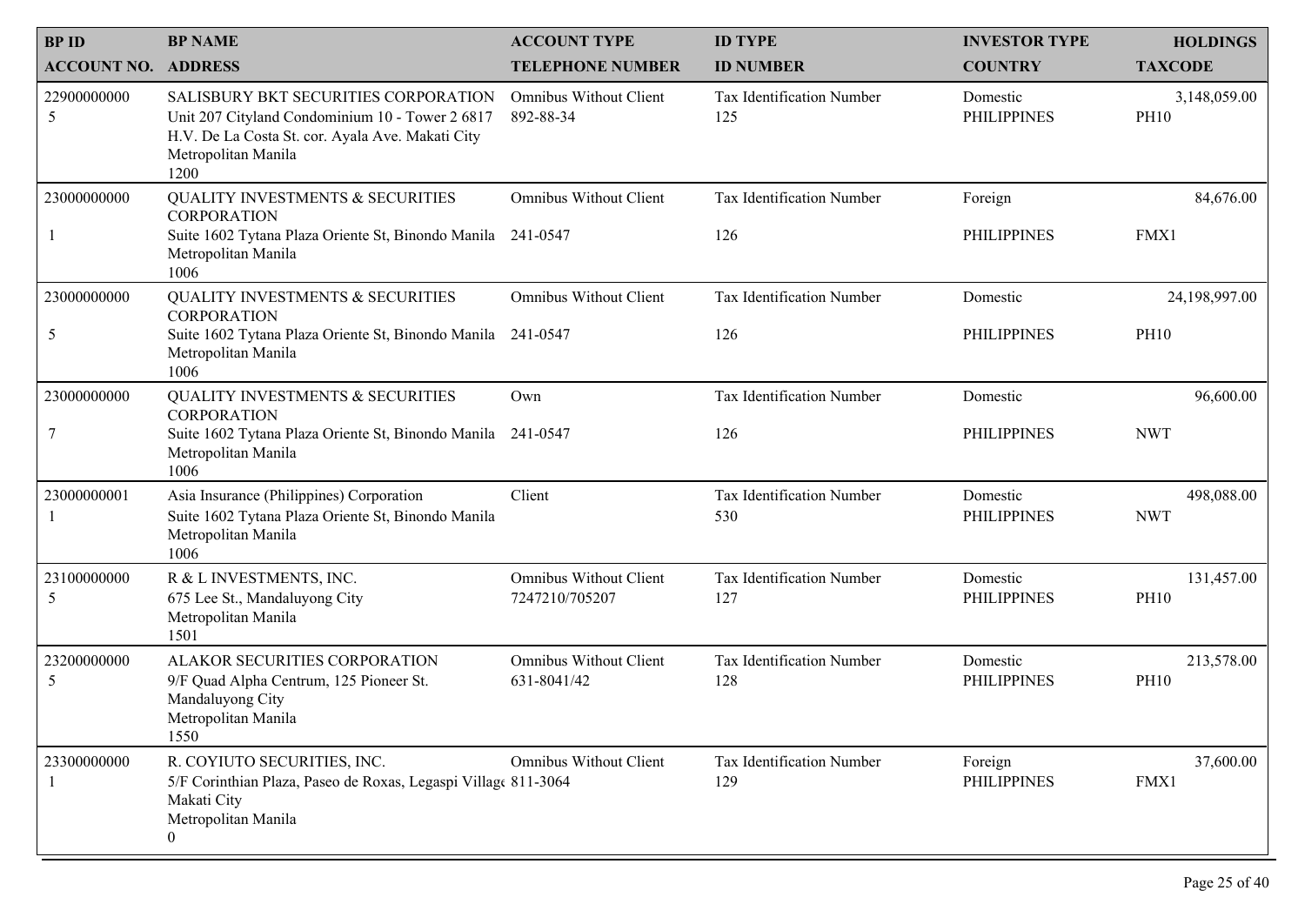| BP ID<br>ACCOUNT NO. | BP NAME<br>ADDRESS | ACCOUNT TYPE<br>TELEPHONE NUMBER | ID TYPE<br>ID NUMBER | INVESTOR TYPE<br>COUNTRY | HOLDINGS<br>TAXCODE |
|---|---|---|---|---|---|
| 22900000000<br>5 | SALISBURY BKT SECURITIES CORPORATION<br>Unit 207 Cityland Condominium 10 - Tower 2 6817 H.V. De La Costa St. cor. Ayala Ave. Makati City<br>Metropolitan Manila<br>1200 | Omnibus Without Client<br>892-88-34 | Tax Identification Number<br>125 | Domestic<br>PHILIPPINES | 3,148,059.00<br>PH10 |
| 23000000000<br>1 | QUALITY INVESTMENTS & SECURITIES CORPORATION<br>Suite 1602 Tytana Plaza Oriente St, Binondo Manila<br>Metropolitan Manila<br>1006 | Omnibus Without Client<br>241-0547 | Tax Identification Number<br>126 | Foreign<br>PHILIPPINES | 84,676.00<br>FMX1 |
| 23000000000<br>5 | QUALITY INVESTMENTS & SECURITIES CORPORATION<br>Suite 1602 Tytana Plaza Oriente St, Binondo Manila<br>Metropolitan Manila<br>1006 | Omnibus Without Client<br>241-0547 | Tax Identification Number<br>126 | Domestic<br>PHILIPPINES | 24,198,997.00<br>PH10 |
| 23000000000<br>7 | QUALITY INVESTMENTS & SECURITIES CORPORATION<br>Suite 1602 Tytana Plaza Oriente St, Binondo Manila<br>Metropolitan Manila<br>1006 | Own<br>241-0547 | Tax Identification Number<br>126 | Domestic<br>PHILIPPINES | 96,600.00<br>NWT |
| 23000000001<br>1 | Asia Insurance (Philippines) Corporation<br>Suite 1602 Tytana Plaza Oriente St, Binondo Manila<br>Metropolitan Manila<br>1006 | Client | Tax Identification Number<br>530 | Domestic<br>PHILIPPINES | 498,088.00<br>NWT |
| 23100000000<br>5 | R & L INVESTMENTS, INC.<br>675 Lee St., Mandaluyong City<br>Metropolitan Manila<br>1501 | Omnibus Without Client<br>7247210/705207 | Tax Identification Number<br>127 | Domestic<br>PHILIPPINES | 131,457.00<br>PH10 |
| 23200000000<br>5 | ALAKOR SECURITIES CORPORATION<br>9/F Quad Alpha Centrum, 125 Pioneer St.<br>Mandaluyong City<br>Metropolitan Manila<br>1550 | Omnibus Without Client<br>631-8041/42 | Tax Identification Number<br>128 | Domestic<br>PHILIPPINES | 213,578.00<br>PH10 |
| 23300000000<br>1 | R. COYIUTO SECURITIES, INC.<br>5/F Corinthian Plaza, Paseo de Roxas, Legaspi Villag<br>Makati City<br>Metropolitan Manila<br>0 | Omnibus Without Client<br>811-3064 | Tax Identification Number<br>129 | Foreign<br>PHILIPPINES | 37,600.00<br>FMX1 |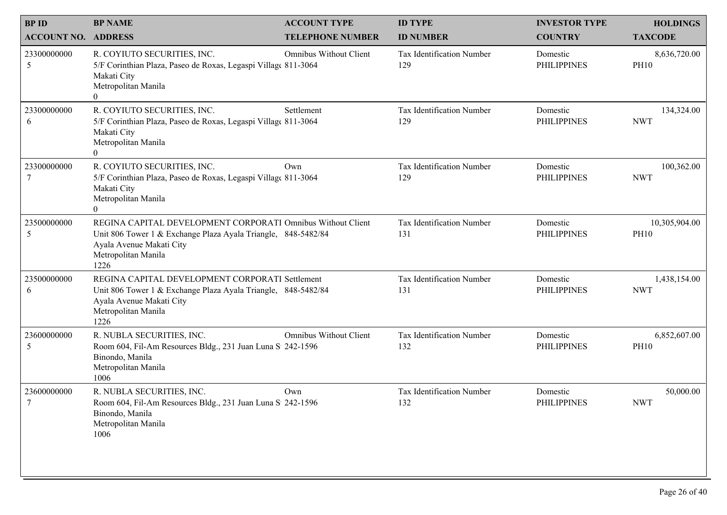| BP ID<br>ACCOUNT NO. | BP NAME<br>ADDRESS | ACCOUNT TYPE<br>TELEPHONE NUMBER | ID TYPE<br>ID NUMBER | INVESTOR TYPE<br>COUNTRY | HOLDINGS<br>TAXCODE |
|---|---|---|---|---|---|
| 23300000000<br>5 | R. COYIUTO SECURITIES, INC.<br>5/F Corinthian Plaza, Paseo de Roxas, Legaspi Villag<br>Makati City<br>Metropolitan Manila<br>0 | Omnibus Without Client<br>811-3064 | Tax Identification Number<br>129 | Domestic<br>PHILIPPINES | 8,636,720.00<br>PH10 |
| 23300000000<br>6 | R. COYIUTO SECURITIES, INC.<br>5/F Corinthian Plaza, Paseo de Roxas, Legaspi Villag<br>Makati City<br>Metropolitan Manila<br>0 | Settlement<br>811-3064 | Tax Identification Number<br>129 | Domestic<br>PHILIPPINES | 134,324.00<br>NWT |
| 23300000000<br>7 | R. COYIUTO SECURITIES, INC.<br>5/F Corinthian Plaza, Paseo de Roxas, Legaspi Villag<br>Makati City<br>Metropolitan Manila<br>0 | Own<br>811-3064 | Tax Identification Number<br>129 | Domestic<br>PHILIPPINES | 100,362.00<br>NWT |
| 23500000000<br>5 | REGINA CAPITAL DEVELOPMENT CORPORATI<br>Unit 806 Tower 1 & Exchange Plaza Ayala Triangle,<br>Ayala Avenue Makati City<br>Metropolitan Manila<br>1226 | Omnibus Without Client<br>848-5482/84 | Tax Identification Number<br>131 | Domestic<br>PHILIPPINES | 10,305,904.00<br>PH10 |
| 23500000000<br>6 | REGINA CAPITAL DEVELOPMENT CORPORATI<br>Unit 806 Tower 1 & Exchange Plaza Ayala Triangle,<br>Ayala Avenue Makati City<br>Metropolitan Manila<br>1226 | Settlement<br>848-5482/84 | Tax Identification Number<br>131 | Domestic<br>PHILIPPINES | 1,438,154.00<br>NWT |
| 23600000000<br>5 | R. NUBLA SECURITIES, INC.<br>Room 604, Fil-Am Resources Bldg., 231 Juan Luna S<br>Binondo, Manila<br>Metropolitan Manila<br>1006 | Omnibus Without Client<br>242-1596 | Tax Identification Number<br>132 | Domestic<br>PHILIPPINES | 6,852,607.00<br>PH10 |
| 23600000000<br>7 | R. NUBLA SECURITIES, INC.<br>Room 604, Fil-Am Resources Bldg., 231 Juan Luna S<br>Binondo, Manila<br>Metropolitan Manila<br>1006 | Own<br>242-1596 | Tax Identification Number<br>132 | Domestic<br>PHILIPPINES | 50,000.00<br>NWT |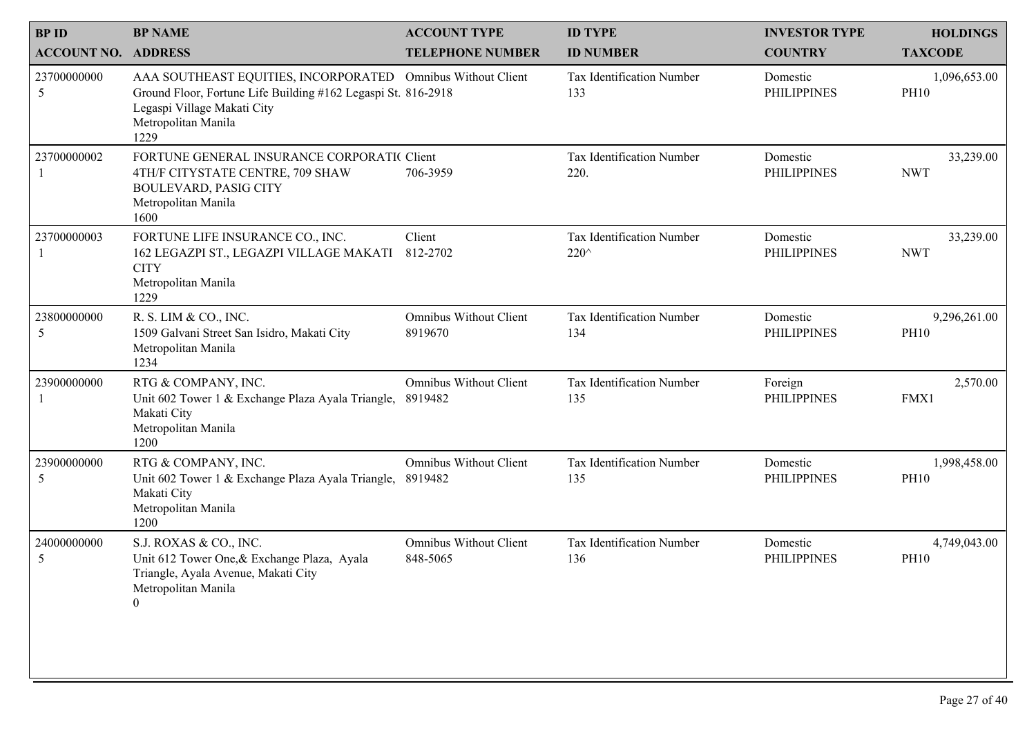| BP ID<br>ACCOUNT NO. | BP NAME<br>ADDRESS | ACCOUNT TYPE<br>TELEPHONE NUMBER | ID TYPE<br>ID NUMBER | INVESTOR TYPE<br>COUNTRY | HOLDINGS<br>TAXCODE |
|---|---|---|---|---|---|
| 23700000000<br>5 | AAA SOUTHEAST EQUITIES, INCORPORATED<br>Ground Floor, Fortune Life Building #162 Legaspi St. Legaspi Village Makati City<br>Metropolitan Manila<br>1229 | Omnibus Without Client<br>816-2918 | Tax Identification Number<br>133 | Domestic<br>PHILIPPINES | 1,096,653.00<br>PH10 |
| 23700000002<br>1 | FORTUNE GENERAL INSURANCE CORPORATI( <br>4TH/F CITYSTATE CENTRE, 709 SHAW BOULEVARD, PASIG CITY<br>Metropolitan Manila<br>1600 | Client<br>706-3959 | Tax Identification Number<br>220. | Domestic<br>PHILIPPINES | 33,239.00<br>NWT |
| 23700000003<br>1 | FORTUNE LIFE INSURANCE CO., INC.<br>162 LEGAZPI ST., LEGAZPI VILLAGE MAKATI CITY<br>Metropolitan Manila<br>1229 | Client<br>812-2702 | Tax Identification Number<br>220^ | Domestic<br>PHILIPPINES | 33,239.00<br>NWT |
| 23800000000<br>5 | R. S. LIM & CO., INC.<br>1509 Galvani Street San Isidro, Makati City<br>Metropolitan Manila<br>1234 | Omnibus Without Client<br>8919670 | Tax Identification Number<br>134 | Domestic<br>PHILIPPINES | 9,296,261.00<br>PH10 |
| 23900000000<br>1 | RTG & COMPANY, INC.<br>Unit 602 Tower 1 & Exchange Plaza Ayala Triangle, Makati City<br>Metropolitan Manila<br>1200 | Omnibus Without Client<br>8919482 | Tax Identification Number<br>135 | Foreign<br>PHILIPPINES | 2,570.00<br>FMX1 |
| 23900000000<br>5 | RTG & COMPANY, INC.<br>Unit 602 Tower 1 & Exchange Plaza Ayala Triangle, Makati City<br>Metropolitan Manila<br>1200 | Omnibus Without Client<br>8919482 | Tax Identification Number<br>135 | Domestic<br>PHILIPPINES | 1,998,458.00<br>PH10 |
| 24000000000<br>5 | S.J. ROXAS & CO., INC.<br>Unit 612 Tower One,& Exchange Plaza, Ayala Triangle, Ayala Avenue, Makati City<br>Metropolitan Manila<br>0 | Omnibus Without Client<br>848-5065 | Tax Identification Number<br>136 | Domestic<br>PHILIPPINES | 4,749,043.00<br>PH10 |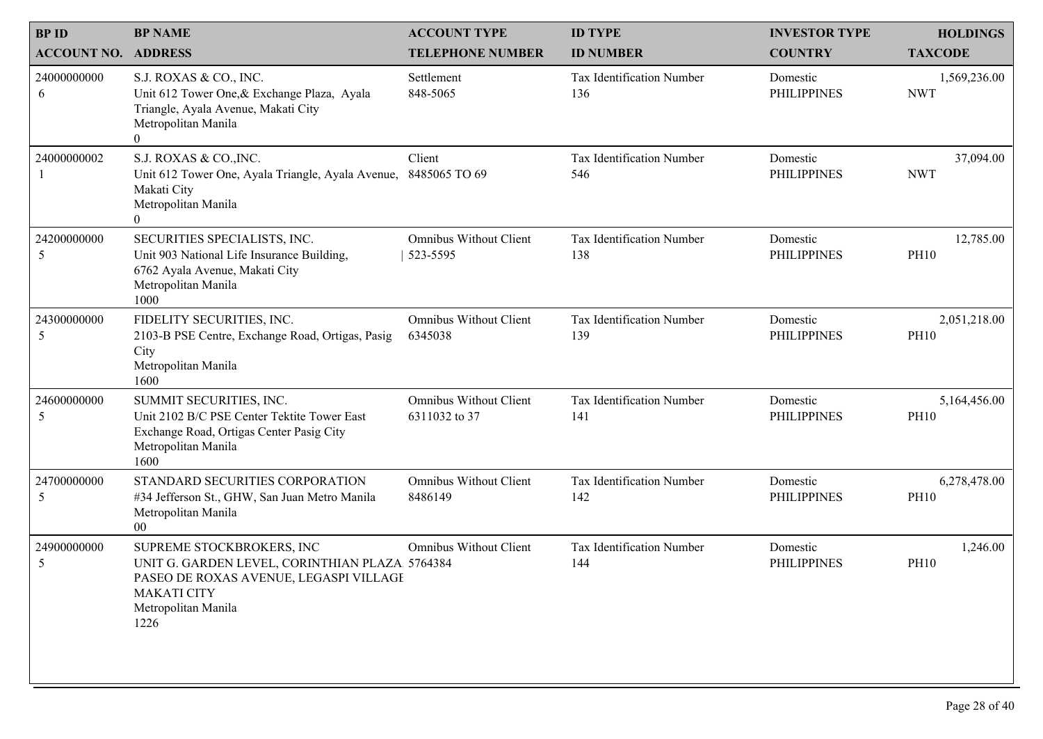| BP ID<br>ACCOUNT NO. | BP NAME<br>ADDRESS | ACCOUNT TYPE<br>TELEPHONE NUMBER | ID TYPE<br>ID NUMBER | INVESTOR TYPE<br>COUNTRY | HOLDINGS<br>TAXCODE |
|---|---|---|---|---|---|
| 24000000000<br>6 | S.J. ROXAS & CO., INC.<br>Unit 612 Tower One,& Exchange Plaza, Ayala Triangle, Ayala Avenue, Makati City<br>Metropolitan Manila<br>0 | Settlement<br>848-5065 | Tax Identification Number<br>136 | Domestic<br>PHILIPPINES | 1,569,236.00<br>NWT |
| 24000000002<br>1 | S.J. ROXAS & CO.,INC.<br>Unit 612 Tower One, Ayala Triangle, Ayala Avenue, Makati City<br>Metropolitan Manila<br>0 | Client<br>8485065 TO 69 | Tax Identification Number<br>546 | Domestic<br>PHILIPPINES | 37,094.00<br>NWT |
| 24200000000<br>5 | SECURITIES SPECIALISTS, INC.<br>Unit 903 National Life Insurance Building, 6762 Ayala Avenue, Makati City<br>Metropolitan Manila<br>1000 | Omnibus Without Client<br>523-5595 | Tax Identification Number<br>138 | Domestic<br>PHILIPPINES | 12,785.00<br>PH10 |
| 24300000000<br>5 | FIDELITY SECURITIES, INC.<br>2103-B PSE Centre, Exchange Road, Ortigas, Pasig City<br>Metropolitan Manila<br>1600 | Omnibus Without Client<br>6345038 | Tax Identification Number<br>139 | Domestic<br>PHILIPPINES | 2,051,218.00<br>PH10 |
| 24600000000<br>5 | SUMMIT SECURITIES, INC.<br>Unit 2102 B/C PSE Center Tektite Tower East Exchange Road, Ortigas Center Pasig City<br>Metropolitan Manila<br>1600 | Omnibus Without Client<br>6311032 to 37 | Tax Identification Number<br>141 | Domestic<br>PHILIPPINES | 5,164,456.00<br>PH10 |
| 24700000000<br>5 | STANDARD SECURITIES CORPORATION<br>#34 Jefferson St., GHW, San Juan Metro Manila<br>Metropolitan Manila<br>00 | Omnibus Without Client<br>8486149 | Tax Identification Number<br>142 | Domestic<br>PHILIPPINES | 6,278,478.00<br>PH10 |
| 24900000000<br>5 | SUPREME STOCKBROKERS, INC<br>UNIT G. GARDEN LEVEL, CORINTHIAN PLAZA PASEO DE ROXAS AVENUE, LEGASPI VILLAGE MAKATI CITY<br>Metropolitan Manila<br>1226 | Omnibus Without Client<br>5764384 | Tax Identification Number<br>144 | Domestic<br>PHILIPPINES | 1,246.00<br>PH10 |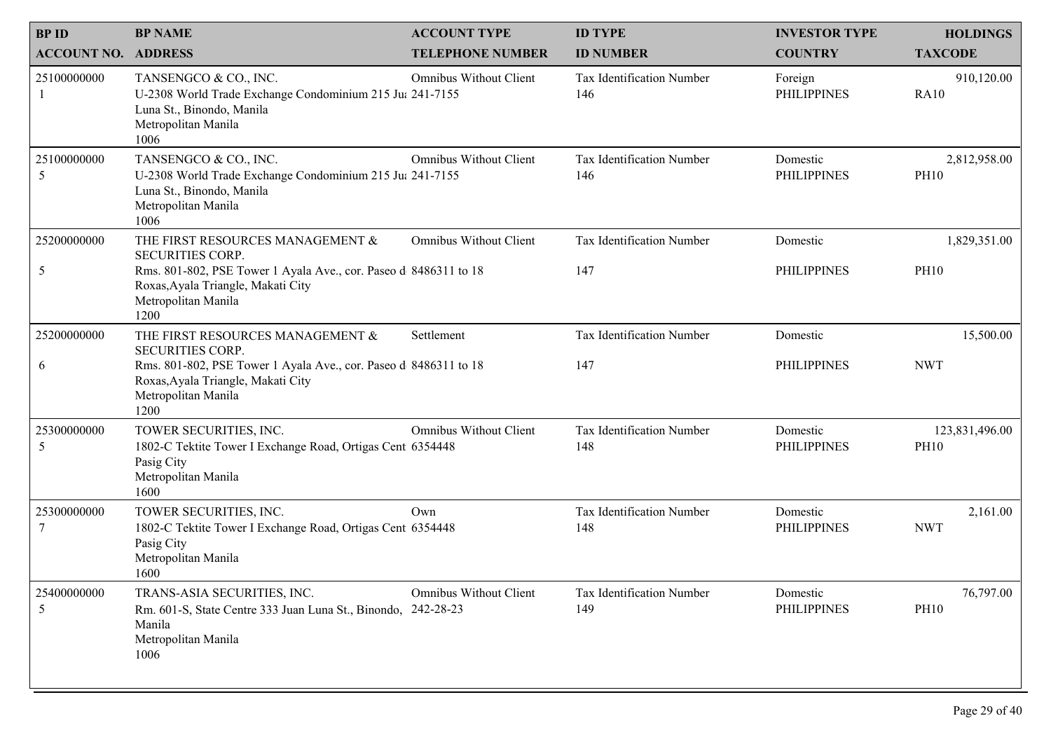| BP ID<br>ACCOUNT NO. | BP NAME<br>ADDRESS | ACCOUNT TYPE<br>TELEPHONE NUMBER | ID TYPE<br>ID NUMBER | INVESTOR TYPE<br>COUNTRY | HOLDINGS<br>TAXCODE |
|---|---|---|---|---|---|
| 25100000000<br>1 | TANSENGCO & CO., INC.<br>U-2308 World Trade Exchange Condominium 215 Jua Luna St., Binondo, Manila<br>Metropolitan Manila<br>1006 | Omnibus Without Client<br>241-7155 | Tax Identification Number<br>146 | Foreign<br>PHILIPPINES | 910,120.00<br>RA10 |
| 25100000000<br>5 | TANSENGCO & CO., INC.<br>U-2308 World Trade Exchange Condominium 215 Jua Luna St., Binondo, Manila<br>Metropolitan Manila<br>1006 | Omnibus Without Client<br>241-7155 | Tax Identification Number<br>146 | Domestic<br>PHILIPPINES | 2,812,958.00<br>PH10 |
| 25200000000<br>5 | THE FIRST RESOURCES MANAGEMENT & SECURITIES CORP.<br>Rms. 801-802, PSE Tower 1 Ayala Ave., cor. Paseo d Roxas,Ayala Triangle, Makati City<br>Metropolitan Manila<br>1200 | Omnibus Without Client<br>8486311 to 18 | Tax Identification Number<br>147 | Domestic<br>PHILIPPINES | 1,829,351.00<br>PH10 |
| 25200000000<br>6 | THE FIRST RESOURCES MANAGEMENT & SECURITIES CORP.<br>Rms. 801-802, PSE Tower 1 Ayala Ave., cor. Paseo d Roxas,Ayala Triangle, Makati City<br>Metropolitan Manila<br>1200 | Settlement<br>8486311 to 18 | Tax Identification Number<br>147 | Domestic<br>PHILIPPINES | 15,500.00<br>NWT |
| 25300000000<br>5 | TOWER SECURITIES, INC.<br>1802-C Tektite Tower I Exchange Road, Ortigas Cent Pasig City<br>Metropolitan Manila<br>1600 | Omnibus Without Client<br>6354448 | Tax Identification Number<br>148 | Domestic<br>PHILIPPINES | 123,831,496.00<br>PH10 |
| 25300000000<br>7 | TOWER SECURITIES, INC.<br>1802-C Tektite Tower I Exchange Road, Ortigas Cent Pasig City<br>Metropolitan Manila<br>1600 | Own<br>6354448 | Tax Identification Number<br>148 | Domestic<br>PHILIPPINES | 2,161.00<br>NWT |
| 25400000000<br>5 | TRANS-ASIA SECURITIES, INC.<br>Rm. 601-S, State Centre 333 Juan Luna St., Binondo, Manila<br>Metropolitan Manila<br>1006 | Omnibus Without Client<br>242-28-23 | Tax Identification Number<br>149 | Domestic<br>PHILIPPINES | 76,797.00<br>PH10 |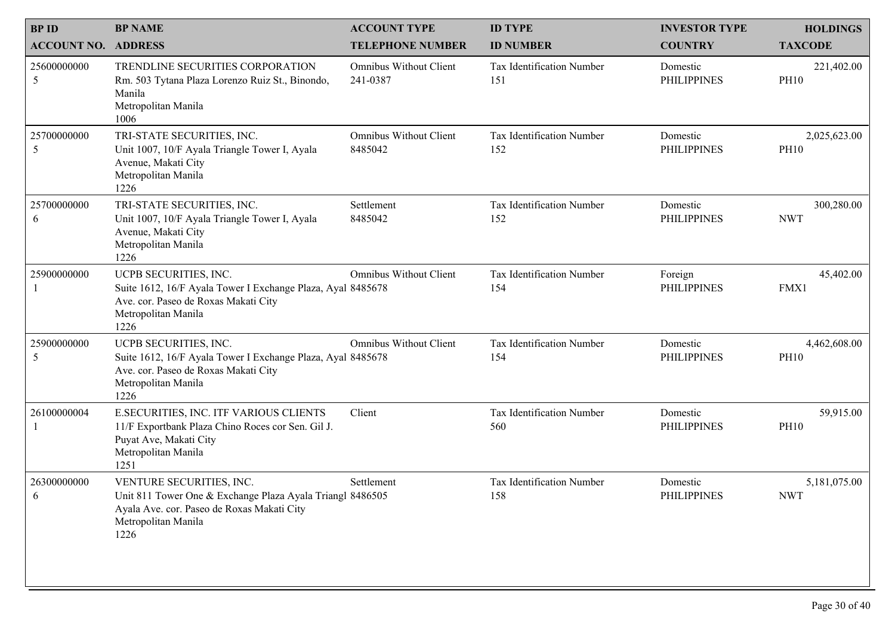| BP ID<br>ACCOUNT NO. | BP NAME<br>ADDRESS | ACCOUNT TYPE<br>TELEPHONE NUMBER | ID TYPE<br>ID NUMBER | INVESTOR TYPE<br>COUNTRY | HOLDINGS<br>TAXCODE |
|---|---|---|---|---|---|
| 25600000000<br>5 | TRENDLINE SECURITIES CORPORATION<br>Rm. 503 Tytana Plaza Lorenzo Ruiz St., Binondo, Manila<br>Metropolitan Manila<br>1006 | Omnibus Without Client<br>241-0387 | Tax Identification Number<br>151 | Domestic<br>PHILIPPINES | 221,402.00<br>PH10 |
| 25700000000<br>5 | TRI-STATE SECURITIES, INC.<br>Unit 1007, 10/F Ayala Triangle Tower I, Ayala Avenue, Makati City<br>Metropolitan Manila<br>1226 | Omnibus Without Client<br>8485042 | Tax Identification Number<br>152 | Domestic<br>PHILIPPINES | 2,025,623.00<br>PH10 |
| 25700000000<br>6 | TRI-STATE SECURITIES, INC.<br>Unit 1007, 10/F Ayala Triangle Tower I, Ayala Avenue, Makati City<br>Metropolitan Manila<br>1226 | Settlement<br>8485042 | Tax Identification Number<br>152 | Domestic<br>PHILIPPINES | 300,280.00<br>NWT |
| 25900000000<br>1 | UCPB SECURITIES, INC.<br>Suite 1612, 16/F Ayala Tower I Exchange Plaza, Ayal Ave. cor. Paseo de Roxas Makati City<br>Metropolitan Manila<br>1226 | Omnibus Without Client<br>8485678 | Tax Identification Number<br>154 | Foreign<br>PHILIPPINES | 45,402.00<br>FMX1 |
| 25900000000<br>5 | UCPB SECURITIES, INC.<br>Suite 1612, 16/F Ayala Tower I Exchange Plaza, Ayal Ave. cor. Paseo de Roxas Makati City<br>Metropolitan Manila<br>1226 | Omnibus Without Client<br>8485678 | Tax Identification Number<br>154 | Domestic<br>PHILIPPINES | 4,462,608.00<br>PH10 |
| 26100000004<br>1 | E.SECURITIES, INC. ITF VARIOUS CLIENTS<br>11/F Exportbank Plaza Chino Roces cor Sen. Gil J. Puyat Ave, Makati City<br>Metropolitan Manila<br>1251 | Client | Tax Identification Number<br>560 | Domestic<br>PHILIPPINES | 59,915.00<br>PH10 |
| 26300000000<br>6 | VENTURE SECURITIES, INC.<br>Unit 811 Tower One & Exchange Plaza Ayala Triangl Ayala Ave. cor. Paseo de Roxas Makati City<br>Metropolitan Manila<br>1226 | Settlement<br>8486505 | Tax Identification Number<br>158 | Domestic<br>PHILIPPINES | 5,181,075.00<br>NWT |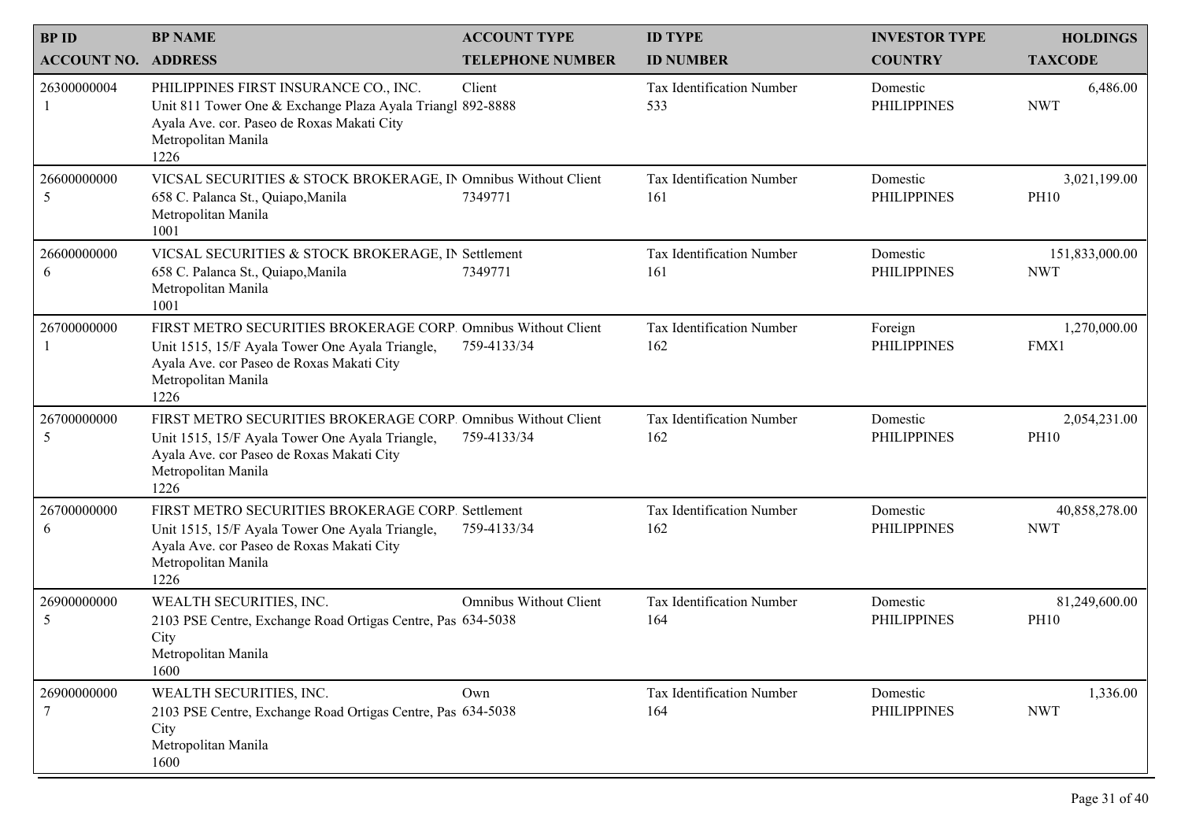| BP ID<br>ACCOUNT NO. | BP NAME<br>ADDRESS | ACCOUNT TYPE<br>TELEPHONE NUMBER | ID TYPE<br>ID NUMBER | INVESTOR TYPE<br>COUNTRY | HOLDINGS<br>TAXCODE |
|---|---|---|---|---|---|
| 26300000004<br>1 | PHILIPPINES FIRST INSURANCE CO., INC.<br>Unit 811 Tower One & Exchange Plaza Ayala Triangl<br>Ayala Ave. cor. Paseo de Roxas Makati City<br>Metropolitan Manila<br>1226 | Client<br>892-8888 | Tax Identification Number<br>533 | Domestic<br>PHILIPPINES | 6,486.00<br>NWT |
| 26600000000<br>5 | VICSAL SECURITIES & STOCK BROKERAGE, IN<br>658 C. Palanca St., Quiapo,Manila<br>Metropolitan Manila<br>1001 | Omnibus Without Client<br>7349771 | Tax Identification Number<br>161 | Domestic<br>PHILIPPINES | 3,021,199.00<br>PH10 |
| 26600000000<br>6 | VICSAL SECURITIES & STOCK BROKERAGE, IN<br>658 C. Palanca St., Quiapo,Manila<br>Metropolitan Manila<br>1001 | Settlement<br>7349771 | Tax Identification Number<br>161 | Domestic<br>PHILIPPINES | 151,833,000.00<br>NWT |
| 26700000000<br>1 | FIRST METRO SECURITIES BROKERAGE CORP.<br>Unit 1515, 15/F Ayala Tower One Ayala Triangle,<br>Ayala Ave. cor Paseo de Roxas Makati City<br>Metropolitan Manila<br>1226 | Omnibus Without Client<br>759-4133/34 | Tax Identification Number<br>162 | Foreign<br>PHILIPPINES | 1,270,000.00<br>FMX1 |
| 26700000000<br>5 | FIRST METRO SECURITIES BROKERAGE CORP.<br>Unit 1515, 15/F Ayala Tower One Ayala Triangle,<br>Ayala Ave. cor Paseo de Roxas Makati City<br>Metropolitan Manila<br>1226 | Omnibus Without Client<br>759-4133/34 | Tax Identification Number<br>162 | Domestic<br>PHILIPPINES | 2,054,231.00<br>PH10 |
| 26700000000<br>6 | FIRST METRO SECURITIES BROKERAGE CORP.<br>Unit 1515, 15/F Ayala Tower One Ayala Triangle,<br>Ayala Ave. cor Paseo de Roxas Makati City<br>Metropolitan Manila<br>1226 | Settlement<br>759-4133/34 | Tax Identification Number<br>162 | Domestic<br>PHILIPPINES | 40,858,278.00<br>NWT |
| 26900000000<br>5 | WEALTH SECURITIES, INC.<br>2103 PSE Centre, Exchange Road Ortigas Centre, Pas<br>City<br>Metropolitan Manila<br>1600 | Omnibus Without Client<br>634-5038 | Tax Identification Number<br>164 | Domestic<br>PHILIPPINES | 81,249,600.00<br>PH10 |
| 26900000000<br>7 | WEALTH SECURITIES, INC.<br>2103 PSE Centre, Exchange Road Ortigas Centre, Pas<br>City<br>Metropolitan Manila<br>1600 | Own<br>634-5038 | Tax Identification Number<br>164 | Domestic<br>PHILIPPINES | 1,336.00<br>NWT |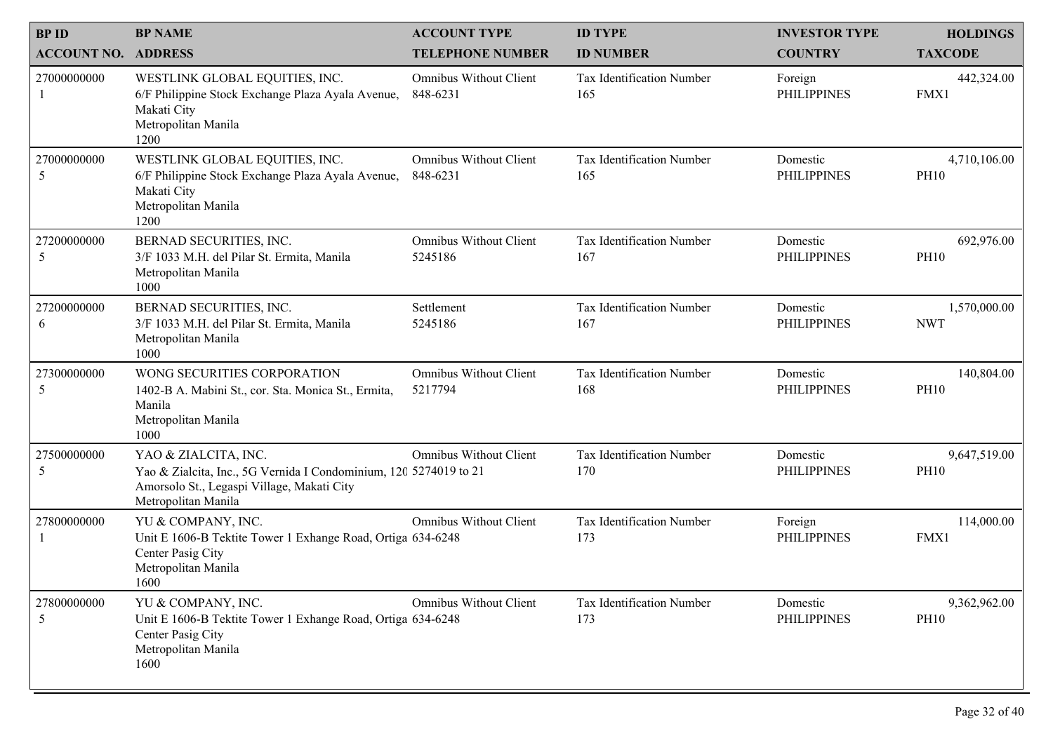| BP ID<br>ACCOUNT NO. | BP NAME<br>ADDRESS | ACCOUNT TYPE<br>TELEPHONE NUMBER | ID TYPE<br>ID NUMBER | INVESTOR TYPE<br>COUNTRY | HOLDINGS<br>TAXCODE |
|---|---|---|---|---|---|
| 27000000000<br>1 | WESTLINK GLOBAL EQUITIES, INC.<br>6/F Philippine Stock Exchange Plaza Ayala Avenue, Makati City<br>Metropolitan Manila<br>1200 | Omnibus Without Client<br>848-6231 | Tax Identification Number<br>165 | Foreign<br>PHILIPPINES | 442,324.00<br>FMX1 |
| 27000000000<br>5 | WESTLINK GLOBAL EQUITIES, INC.<br>6/F Philippine Stock Exchange Plaza Ayala Avenue, Makati City<br>Metropolitan Manila<br>1200 | Omnibus Without Client<br>848-6231 | Tax Identification Number<br>165 | Domestic<br>PHILIPPINES | 4,710,106.00<br>PH10 |
| 27200000000<br>5 | BERNAD SECURITIES, INC.<br>3/F 1033 M.H. del Pilar St. Ermita, Manila<br>Metropolitan Manila<br>1000 | Omnibus Without Client<br>5245186 | Tax Identification Number<br>167 | Domestic<br>PHILIPPINES | 692,976.00<br>PH10 |
| 27200000000<br>6 | BERNAD SECURITIES, INC.<br>3/F 1033 M.H. del Pilar St. Ermita, Manila<br>Metropolitan Manila<br>1000 | Settlement<br>5245186 | Tax Identification Number<br>167 | Domestic<br>PHILIPPINES | 1,570,000.00<br>NWT |
| 27300000000<br>5 | WONG SECURITIES CORPORATION<br>1402-B A. Mabini St., cor. Sta. Monica St., Ermita, Manila<br>Metropolitan Manila<br>1000 | Omnibus Without Client<br>5217794 | Tax Identification Number<br>168 | Domestic<br>PHILIPPINES | 140,804.00<br>PH10 |
| 27500000000<br>5 | YAO & ZIALCITA, INC.<br>Yao & Zialcita, Inc., 5G Vernida I Condominium, 120 Amorsolo St., Legaspi Village, Makati City<br>Metropolitan Manila | Omnibus Without Client<br>5274019 to 21 | Tax Identification Number<br>170 | Domestic<br>PHILIPPINES | 9,647,519.00<br>PH10 |
| 27800000000<br>1 | YU & COMPANY, INC.<br>Unit E 1606-B Tektite Tower 1 Exhange Road, Ortiga Center Pasig City<br>Metropolitan Manila<br>1600 | Omnibus Without Client<br>634-6248 | Tax Identification Number<br>173 | Foreign<br>PHILIPPINES | 114,000.00<br>FMX1 |
| 27800000000<br>5 | YU & COMPANY, INC.<br>Unit E 1606-B Tektite Tower 1 Exhange Road, Ortiga Center Pasig City<br>Metropolitan Manila<br>1600 | Omnibus Without Client<br>634-6248 | Tax Identification Number<br>173 | Domestic<br>PHILIPPINES | 9,362,962.00<br>PH10 |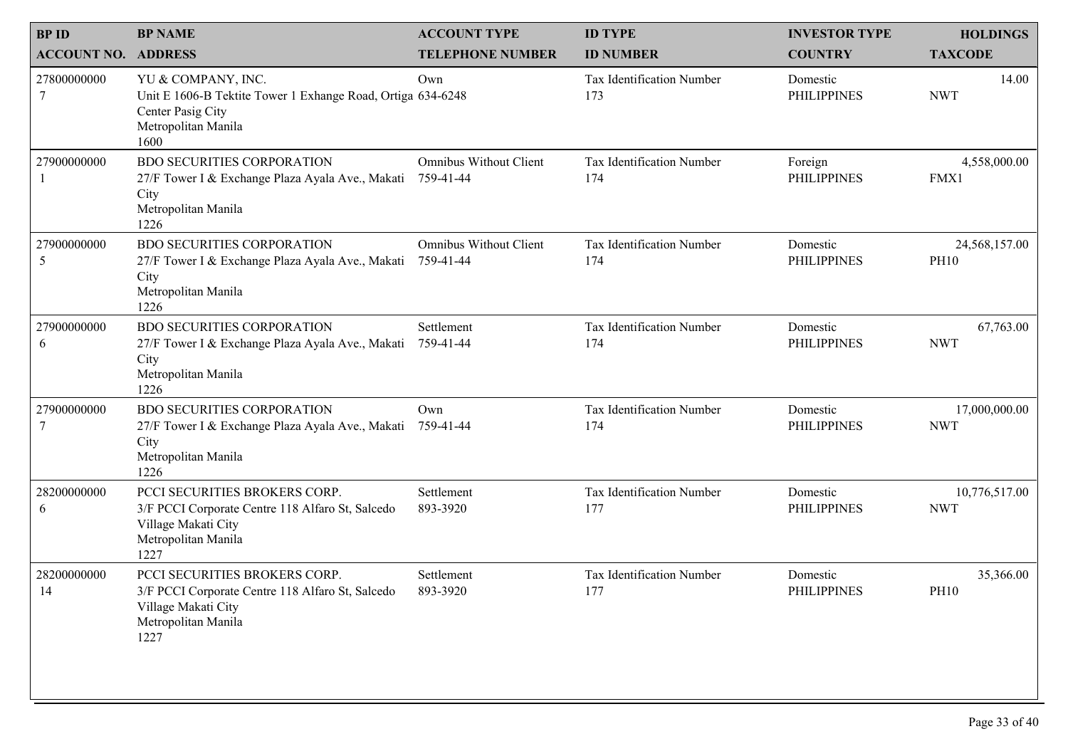| BP ID<br>ACCOUNT NO. | BP NAME<br>ADDRESS | ACCOUNT TYPE<br>TELEPHONE NUMBER | ID TYPE<br>ID NUMBER | INVESTOR TYPE<br>COUNTRY | HOLDINGS<br>TAXCODE |
|---|---|---|---|---|---|
| 27800000000<br>7 | YU & COMPANY, INC.<br>Unit E 1606-B Tektite Tower 1 Exhange Road, Ortiga Center Pasig City<br>Metropolitan Manila<br>1600 | Own<br>634-6248 | Tax Identification Number<br>173 | Domestic<br>PHILIPPINES | 14.00<br>NWT |
| 27900000000<br>1 | BDO SECURITIES CORPORATION<br>27/F Tower I & Exchange Plaza Ayala Ave., Makati City<br>Metropolitan Manila<br>1226 | Omnibus Without Client<br>759-41-44 | Tax Identification Number<br>174 | Foreign<br>PHILIPPINES | 4,558,000.00<br>FMX1 |
| 27900000000<br>5 | BDO SECURITIES CORPORATION<br>27/F Tower I & Exchange Plaza Ayala Ave., Makati City<br>Metropolitan Manila<br>1226 | Omnibus Without Client<br>759-41-44 | Tax Identification Number<br>174 | Domestic<br>PHILIPPINES | 24,568,157.00<br>PH10 |
| 27900000000<br>6 | BDO SECURITIES CORPORATION<br>27/F Tower I & Exchange Plaza Ayala Ave., Makati City<br>Metropolitan Manila<br>1226 | Settlement<br>759-41-44 | Tax Identification Number<br>174 | Domestic<br>PHILIPPINES | 67,763.00<br>NWT |
| 27900000000<br>7 | BDO SECURITIES CORPORATION<br>27/F Tower I & Exchange Plaza Ayala Ave., Makati City<br>Metropolitan Manila<br>1226 | Own<br>759-41-44 | Tax Identification Number<br>174 | Domestic<br>PHILIPPINES | 17,000,000.00<br>NWT |
| 28200000000<br>6 | PCCI SECURITIES BROKERS CORP.<br>3/F PCCI Corporate Centre 118 Alfaro St, Salcedo Village Makati City<br>Metropolitan Manila<br>1227 | Settlement<br>893-3920 | Tax Identification Number<br>177 | Domestic<br>PHILIPPINES | 10,776,517.00<br>NWT |
| 28200000000<br>14 | PCCI SECURITIES BROKERS CORP.<br>3/F PCCI Corporate Centre 118 Alfaro St, Salcedo Village Makati City<br>Metropolitan Manila<br>1227 | Settlement<br>893-3920 | Tax Identification Number<br>177 | Domestic<br>PHILIPPINES | 35,366.00<br>PH10 |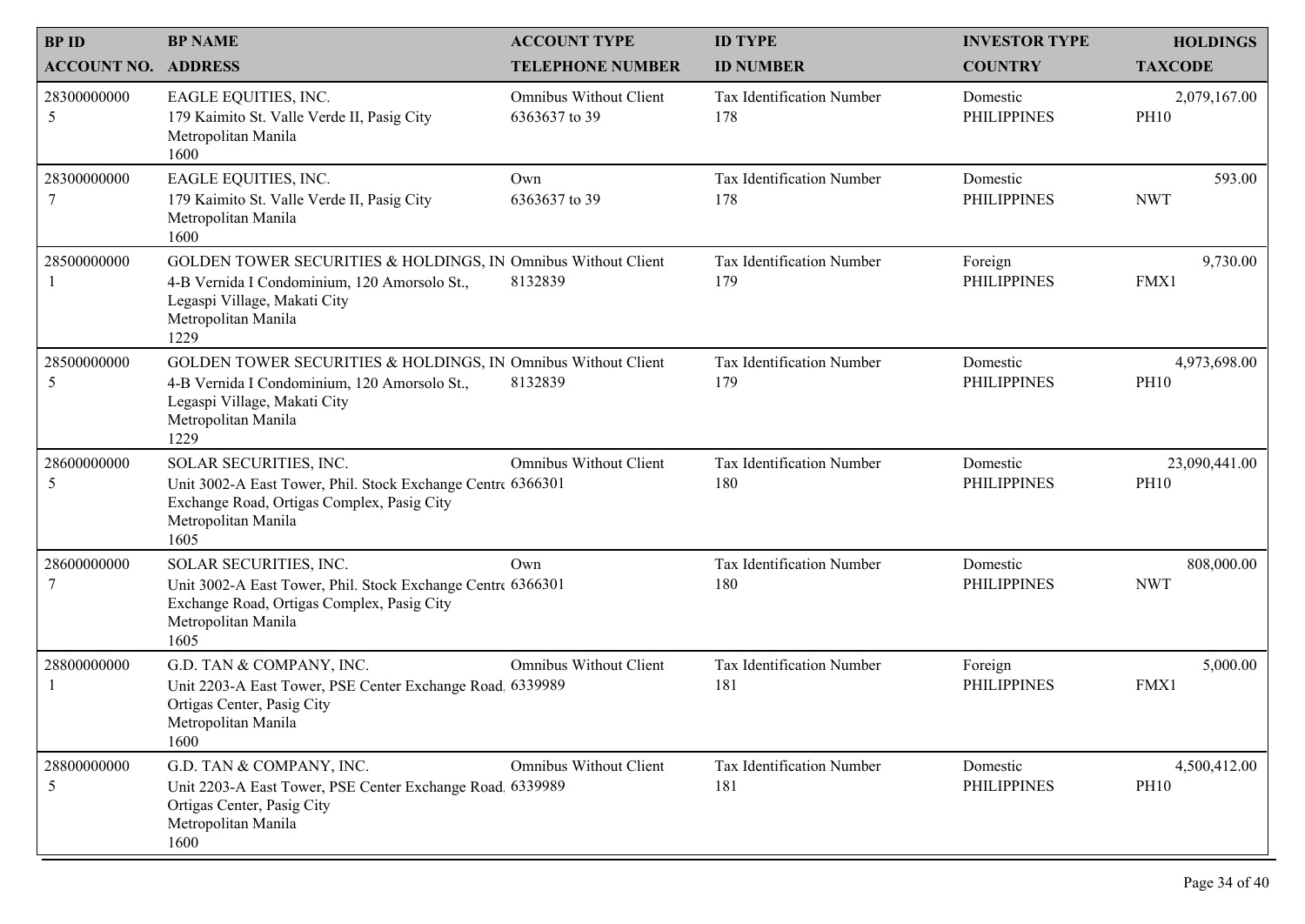| BP ID<br>ACCOUNT NO. | BP NAME<br>ADDRESS | ACCOUNT TYPE<br>TELEPHONE NUMBER | ID TYPE<br>ID NUMBER | INVESTOR TYPE<br>COUNTRY | HOLDINGS<br>TAXCODE |
|---|---|---|---|---|---|
| 28300000000<br>5 | EAGLE EQUITIES, INC.<br>179 Kaimito St. Valle Verde II, Pasig City<br>Metropolitan Manila<br>1600 | Omnibus Without Client<br>6363637 to 39 | Tax Identification Number<br>178 | Domestic<br>PHILIPPINES | 2,079,167.00<br>PH10 |
| 28300000000<br>7 | EAGLE EQUITIES, INC.<br>179 Kaimito St. Valle Verde II, Pasig City<br>Metropolitan Manila<br>1600 | Own<br>6363637 to 39 | Tax Identification Number<br>178 | Domestic<br>PHILIPPINES | 593.00<br>NWT |
| 28500000000<br>1 | GOLDEN TOWER SECURITIES & HOLDINGS, IN<br>4-B Vernida I Condominium, 120 Amorsolo St.,<br>Legaspi Village, Makati City<br>Metropolitan Manila<br>1229 | Omnibus Without Client<br>8132839 | Tax Identification Number<br>179 | Foreign<br>PHILIPPINES | 9,730.00<br>FMX1 |
| 28500000000<br>5 | GOLDEN TOWER SECURITIES & HOLDINGS, IN<br>4-B Vernida I Condominium, 120 Amorsolo St.,<br>Legaspi Village, Makati City<br>Metropolitan Manila<br>1229 | Omnibus Without Client<br>8132839 | Tax Identification Number<br>179 | Domestic<br>PHILIPPINES | 4,973,698.00<br>PH10 |
| 28600000000<br>5 | SOLAR SECURITIES, INC.<br>Unit 3002-A East Tower, Phil. Stock Exchange Centre<br>Exchange Road, Ortigas Complex, Pasig City<br>Metropolitan Manila<br>1605 | Omnibus Without Client<br>6366301 | Tax Identification Number<br>180 | Domestic<br>PHILIPPINES | 23,090,441.00<br>PH10 |
| 28600000000<br>7 | SOLAR SECURITIES, INC.<br>Unit 3002-A East Tower, Phil. Stock Exchange Centre<br>Exchange Road, Ortigas Complex, Pasig City<br>Metropolitan Manila<br>1605 | Own<br>6366301 | Tax Identification Number<br>180 | Domestic<br>PHILIPPINES | 808,000.00<br>NWT |
| 28800000000<br>1 | G.D. TAN & COMPANY, INC.<br>Unit 2203-A East Tower, PSE Center Exchange Road,<br>Ortigas Center, Pasig City<br>Metropolitan Manila<br>1600 | Omnibus Without Client<br>6339989 | Tax Identification Number<br>181 | Foreign<br>PHILIPPINES | 5,000.00<br>FMX1 |
| 28800000000<br>5 | G.D. TAN & COMPANY, INC.<br>Unit 2203-A East Tower, PSE Center Exchange Road,<br>Ortigas Center, Pasig City<br>Metropolitan Manila<br>1600 | Omnibus Without Client<br>6339989 | Tax Identification Number<br>181 | Domestic<br>PHILIPPINES | 4,500,412.00<br>PH10 |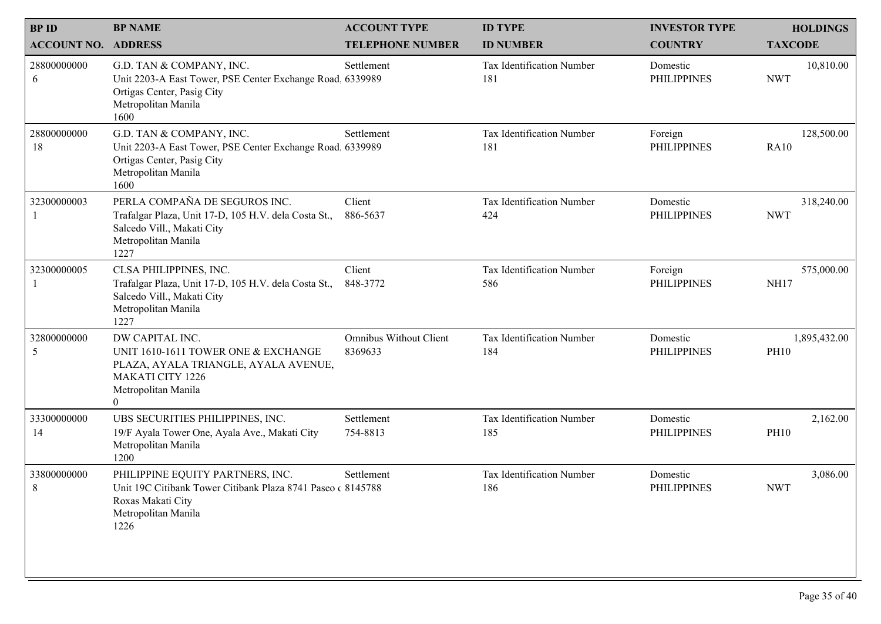| BP ID<br>ACCOUNT NO. | BP NAME<br>ADDRESS | ACCOUNT TYPE<br>TELEPHONE NUMBER | ID TYPE<br>ID NUMBER | INVESTOR TYPE<br>COUNTRY | HOLDINGS<br>TAXCODE |
|---|---|---|---|---|---|
| 28800000000<br>6 | G.D. TAN & COMPANY, INC.<br>Unit 2203-A East Tower, PSE Center Exchange Road.<br>Ortigas Center, Pasig City<br>Metropolitan Manila<br>1600 | Settlement<br>6339989 | Tax Identification Number<br>181 | Domestic<br>PHILIPPINES | 10,810.00<br>NWT |
| 28800000000<br>18 | G.D. TAN & COMPANY, INC.<br>Unit 2203-A East Tower, PSE Center Exchange Road.<br>Ortigas Center, Pasig City<br>Metropolitan Manila<br>1600 | Settlement<br>6339989 | Tax Identification Number<br>181 | Foreign<br>PHILIPPINES | 128,500.00<br>RA10 |
| 32300000003<br>1 | PERLA COMPAÑA DE SEGUROS INC.<br>Trafalgar Plaza, Unit 17-D, 105 H.V. dela Costa St.,<br>Salcedo Vill., Makati City<br>Metropolitan Manila<br>1227 | Client<br>886-5637 | Tax Identification Number<br>424 | Domestic<br>PHILIPPINES | 318,240.00<br>NWT |
| 32300000005<br>1 | CLSA PHILIPPINES, INC.<br>Trafalgar Plaza, Unit 17-D, 105 H.V. dela Costa St.,<br>Salcedo Vill., Makati City<br>Metropolitan Manila<br>1227 | Client<br>848-3772 | Tax Identification Number<br>586 | Foreign<br>PHILIPPINES | 575,000.00<br>NH17 |
| 32800000000<br>5 | DW CAPITAL INC.<br>UNIT 1610-1611 TOWER ONE & EXCHANGE PLAZA, AYALA TRIANGLE, AYALA AVENUE, MAKATI CITY 1226<br>Metropolitan Manila<br>0 | Omnibus Without Client<br>8369633 | Tax Identification Number<br>184 | Domestic<br>PHILIPPINES | 1,895,432.00<br>PH10 |
| 33300000000<br>14 | UBS SECURITIES PHILIPPINES, INC.<br>19/F Ayala Tower One, Ayala Ave., Makati City<br>Metropolitan Manila<br>1200 | Settlement<br>754-8813 | Tax Identification Number<br>185 | Domestic<br>PHILIPPINES | 2,162.00<br>PH10 |
| 33800000000<br>8 | PHILIPPINE EQUITY PARTNERS, INC.<br>Unit 19C Citibank Tower Citibank Plaza 8741 Paseo c<br>Roxas Makati City<br>Metropolitan Manila<br>1226 | Settlement<br>8145788 | Tax Identification Number<br>186 | Domestic<br>PHILIPPINES | 3,086.00<br>NWT |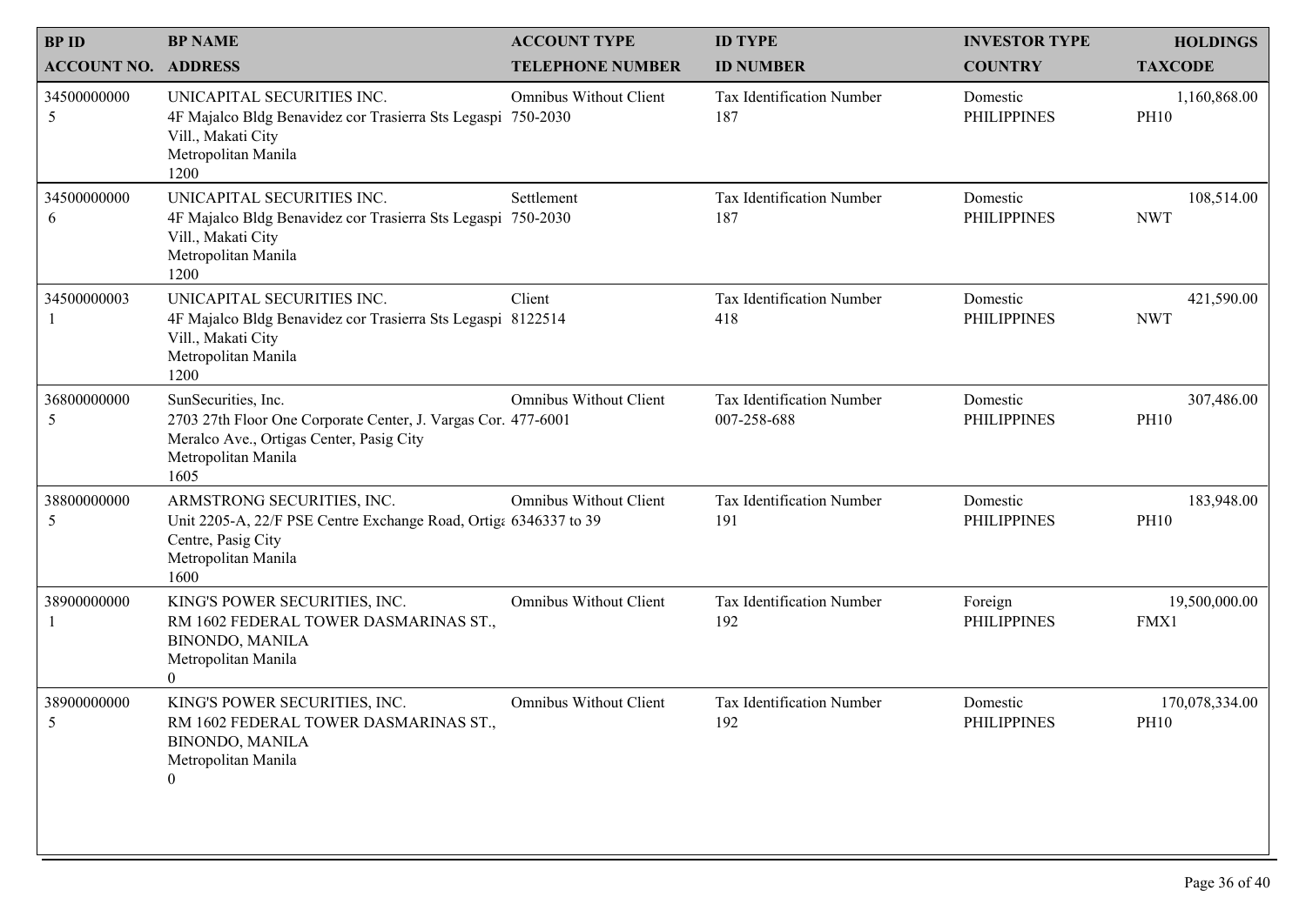| BP ID<br>ACCOUNT NO. | BP NAME<br>ADDRESS | ACCOUNT TYPE<br>TELEPHONE NUMBER | ID TYPE<br>ID NUMBER | INVESTOR TYPE<br>COUNTRY | HOLDINGS<br>TAXCODE |
|---|---|---|---|---|---|
| 34500000000<br>5 | UNICAPITAL SECURITIES INC.<br>4F Majalco Bldg Benavidez cor Trasierra Sts Legaspi Vill., Makati City<br>Metropolitan Manila<br>1200 | Omnibus Without Client<br>750-2030 | Tax Identification Number<br>187 | Domestic<br>PHILIPPINES | 1,160,868.00<br>PH10 |
| 34500000000<br>6 | UNICAPITAL SECURITIES INC.<br>4F Majalco Bldg Benavidez cor Trasierra Sts Legaspi Vill., Makati City<br>Metropolitan Manila<br>1200 | Settlement<br>750-2030 | Tax Identification Number<br>187 | Domestic<br>PHILIPPINES | 108,514.00<br>NWT |
| 34500000003<br>1 | UNICAPITAL SECURITIES INC.<br>4F Majalco Bldg Benavidez cor Trasierra Sts Legaspi Vill., Makati City<br>Metropolitan Manila<br>1200 | Client<br>8122514 | Tax Identification Number<br>418 | Domestic<br>PHILIPPINES | 421,590.00<br>NWT |
| 36800000000<br>5 | SunSecurities, Inc.<br>2703 27th Floor One Corporate Center, J. Vargas Cor. Meralco Ave., Ortigas Center, Pasig City<br>Metropolitan Manila<br>1605 | Omnibus Without Client<br>477-6001 | Tax Identification Number<br>007-258-688 | Domestic<br>PHILIPPINES | 307,486.00<br>PH10 |
| 38800000000<br>5 | ARMSTRONG SECURITIES, INC.<br>Unit 2205-A, 22/F PSE Centre Exchange Road, Ortigas Centre, Pasig City<br>Metropolitan Manila<br>1600 | Omnibus Without Client<br>6346337 to 39 | Tax Identification Number<br>191 | Domestic<br>PHILIPPINES | 183,948.00<br>PH10 |
| 38900000000<br>1 | KING'S POWER SECURITIES, INC.<br>RM 1602 FEDERAL TOWER DASMARINAS ST., BINONDO, MANILA<br>Metropolitan Manila<br>0 | Omnibus Without Client | Tax Identification Number<br>192 | Foreign<br>PHILIPPINES | 19,500,000.00<br>FMX1 |
| 38900000000<br>5 | KING'S POWER SECURITIES, INC.<br>RM 1602 FEDERAL TOWER DASMARINAS ST., BINONDO, MANILA<br>Metropolitan Manila<br>0 | Omnibus Without Client | Tax Identification Number<br>192 | Domestic<br>PHILIPPINES | 170,078,334.00<br>PH10 |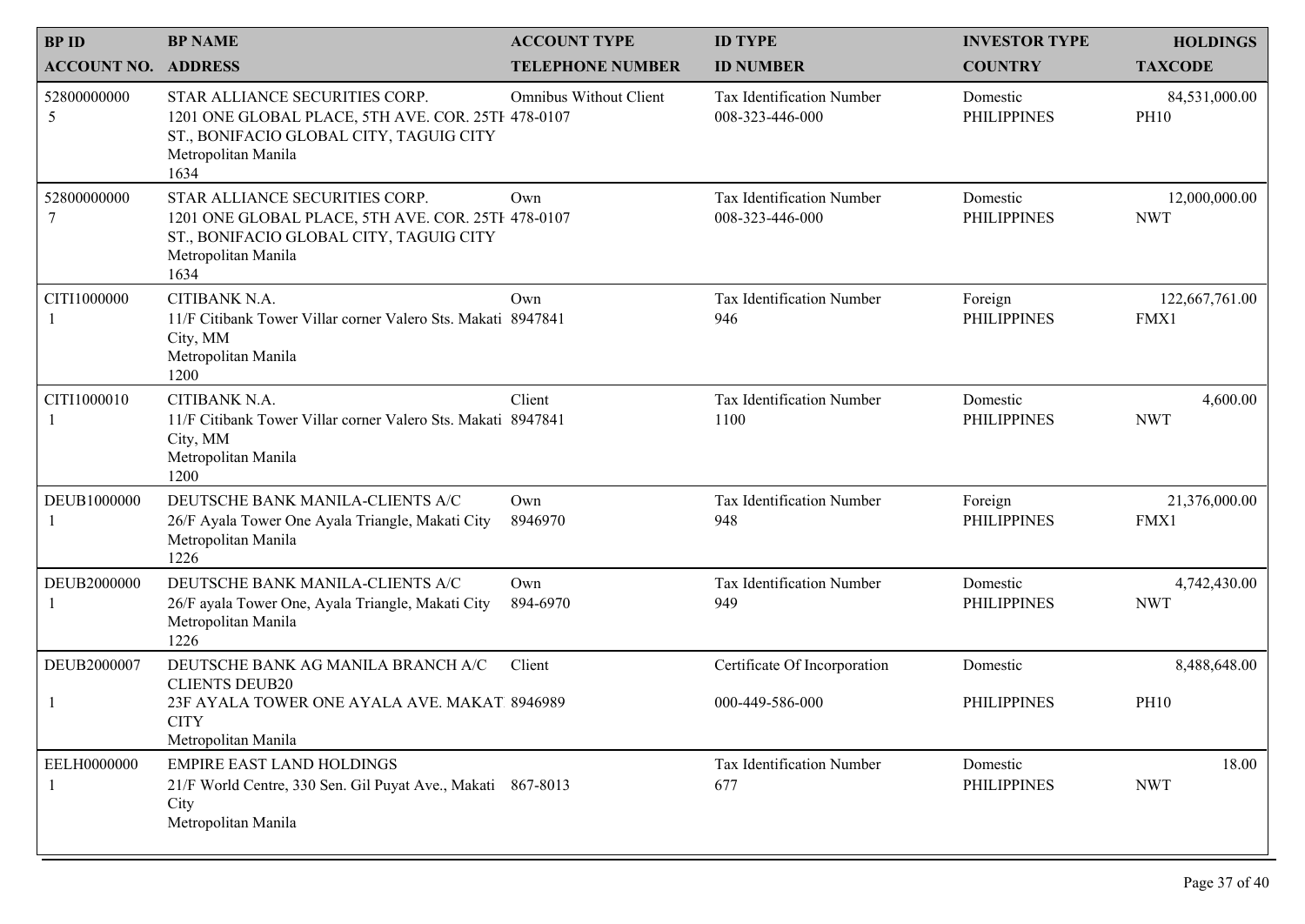| BP ID<br>ACCOUNT NO. | BP NAME<br>ADDRESS | ACCOUNT TYPE<br>TELEPHONE NUMBER | ID TYPE<br>ID NUMBER | INVESTOR TYPE<br>COUNTRY | HOLDINGS<br>TAXCODE |
|---|---|---|---|---|---|
| 52800000000<br>5 | STAR ALLIANCE SECURITIES CORP.<br>1201 ONE GLOBAL PLACE, 5TH AVE. COR. 25TH ST., BONIFACIO GLOBAL CITY, TAGUIG CITY<br>Metropolitan Manila<br>1634 | Omnibus Without Client<br>478-0107 | Tax Identification Number<br>008-323-446-000 | Domestic<br>PHILIPPINES | 84,531,000.00<br>PH10 |
| 52800000000<br>7 | STAR ALLIANCE SECURITIES CORP.<br>1201 ONE GLOBAL PLACE, 5TH AVE. COR. 25TH ST., BONIFACIO GLOBAL CITY, TAGUIG CITY<br>Metropolitan Manila<br>1634 | Own<br>478-0107 | Tax Identification Number<br>008-323-446-000 | Domestic<br>PHILIPPINES | 12,000,000.00<br>NWT |
| CITI1000000<br>1 | CITIBANK N.A.<br>11/F Citibank Tower Villar corner Valero Sts. Makati City, MM<br>Metropolitan Manila<br>1200 | Own<br>8947841 | Tax Identification Number<br>946 | Foreign<br>PHILIPPINES | 122,667,761.00<br>FMX1 |
| CITI1000010<br>1 | CITIBANK N.A.<br>11/F Citibank Tower Villar corner Valero Sts. Makati City, MM<br>Metropolitan Manila<br>1200 | Client<br>8947841 | Tax Identification Number<br>1100 | Domestic<br>PHILIPPINES | 4,600.00<br>NWT |
| DEUB1000000<br>1 | DEUTSCHE BANK MANILA-CLIENTS A/C<br>26/F Ayala Tower One Ayala Triangle, Makati City<br>Metropolitan Manila<br>1226 | Own<br>8946970 | Tax Identification Number<br>948 | Foreign<br>PHILIPPINES | 21,376,000.00<br>FMX1 |
| DEUB2000000<br>1 | DEUTSCHE BANK MANILA-CLIENTS A/C<br>26/F ayala Tower One, Ayala Triangle, Makati City<br>Metropolitan Manila<br>1226 | Own<br>894-6970 | Tax Identification Number<br>949 | Domestic<br>PHILIPPINES | 4,742,430.00<br>NWT |
| DEUB2000007<br>1 | DEUTSCHE BANK AG MANILA BRANCH A/C CLIENTS DEUB20<br>23F AYALA TOWER ONE AYALA AVE. MAKATI CITY<br>Metropolitan Manila | Client<br>8946989 | Certificate Of Incorporation<br>000-449-586-000 | Domestic<br>PHILIPPINES | 8,488,648.00<br>PH10 |
| EELH0000000<br>1 | EMPIRE EAST LAND HOLDINGS<br>21/F World Centre, 330 Sen. Gil Puyat Ave., Makati City<br>Metropolitan Manila | <br>867-8013 | Tax Identification Number<br>677 | Domestic<br>PHILIPPINES | 18.00<br>NWT |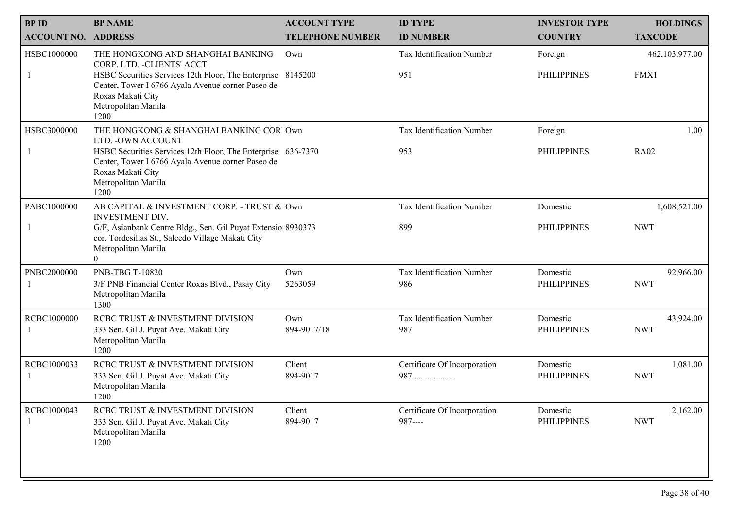| BP ID<br>ACCOUNT NO. | BP NAME<br>ADDRESS | ACCOUNT TYPE<br>TELEPHONE NUMBER | ID TYPE<br>ID NUMBER | INVESTOR TYPE<br>COUNTRY | HOLDINGS<br>TAXCODE |
|---|---|---|---|---|---|
| HSBC1000000<br>1 | THE HONGKONG AND SHANGHAI BANKING CORP. LTD. -CLIENTS' ACCT.<br>HSBC Securities Services 12th Floor, The Enterprise Center, Tower I 6766 Ayala Avenue corner Paseo de Roxas Makati City<br>Metropolitan Manila<br>1200 | Own<br>8145200 | Tax Identification Number<br>951 | Foreign<br>PHILIPPINES | 462,103,977.00<br>FMX1 |
| HSBC3000000<br>1 | THE HONGKONG & SHANGHAI BANKING COR LTD. -OWN ACCOUNT<br>HSBC Securities Services 12th Floor, The Enterprise Center, Tower I 6766 Ayala Avenue corner Paseo de Roxas Makati City<br>Metropolitan Manila<br>1200 | Own<br>636-7370 | Tax Identification Number<br>953 | Foreign<br>PHILIPPINES | 1.00<br>RA02 |
| PABC1000000<br>1 | AB CAPITAL & INVESTMENT CORP. - TRUST & INVESTMENT DIV.<br>G/F, Asianbank Centre Bldg., Sen. Gil Puyat Extensio cor. Tordesillas St., Salcedo Village Makati City<br>Metropolitan Manila<br>0 | Own<br>8930373 | Tax Identification Number<br>899 | Domestic<br>PHILIPPINES | 1,608,521.00<br>NWT |
| PNBC2000000<br>1 | PNB-TBG T-10820<br>3/F PNB Financial Center Roxas Blvd., Pasay City<br>Metropolitan Manila<br>1300 | Own<br>5263059 | Tax Identification Number<br>986 | Domestic<br>PHILIPPINES | 92,966.00<br>NWT |
| RCBC1000000<br>1 | RCBC TRUST & INVESTMENT DIVISION<br>333 Sen. Gil J. Puyat Ave. Makati City<br>Metropolitan Manila<br>1200 | Own<br>894-9017/18 | Tax Identification Number<br>987 | Domestic<br>PHILIPPINES | 43,924.00<br>NWT |
| RCBC1000033<br>1 | RCBC TRUST & INVESTMENT DIVISION<br>333 Sen. Gil J. Puyat Ave. Makati City<br>Metropolitan Manila<br>1200 | Client<br>894-9017 | Certificate Of Incorporation<br>987................... | Domestic<br>PHILIPPINES | 1,081.00<br>NWT |
| RCBC1000043<br>1 | RCBC TRUST & INVESTMENT DIVISION<br>333 Sen. Gil J. Puyat Ave. Makati City<br>Metropolitan Manila<br>1200 | Client<br>894-9017 | Certificate Of Incorporation<br>987---- | Domestic<br>PHILIPPINES | 2,162.00<br>NWT |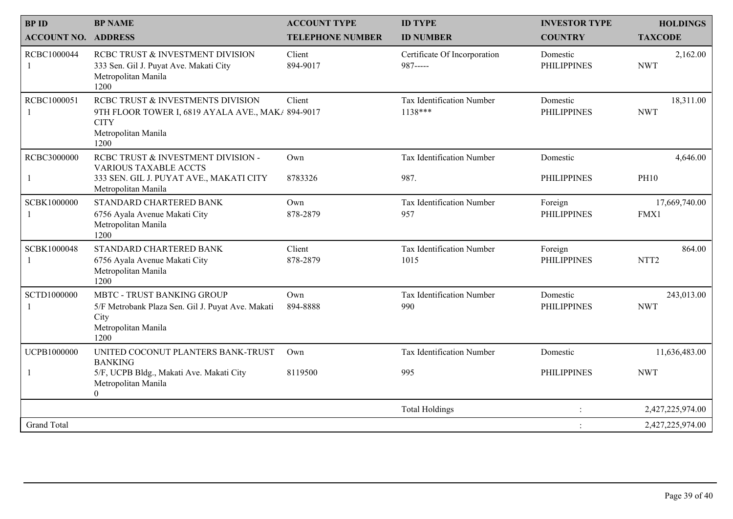| BP ID<br>ACCOUNT NO. | BP NAME<br>ADDRESS | ACCOUNT TYPE<br>TELEPHONE NUMBER | ID TYPE<br>ID NUMBER | INVESTOR TYPE<br>COUNTRY | HOLDINGS<br>TAXCODE |
|---|---|---|---|---|---|
| RCBC1000044<br>1 | RCBC TRUST & INVESTMENT DIVISION<br>333 Sen. Gil J. Puyat Ave. Makati City<br>Metropolitan Manila<br>1200 | Client<br>894-9017 | Certificate Of Incorporation<br>987----- | Domestic<br>PHILIPPINES | 2,162.00<br>NWT |
| RCBC1000051<br>1 | RCBC TRUST & INVESTMENTS DIVISION<br>9TH FLOOR TOWER I, 6819 AYALA AVE., MAKA CITY<br>Metropolitan Manila<br>1200 | Client<br>894-9017 | Tax Identification Number<br>1138*** | Domestic<br>PHILIPPINES | 18,311.00<br>NWT |
| RCBC3000000<br>1 | RCBC TRUST & INVESTMENT DIVISION - VARIOUS TAXABLE ACCTS<br>333 SEN. GIL J. PUYAT AVE., MAKATI CITY<br>Metropolitan Manila | Own<br>8783326 | Tax Identification Number<br>987. | Domestic<br>PHILIPPINES | 4,646.00<br>PH10 |
| SCBK1000000<br>1 | STANDARD CHARTERED BANK<br>6756 Ayala Avenue Makati City<br>Metropolitan Manila<br>1200 | Own<br>878-2879 | Tax Identification Number<br>957 | Foreign<br>PHILIPPINES | 17,669,740.00<br>FMX1 |
| SCBK1000048<br>1 | STANDARD CHARTERED BANK<br>6756 Ayala Avenue Makati City<br>Metropolitan Manila<br>1200 | Client<br>878-2879 | Tax Identification Number<br>1015 | Foreign<br>PHILIPPINES | 864.00<br>NTT2 |
| SCTD1000000<br>1 | MBTC - TRUST BANKING GROUP<br>5/F Metrobank Plaza Sen. Gil J. Puyat Ave. Makati City<br>Metropolitan Manila<br>1200 | Own<br>894-8888 | Tax Identification Number<br>990 | Domestic<br>PHILIPPINES | 243,013.00<br>NWT |
| UCPB1000000<br>1 | UNITED COCONUT PLANTERS BANK-TRUST BANKING<br>5/F, UCPB Bldg., Makati Ave. Makati City<br>Metropolitan Manila<br>0 | Own<br>8119500 | Tax Identification Number<br>995 | Domestic<br>PHILIPPINES | 11,636,483.00<br>NWT |
| | | | Total Holdings | : | 2,427,225,974.00 |
| Grand Total | | | | : | 2,427,225,974.00 |